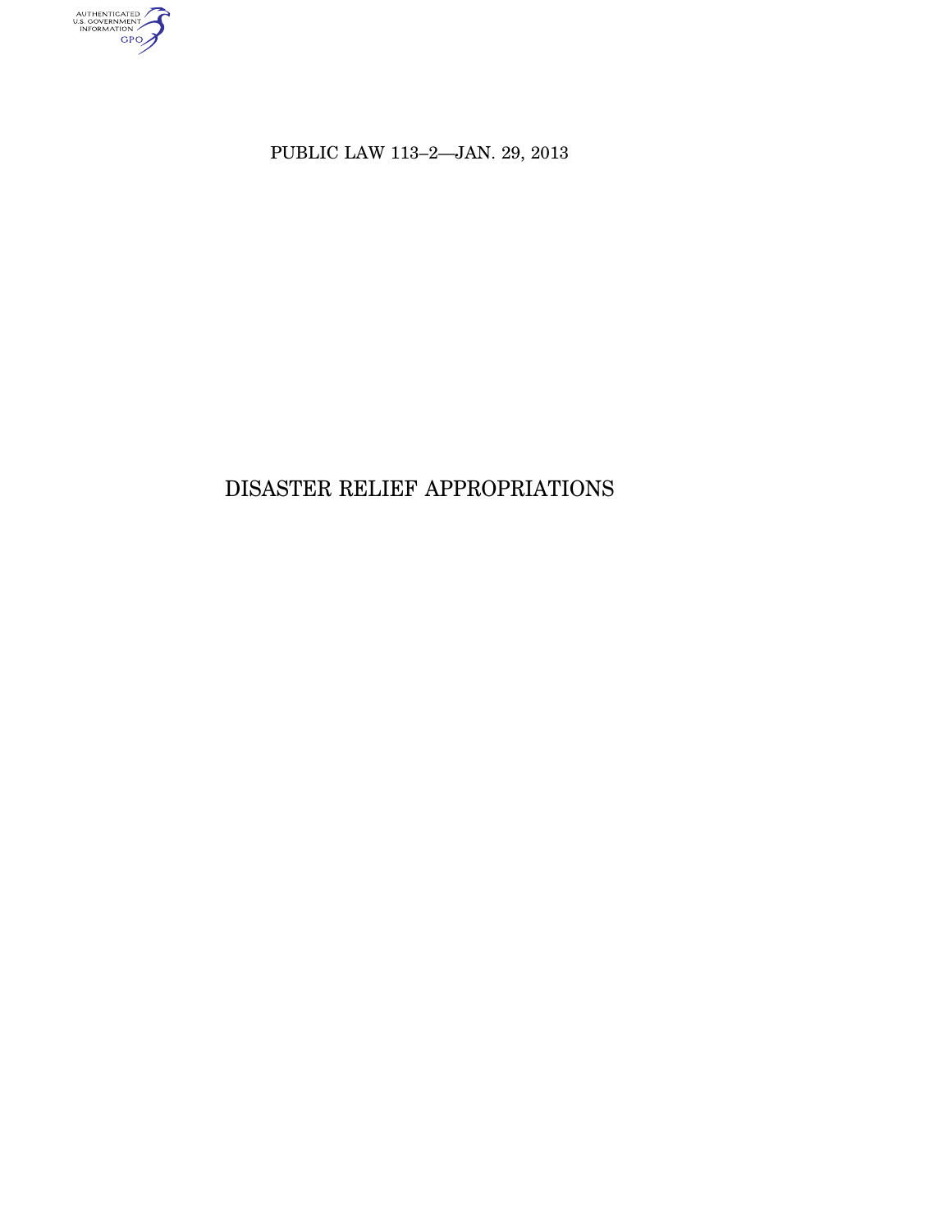PUBLIC LAW 113–2—JAN. 29, 2013

# DISASTER RELIEF APPROPRIATIONS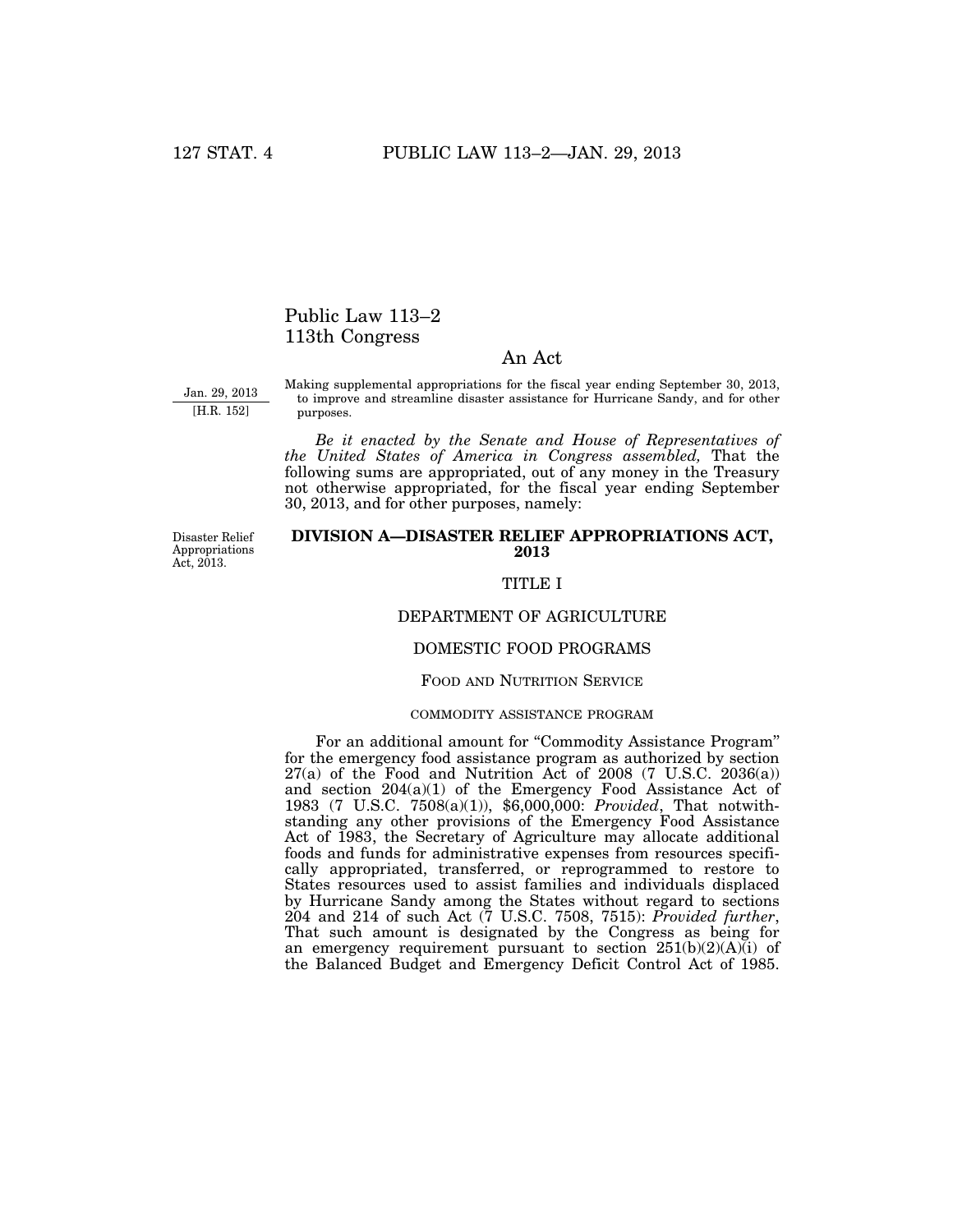# Public Law 113–2
# 113th Congress

## An Act

Jan. 29, 2013
[H.R. 152]

Making supplemental appropriations for the fiscal year ending September 30, 2013, to improve and streamline disaster assistance for Hurricane Sandy, and for other purposes.

*Be it enacted by the Senate and House of Representatives of the United States of America in Congress assembled,* That the following sums are appropriated, out of any money in the Treasury not otherwise appropriated, for the fiscal year ending September 30, 2013, and for other purposes, namely:

Disaster Relief Appropriations Act, 2013.

## DIVISION A—DISASTER RELIEF APPROPRIATIONS ACT, 2013

### TITLE I

### DEPARTMENT OF AGRICULTURE

### DOMESTIC FOOD PROGRAMS

#### FOOD AND NUTRITION SERVICE

##### COMMODITY ASSISTANCE PROGRAM

For an additional amount for "Commodity Assistance Program" for the emergency food assistance program as authorized by section 27(a) of the Food and Nutrition Act of 2008 (7 U.S.C. 2036(a)) and section 204(a)(1) of the Emergency Food Assistance Act of 1983 (7 U.S.C. 7508(a)(1)), $6,000,000: *Provided*, That notwithstanding any other provisions of the Emergency Food Assistance Act of 1983, the Secretary of Agriculture may allocate additional foods and funds for administrative expenses from resources specifically appropriated, transferred, or reprogrammed to restore to States resources used to assist families and individuals displaced by Hurricane Sandy among the States without regard to sections 204 and 214 of such Act (7 U.S.C. 7508, 7515): *Provided further*, That such amount is designated by the Congress as being for an emergency requirement pursuant to section 251(b)(2)(A)(i) of the Balanced Budget and Emergency Deficit Control Act of 1985.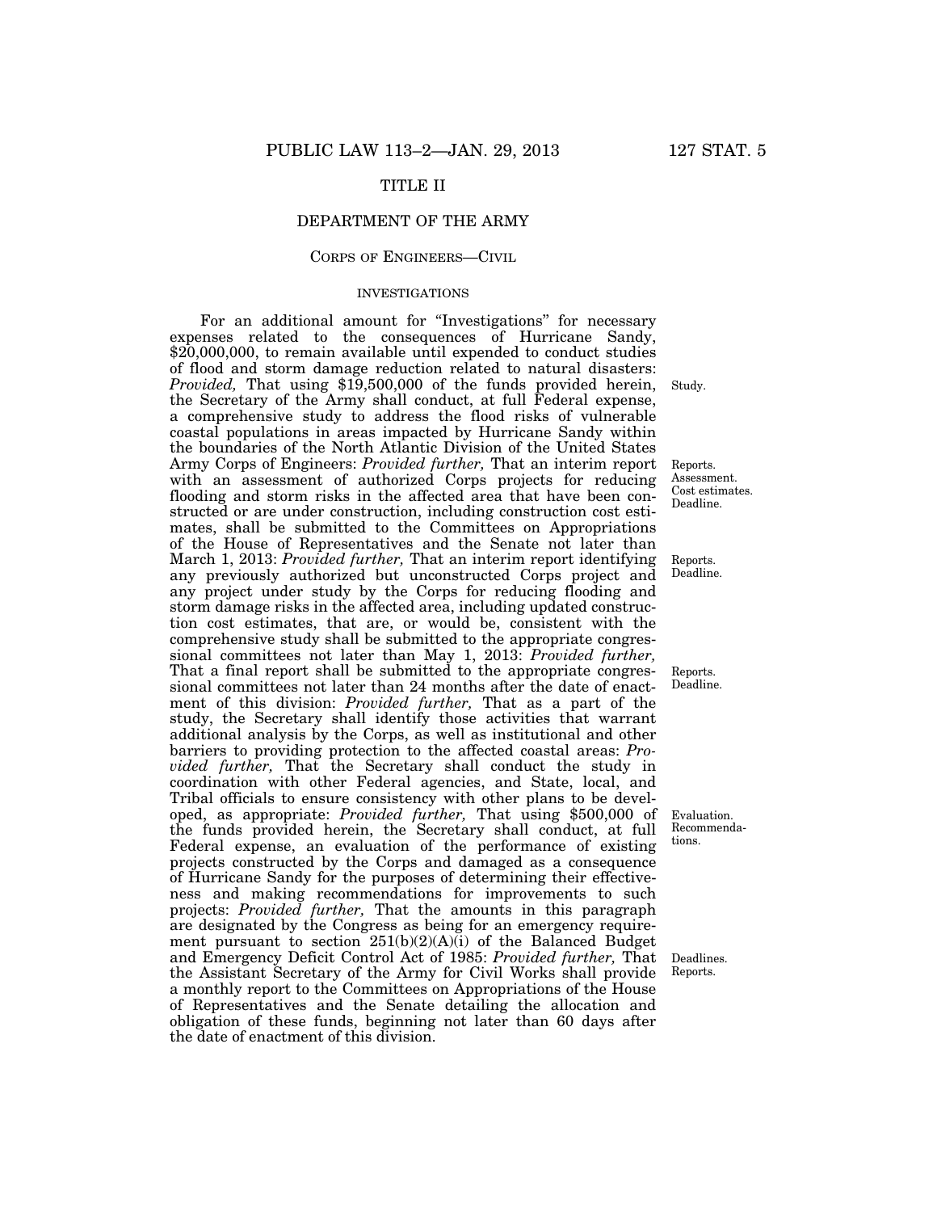# TITLE II

## DEPARTMENT OF THE ARMY

### CORPS OF ENGINEERS—CIVIL

#### INVESTIGATIONS

For an additional amount for "Investigations" for necessary expenses related to the consequences of Hurricane Sandy, $20,000,000, to remain available until expended to conduct studies of flood and storm damage reduction related to natural disasters: *Provided,* That using $19,500,000 of the funds provided herein, the Secretary of the Army shall conduct, at full Federal expense, a comprehensive study to address the flood risks of vulnerable coastal populations in areas impacted by Hurricane Sandy within the boundaries of the North Atlantic Division of the United States Army Corps of Engineers: *Provided further,* That an interim report with an assessment of authorized Corps projects for reducing flooding and storm risks in the affected area that have been constructed or are under construction, including construction cost estimates, shall be submitted to the Committees on Appropriations of the House of Representatives and the Senate not later than March 1, 2013: *Provided further,* That an interim report identifying any previously authorized but unconstructed Corps project and any project under study by the Corps for reducing flooding and storm damage risks in the affected area, including updated construction cost estimates, that are, or would be, consistent with the comprehensive study shall be submitted to the appropriate congressional committees not later than May 1, 2013: *Provided further,* That a final report shall be submitted to the appropriate congressional committees not later than 24 months after the date of enactment of this division: *Provided further,* That as a part of the study, the Secretary shall identify those activities that warrant additional analysis by the Corps, as well as institutional and other barriers to providing protection to the affected coastal areas: *Provided further,* That the Secretary shall conduct the study in coordination with other Federal agencies, and State, local, and Tribal officials to ensure consistency with other plans to be developed, as appropriate: *Provided further,* That using $500,000 of the funds provided herein, the Secretary shall conduct, at full Federal expense, an evaluation of the performance of existing projects constructed by the Corps and damaged as a consequence of Hurricane Sandy for the purposes of determining their effectiveness and making recommendations for improvements to such projects: *Provided further,* That the amounts in this paragraph are designated by the Congress as being for an emergency requirement pursuant to section 251(b)(2)(A)(i) of the Balanced Budget and Emergency Deficit Control Act of 1985: *Provided further,* That the Assistant Secretary of the Army for Civil Works shall provide a monthly report to the Committees on Appropriations of the House of Representatives and the Senate detailing the allocation and obligation of these funds, beginning not later than 60 days after the date of enactment of this division.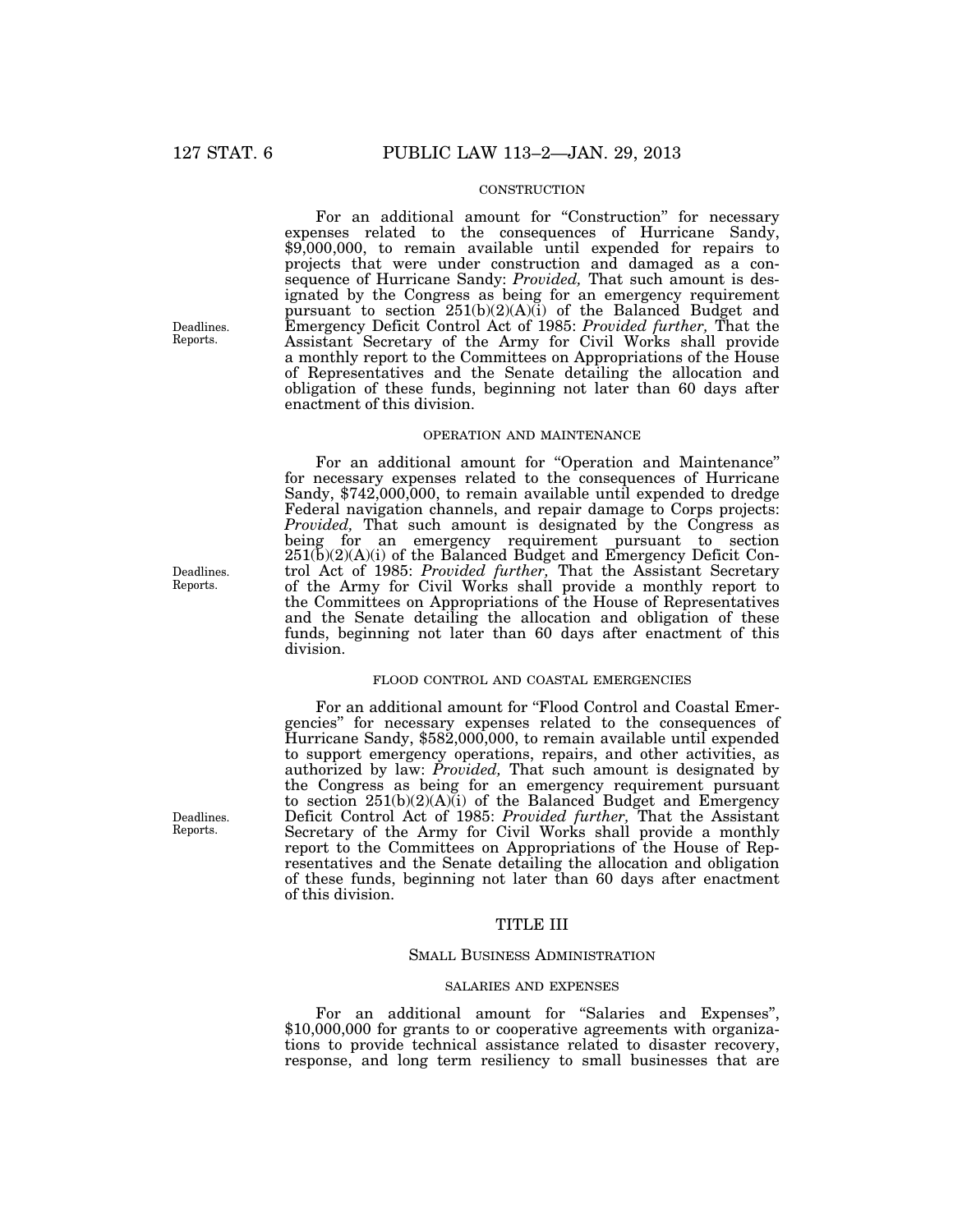CONSTRUCTION

For an additional amount for "Construction" for necessary expenses related to the consequences of Hurricane Sandy, $9,000,000, to remain available until expended for repairs to projects that were under construction and damaged as a consequence of Hurricane Sandy: *Provided,* That such amount is designated by the Congress as being for an emergency requirement pursuant to section 251(b)(2)(A)(i) of the Balanced Budget and Emergency Deficit Control Act of 1985: *Provided further,* That the Assistant Secretary of the Army for Civil Works shall provide a monthly report to the Committees on Appropriations of the House of Representatives and the Senate detailing the allocation and obligation of these funds, beginning not later than 60 days after enactment of this division.

Deadlines. Reports.

OPERATION AND MAINTENANCE

For an additional amount for "Operation and Maintenance" for necessary expenses related to the consequences of Hurricane Sandy, $742,000,000, to remain available until expended to dredge Federal navigation channels, and repair damage to Corps projects: *Provided,* That such amount is designated by the Congress as being for an emergency requirement pursuant to section 251(b)(2)(A)(i) of the Balanced Budget and Emergency Deficit Control Act of 1985: *Provided further,* That the Assistant Secretary of the Army for Civil Works shall provide a monthly report to the Committees on Appropriations of the House of Representatives and the Senate detailing the allocation and obligation of these funds, beginning not later than 60 days after enactment of this division.

Deadlines. Reports.

FLOOD CONTROL AND COASTAL EMERGENCIES

For an additional amount for "Flood Control and Coastal Emergencies" for necessary expenses related to the consequences of Hurricane Sandy, $582,000,000, to remain available until expended to support emergency operations, repairs, and other activities, as authorized by law: *Provided,* That such amount is designated by the Congress as being for an emergency requirement pursuant to section 251(b)(2)(A)(i) of the Balanced Budget and Emergency Deficit Control Act of 1985: *Provided further,* That the Assistant Secretary of the Army for Civil Works shall provide a monthly report to the Committees on Appropriations of the House of Representatives and the Senate detailing the allocation and obligation of these funds, beginning not later than 60 days after enactment of this division.

Deadlines. Reports.

## TITLE III

### SMALL BUSINESS ADMINISTRATION

SALARIES AND EXPENSES

For an additional amount for "Salaries and Expenses", $10,000,000 for grants to or cooperative agreements with organizations to provide technical assistance related to disaster recovery, response, and long term resiliency to small businesses that are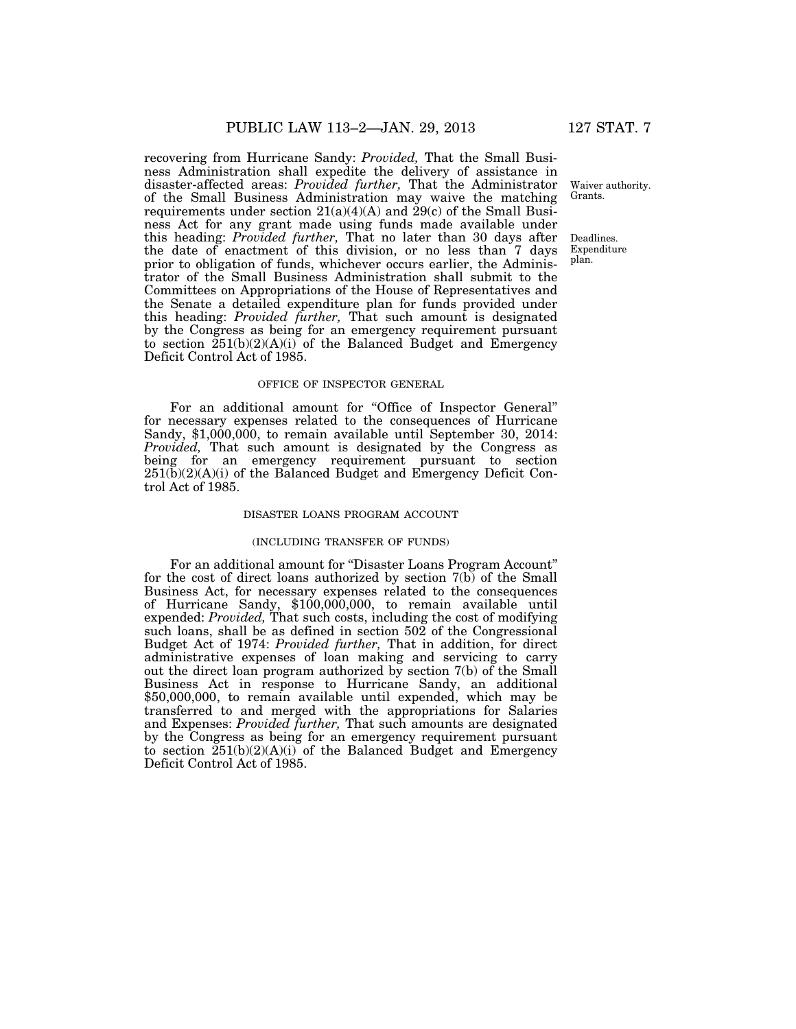recovering from Hurricane Sandy: *Provided,* That the Small Business Administration shall expedite the delivery of assistance in disaster-affected areas: *Provided further,* That the Administrator of the Small Business Administration may waive the matching requirements under section 21(a)(4)(A) and 29(c) of the Small Business Act for any grant made using funds made available under this heading: *Provided further,* That no later than 30 days after the date of enactment of this division, or no less than 7 days prior to obligation of funds, whichever occurs earlier, the Administrator of the Small Business Administration shall submit to the Committees on Appropriations of the House of Representatives and the Senate a detailed expenditure plan for funds provided under this heading: *Provided further,* That such amount is designated by the Congress as being for an emergency requirement pursuant to section 251(b)(2)(A)(i) of the Balanced Budget and Emergency Deficit Control Act of 1985.

Waiver authority. Grants.

Deadlines. Expenditure plan.

OFFICE OF INSPECTOR GENERAL

For an additional amount for "Office of Inspector General" for necessary expenses related to the consequences of Hurricane Sandy, $1,000,000, to remain available until September 30, 2014: *Provided,* That such amount is designated by the Congress as being for an emergency requirement pursuant to section 251(b)(2)(A)(i) of the Balanced Budget and Emergency Deficit Control Act of 1985.

DISASTER LOANS PROGRAM ACCOUNT

(INCLUDING TRANSFER OF FUNDS)

For an additional amount for "Disaster Loans Program Account" for the cost of direct loans authorized by section 7(b) of the Small Business Act, for necessary expenses related to the consequences of Hurricane Sandy, $100,000,000, to remain available until expended: *Provided,* That such costs, including the cost of modifying such loans, shall be as defined in section 502 of the Congressional Budget Act of 1974: *Provided further,* That in addition, for direct administrative expenses of loan making and servicing to carry out the direct loan program authorized by section 7(b) of the Small Business Act in response to Hurricane Sandy, an additional $50,000,000, to remain available until expended, which may be transferred to and merged with the appropriations for Salaries and Expenses: *Provided further,* That such amounts are designated by the Congress as being for an emergency requirement pursuant to section 251(b)(2)(A)(i) of the Balanced Budget and Emergency Deficit Control Act of 1985.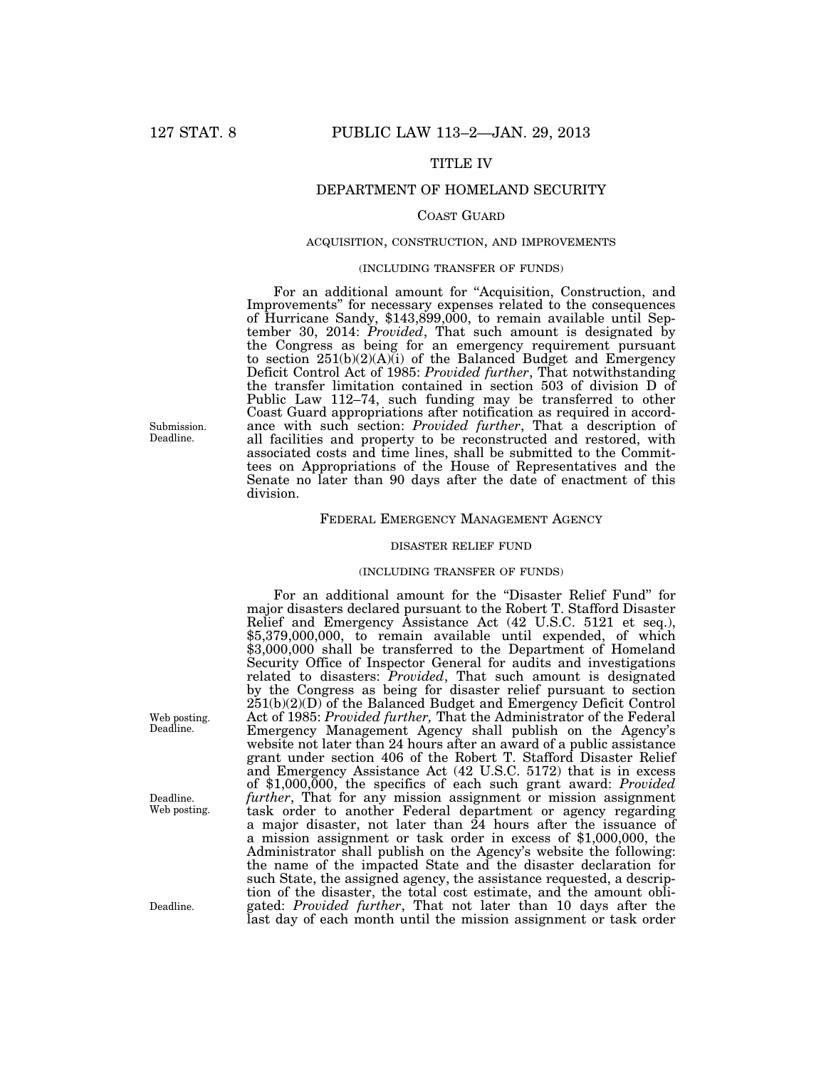## TITLE IV

## DEPARTMENT OF HOMELAND SECURITY

### Coast Guard

#### ACQUISITION, CONSTRUCTION, AND IMPROVEMENTS

(INCLUDING TRANSFER OF FUNDS)

For an additional amount for "Acquisition, Construction, and Improvements" for necessary expenses related to the consequences of Hurricane Sandy, $143,899,000, to remain available until September 30, 2014: *Provided*, That such amount is designated by the Congress as being for an emergency requirement pursuant to section 251(b)(2)(A)(i) of the Balanced Budget and Emergency Deficit Control Act of 1985: *Provided further*, That notwithstanding the transfer limitation contained in section 503 of division D of Public Law 112–74, such funding may be transferred to other Coast Guard appropriations after notification as required in accordance with such section: *Provided further*, That a description of all facilities and property to be reconstructed and restored, with associated costs and time lines, shall be submitted to the Committees on Appropriations of the House of Representatives and the Senate no later than 90 days after the date of enactment of this division.

Submission. Deadline.

### Federal Emergency Management Agency

#### DISASTER RELIEF FUND

(INCLUDING TRANSFER OF FUNDS)

For an additional amount for the "Disaster Relief Fund" for major disasters declared pursuant to the Robert T. Stafford Disaster Relief and Emergency Assistance Act (42 U.S.C. 5121 et seq.), $5,379,000,000, to remain available until expended, of which $3,000,000 shall be transferred to the Department of Homeland Security Office of Inspector General for audits and investigations related to disasters: *Provided*, That such amount is designated by the Congress as being for disaster relief pursuant to section 251(b)(2)(D) of the Balanced Budget and Emergency Deficit Control Act of 1985: *Provided further,* That the Administrator of the Federal Emergency Management Agency shall publish on the Agency's website not later than 24 hours after an award of a public assistance grant under section 406 of the Robert T. Stafford Disaster Relief and Emergency Assistance Act (42 U.S.C. 5172) that is in excess of $1,000,000, the specifics of each such grant award: *Provided further*, That for any mission assignment or mission assignment task order to another Federal department or agency regarding a major disaster, not later than 24 hours after the issuance of a mission assignment or task order in excess of $1,000,000, the Administrator shall publish on the Agency's website the following: the name of the impacted State and the disaster declaration for such State, the assigned agency, the assistance requested, a description of the disaster, the total cost estimate, and the amount obligated: *Provided further*, That not later than 10 days after the last day of each month until the mission assignment or task order

Web posting. Deadline.

Deadline. Web posting.

Deadline.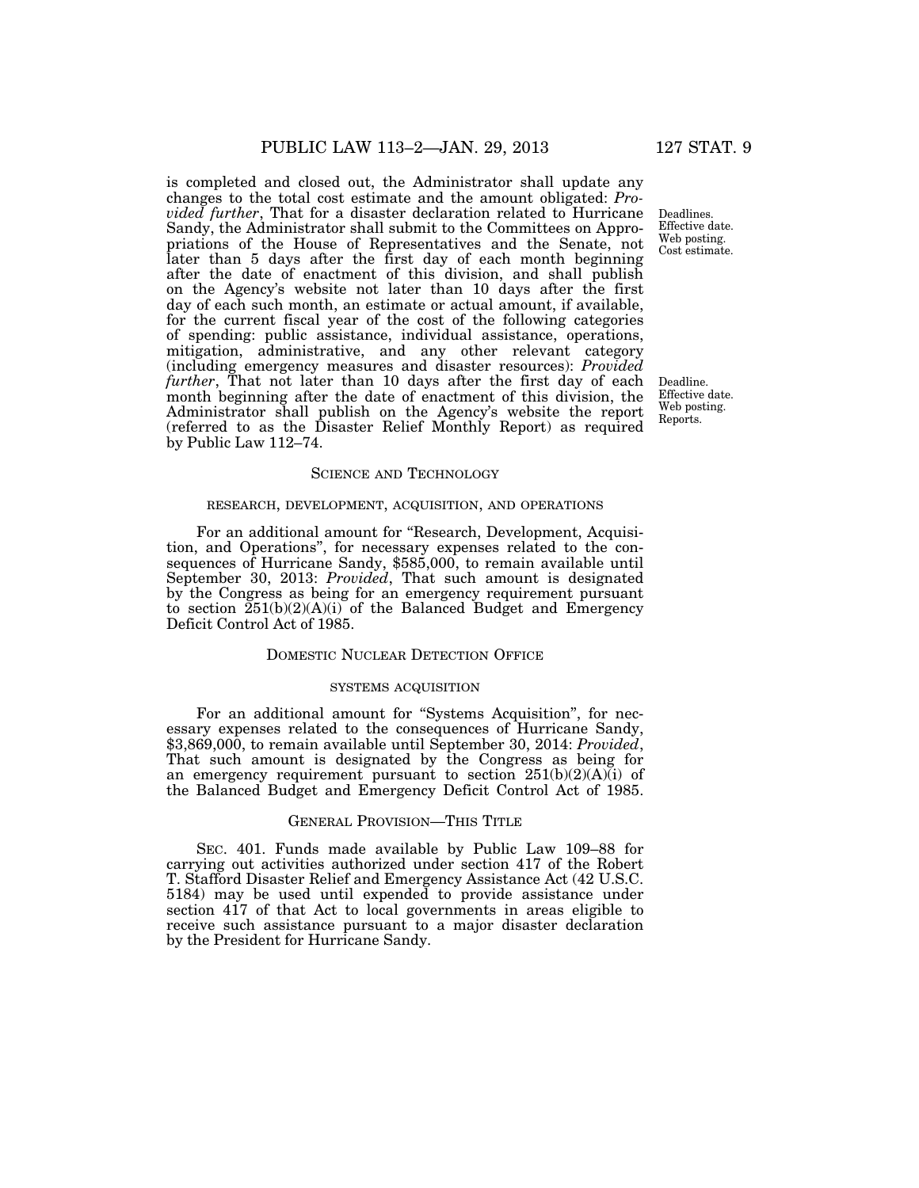is completed and closed out, the Administrator shall update any changes to the total cost estimate and the amount obligated: *Provided further*, That for a disaster declaration related to Hurricane Sandy, the Administrator shall submit to the Committees on Appropriations of the House of Representatives and the Senate, not later than 5 days after the first day of each month beginning after the date of enactment of this division, and shall publish on the Agency's website not later than 10 days after the first day of each such month, an estimate or actual amount, if available, for the current fiscal year of the cost of the following categories of spending: public assistance, individual assistance, operations, mitigation, administrative, and any other relevant category (including emergency measures and disaster resources): *Provided further*, That not later than 10 days after the first day of each month beginning after the date of enactment of this division, the Administrator shall publish on the Agency's website the report (referred to as the Disaster Relief Monthly Report) as required by Public Law 112–74.

Deadlines. Effective date. Web posting. Cost estimate.

Deadline. Effective date. Web posting. Reports.

## SCIENCE AND TECHNOLOGY

### RESEARCH, DEVELOPMENT, ACQUISITION, AND OPERATIONS

For an additional amount for "Research, Development, Acquisition, and Operations", for necessary expenses related to the consequences of Hurricane Sandy, $585,000, to remain available until September 30, 2013: *Provided*, That such amount is designated by the Congress as being for an emergency requirement pursuant to section 251(b)(2)(A)(i) of the Balanced Budget and Emergency Deficit Control Act of 1985.

## DOMESTIC NUCLEAR DETECTION OFFICE

### SYSTEMS ACQUISITION

For an additional amount for "Systems Acquisition", for necessary expenses related to the consequences of Hurricane Sandy, $3,869,000, to remain available until September 30, 2014: *Provided*, That such amount is designated by the Congress as being for an emergency requirement pursuant to section 251(b)(2)(A)(i) of the Balanced Budget and Emergency Deficit Control Act of 1985.

## GENERAL PROVISION—THIS TITLE

SEC. 401. Funds made available by Public Law 109–88 for carrying out activities authorized under section 417 of the Robert T. Stafford Disaster Relief and Emergency Assistance Act (42 U.S.C. 5184) may be used until expended to provide assistance under section 417 of that Act to local governments in areas eligible to receive such assistance pursuant to a major disaster declaration by the President for Hurricane Sandy.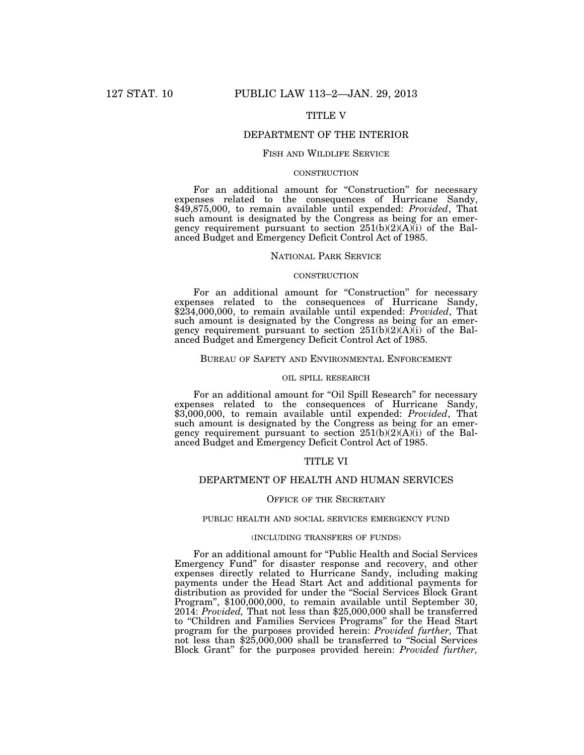## TITLE V

## DEPARTMENT OF THE INTERIOR

### Fish and Wildlife Service

#### construction

For an additional amount for "Construction" for necessary expenses related to the consequences of Hurricane Sandy, $49,875,000, to remain available until expended: *Provided*, That such amount is designated by the Congress as being for an emergency requirement pursuant to section 251(b)(2)(A)(i) of the Balanced Budget and Emergency Deficit Control Act of 1985.

### National Park Service

#### construction

For an additional amount for "Construction" for necessary expenses related to the consequences of Hurricane Sandy, $234,000,000, to remain available until expended: *Provided*, That such amount is designated by the Congress as being for an emergency requirement pursuant to section 251(b)(2)(A)(i) of the Balanced Budget and Emergency Deficit Control Act of 1985.

### Bureau of Safety and Environmental Enforcement

#### oil spill research

For an additional amount for "Oil Spill Research" for necessary expenses related to the consequences of Hurricane Sandy, $3,000,000, to remain available until expended: *Provided*, That such amount is designated by the Congress as being for an emergency requirement pursuant to section 251(b)(2)(A)(i) of the Balanced Budget and Emergency Deficit Control Act of 1985.

## TITLE VI

## DEPARTMENT OF HEALTH AND HUMAN SERVICES

### Office of the Secretary

#### public health and social services emergency fund

#### (including transfers of funds)

For an additional amount for "Public Health and Social Services Emergency Fund" for disaster response and recovery, and other expenses directly related to Hurricane Sandy, including making payments under the Head Start Act and additional payments for distribution as provided for under the "Social Services Block Grant Program", $100,000,000, to remain available until September 30, 2014: *Provided,* That not less than $25,000,000 shall be transferred to "Children and Families Services Programs" for the Head Start program for the purposes provided herein: *Provided further,* That not less than $25,000,000 shall be transferred to "Social Services Block Grant" for the purposes provided herein: *Provided further,*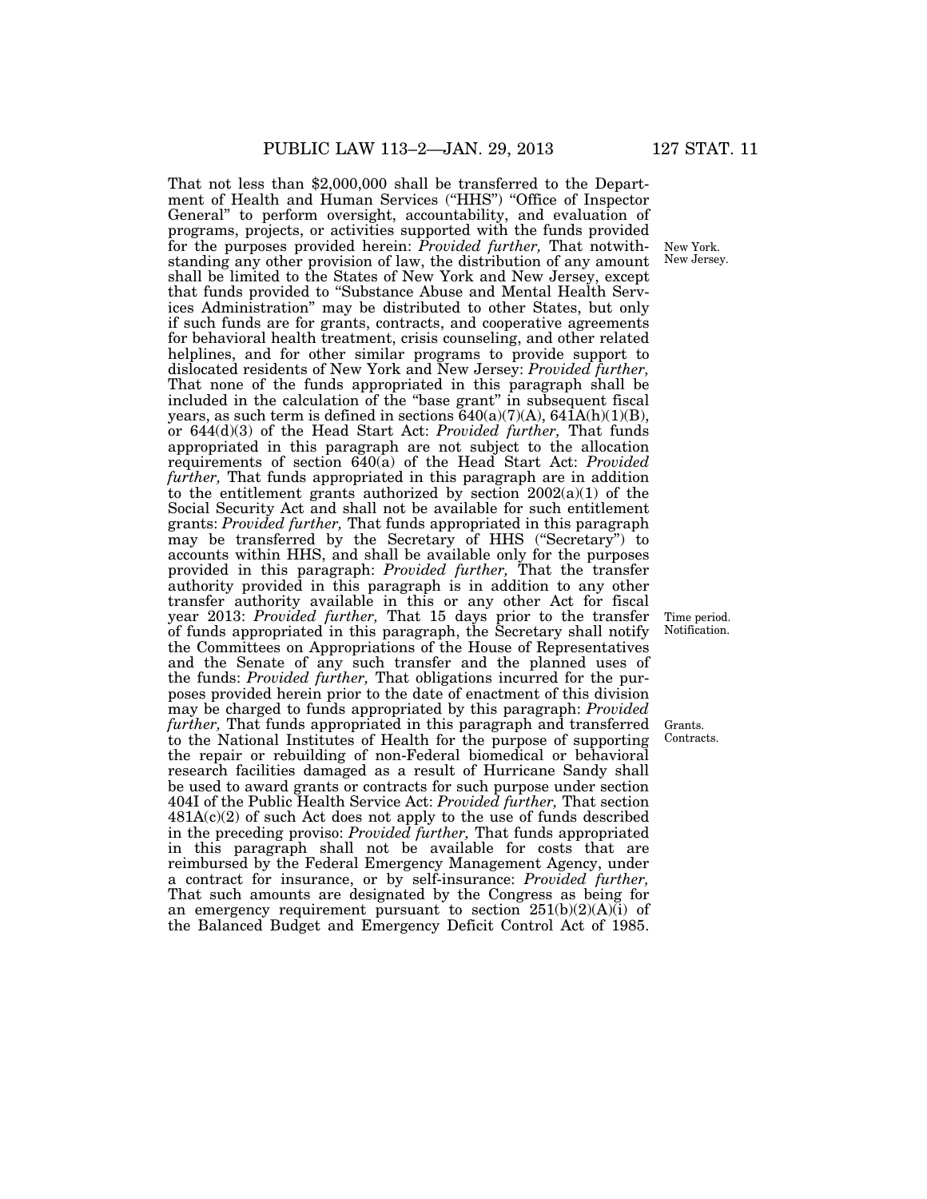That not less than $2,000,000 shall be transferred to the Department of Health and Human Services ("HHS") "Office of Inspector General" to perform oversight, accountability, and evaluation of programs, projects, or activities supported with the funds provided for the purposes provided herein: *Provided further,* That notwithstanding any other provision of law, the distribution of any amount shall be limited to the States of New York and New Jersey, except that funds provided to "Substance Abuse and Mental Health Services Administration" may be distributed to other States, but only if such funds are for grants, contracts, and cooperative agreements for behavioral health treatment, crisis counseling, and other related helplines, and for other similar programs to provide support to dislocated residents of New York and New Jersey: *Provided further,* That none of the funds appropriated in this paragraph shall be included in the calculation of the "base grant" in subsequent fiscal years, as such term is defined in sections 640(a)(7)(A), 641A(h)(1)(B), or 644(d)(3) of the Head Start Act: *Provided further,* That funds appropriated in this paragraph are not subject to the allocation requirements of section 640(a) of the Head Start Act: *Provided further,* That funds appropriated in this paragraph are in addition to the entitlement grants authorized by section 2002(a)(1) of the Social Security Act and shall not be available for such entitlement grants: *Provided further,* That funds appropriated in this paragraph may be transferred by the Secretary of HHS ("Secretary") to accounts within HHS, and shall be available only for the purposes provided in this paragraph: *Provided further,* That the transfer authority provided in this paragraph is in addition to any other transfer authority available in this or any other Act for fiscal year 2013: *Provided further,* That 15 days prior to the transfer of funds appropriated in this paragraph, the Secretary shall notify the Committees on Appropriations of the House of Representatives and the Senate of any such transfer and the planned uses of the funds: *Provided further,* That obligations incurred for the purposes provided herein prior to the date of enactment of this division may be charged to funds appropriated by this paragraph: *Provided further,* That funds appropriated in this paragraph and transferred to the National Institutes of Health for the purpose of supporting the repair or rebuilding of non-Federal biomedical or behavioral research facilities damaged as a result of Hurricane Sandy shall be used to award grants or contracts for such purpose under section 404I of the Public Health Service Act: *Provided further,* That section 481A(c)(2) of such Act does not apply to the use of funds described in the preceding proviso: *Provided further,* That funds appropriated in this paragraph shall not be available for costs that are reimbursed by the Federal Emergency Management Agency, under a contract for insurance, or by self-insurance: *Provided further,* That such amounts are designated by the Congress as being for an emergency requirement pursuant to section 251(b)(2)(A)(i) of the Balanced Budget and Emergency Deficit Control Act of 1985.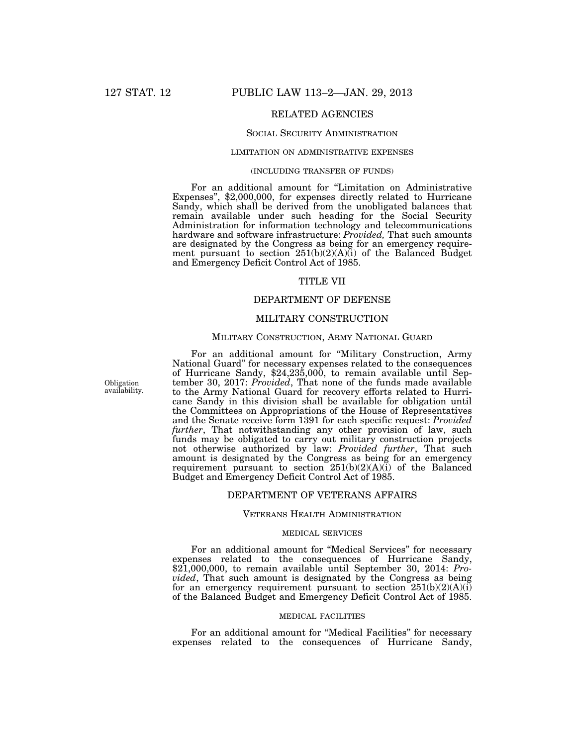## RELATED AGENCIES

### Social Security Administration

#### limitation on administrative expenses

(including transfer of funds)

For an additional amount for "Limitation on Administrative Expenses", $2,000,000, for expenses directly related to Hurricane Sandy, which shall be derived from the unobligated balances that remain available under such heading for the Social Security Administration for information technology and telecommunications hardware and software infrastructure: *Provided,* That such amounts are designated by the Congress as being for an emergency requirement pursuant to section 251(b)(2)(A)(i) of the Balanced Budget and Emergency Deficit Control Act of 1985.

## TITLE VII

## DEPARTMENT OF DEFENSE

## MILITARY CONSTRUCTION

### Military Construction, Army National Guard

For an additional amount for "Military Construction, Army National Guard" for necessary expenses related to the consequences of Hurricane Sandy, $24,235,000, to remain available until September 30, 2017: *Provided*, That none of the funds made available to the Army National Guard for recovery efforts related to Hurricane Sandy in this division shall be available for obligation until the Committees on Appropriations of the House of Representatives and the Senate receive form 1391 for each specific request: *Provided further*, That notwithstanding any other provision of law, such funds may be obligated to carry out military construction projects not otherwise authorized by law: *Provided further*, That such amount is designated by the Congress as being for an emergency requirement pursuant to section 251(b)(2)(A)(i) of the Balanced Budget and Emergency Deficit Control Act of 1985.

Obligation availability.

## DEPARTMENT OF VETERANS AFFAIRS

### Veterans Health Administration

#### medical services

For an additional amount for "Medical Services" for necessary expenses related to the consequences of Hurricane Sandy, $21,000,000, to remain available until September 30, 2014: *Provided*, That such amount is designated by the Congress as being for an emergency requirement pursuant to section 251(b)(2)(A)(i) of the Balanced Budget and Emergency Deficit Control Act of 1985.

#### medical facilities

For an additional amount for "Medical Facilities" for necessary expenses related to the consequences of Hurricane Sandy,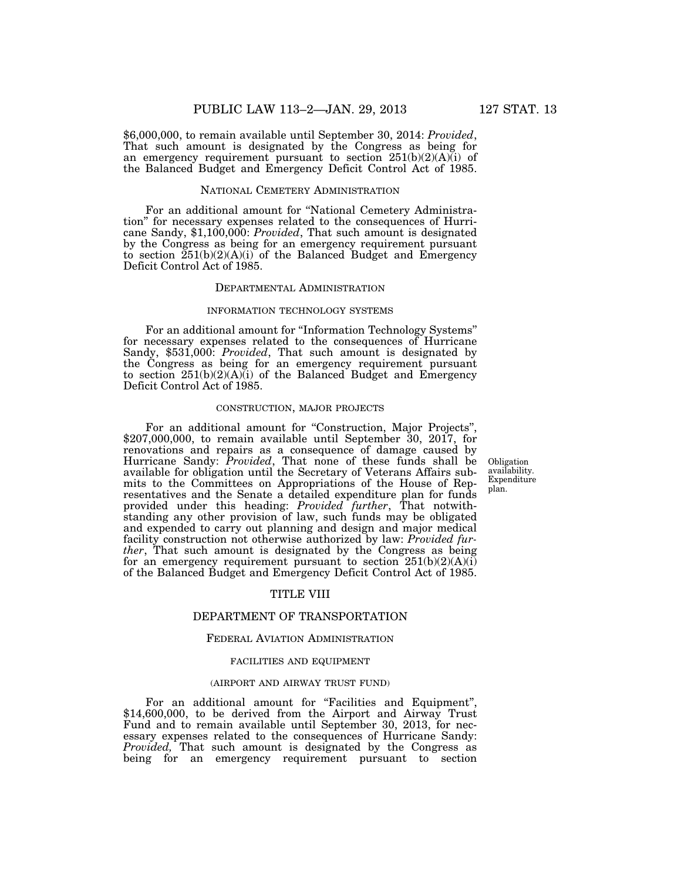$6,000,000, to remain available until September 30, 2014: *Provided*, That such amount is designated by the Congress as being for an emergency requirement pursuant to section 251(b)(2)(A)(i) of the Balanced Budget and Emergency Deficit Control Act of 1985.

NATIONAL CEMETERY ADMINISTRATION

For an additional amount for "National Cemetery Administration" for necessary expenses related to the consequences of Hurricane Sandy, $1,100,000: *Provided*, That such amount is designated by the Congress as being for an emergency requirement pursuant to section 251(b)(2)(A)(i) of the Balanced Budget and Emergency Deficit Control Act of 1985.

DEPARTMENTAL ADMINISTRATION

INFORMATION TECHNOLOGY SYSTEMS

For an additional amount for "Information Technology Systems" for necessary expenses related to the consequences of Hurricane Sandy, $531,000: *Provided*, That such amount is designated by the Congress as being for an emergency requirement pursuant to section 251(b)(2)(A)(i) of the Balanced Budget and Emergency Deficit Control Act of 1985.

CONSTRUCTION, MAJOR PROJECTS

Obligation availability. Expenditure plan.

For an additional amount for "Construction, Major Projects", $207,000,000, to remain available until September 30, 2017, for renovations and repairs as a consequence of damage caused by Hurricane Sandy: *Provided*, That none of these funds shall be available for obligation until the Secretary of Veterans Affairs submits to the Committees on Appropriations of the House of Representatives and the Senate a detailed expenditure plan for funds provided under this heading: *Provided further*, That notwithstanding any other provision of law, such funds may be obligated and expended to carry out planning and design and major medical facility construction not otherwise authorized by law: *Provided further*, That such amount is designated by the Congress as being for an emergency requirement pursuant to section 251(b)(2)(A)(i) of the Balanced Budget and Emergency Deficit Control Act of 1985.

## TITLE VIII

## DEPARTMENT OF TRANSPORTATION

FEDERAL AVIATION ADMINISTRATION

FACILITIES AND EQUIPMENT

(AIRPORT AND AIRWAY TRUST FUND)

For an additional amount for "Facilities and Equipment", $14,600,000, to be derived from the Airport and Airway Trust Fund and to remain available until September 30, 2013, for necessary expenses related to the consequences of Hurricane Sandy: *Provided,* That such amount is designated by the Congress as being for an emergency requirement pursuant to section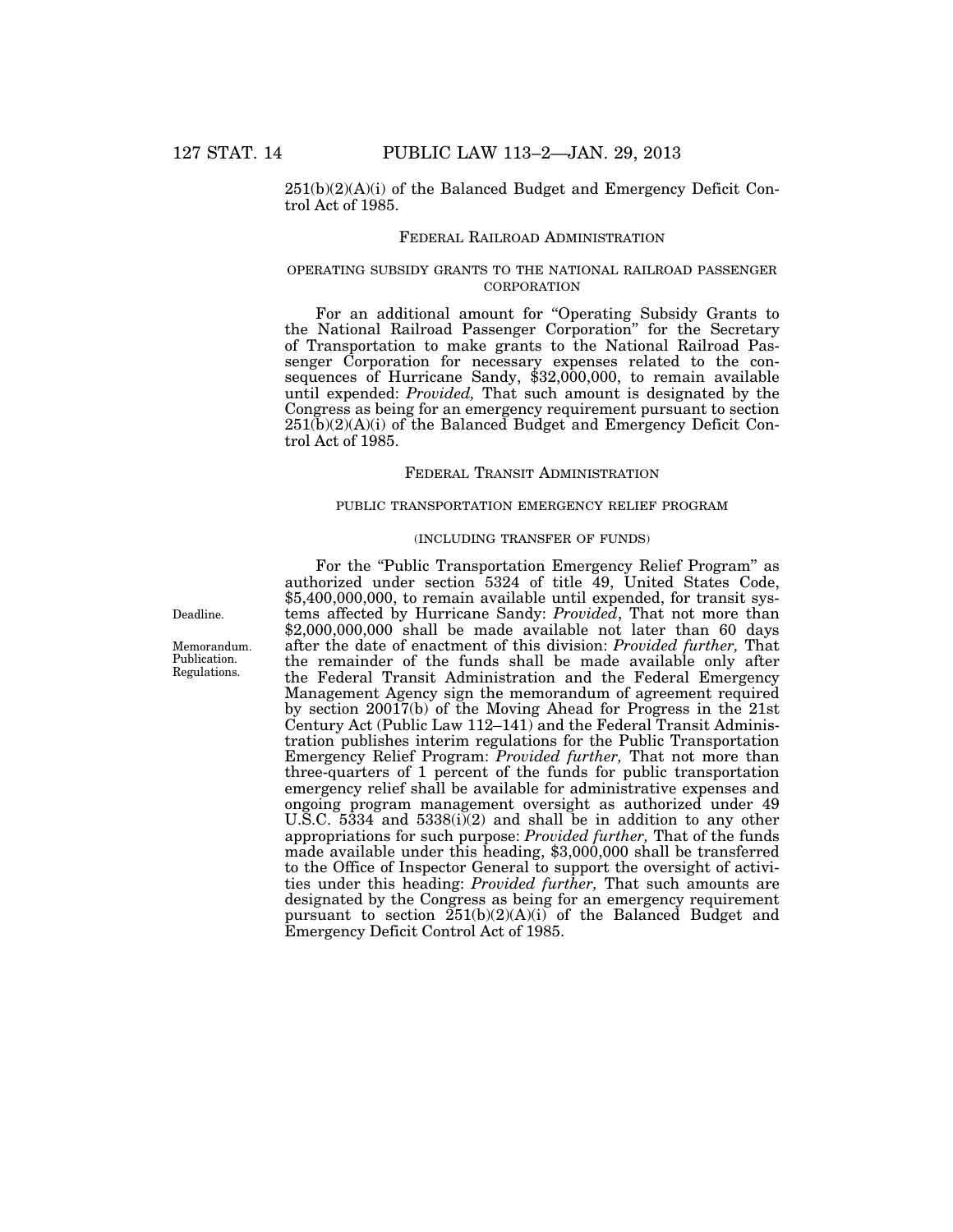251(b)(2)(A)(i) of the Balanced Budget and Emergency Deficit Control Act of 1985.

## FEDERAL RAILROAD ADMINISTRATION

### OPERATING SUBSIDY GRANTS TO THE NATIONAL RAILROAD PASSENGER CORPORATION

For an additional amount for "Operating Subsidy Grants to the National Railroad Passenger Corporation" for the Secretary of Transportation to make grants to the National Railroad Passenger Corporation for necessary expenses related to the consequences of Hurricane Sandy, $32,000,000, to remain available until expended: *Provided,* That such amount is designated by the Congress as being for an emergency requirement pursuant to section 251(b)(2)(A)(i) of the Balanced Budget and Emergency Deficit Control Act of 1985.

## FEDERAL TRANSIT ADMINISTRATION

### PUBLIC TRANSPORTATION EMERGENCY RELIEF PROGRAM

(INCLUDING TRANSFER OF FUNDS)

Deadline.

Memorandum. Publication. Regulations.

For the "Public Transportation Emergency Relief Program" as authorized under section 5324 of title 49, United States Code, $5,400,000,000, to remain available until expended, for transit systems affected by Hurricane Sandy: *Provided*, That not more than $2,000,000,000 shall be made available not later than 60 days after the date of enactment of this division: *Provided further,* That the remainder of the funds shall be made available only after the Federal Transit Administration and the Federal Emergency Management Agency sign the memorandum of agreement required by section 20017(b) of the Moving Ahead for Progress in the 21st Century Act (Public Law 112–141) and the Federal Transit Administration publishes interim regulations for the Public Transportation Emergency Relief Program: *Provided further,* That not more than three-quarters of 1 percent of the funds for public transportation emergency relief shall be available for administrative expenses and ongoing program management oversight as authorized under 49 U.S.C. 5334 and 5338(i)(2) and shall be in addition to any other appropriations for such purpose: *Provided further,* That of the funds made available under this heading, $3,000,000 shall be transferred to the Office of Inspector General to support the oversight of activities under this heading: *Provided further,* That such amounts are designated by the Congress as being for an emergency requirement pursuant to section 251(b)(2)(A)(i) of the Balanced Budget and Emergency Deficit Control Act of 1985.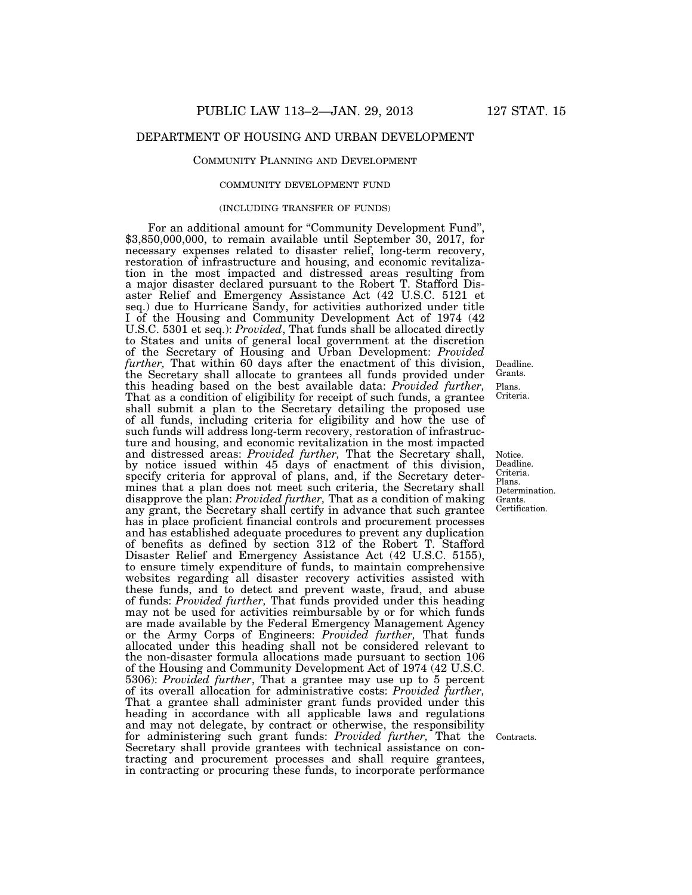## DEPARTMENT OF HOUSING AND URBAN DEVELOPMENT

### COMMUNITY PLANNING AND DEVELOPMENT

#### COMMUNITY DEVELOPMENT FUND

(INCLUDING TRANSFER OF FUNDS)

For an additional amount for "Community Development Fund", $3,850,000,000, to remain available until September 30, 2017, for necessary expenses related to disaster relief, long-term recovery, restoration of infrastructure and housing, and economic revitalization in the most impacted and distressed areas resulting from a major disaster declared pursuant to the Robert T. Stafford Disaster Relief and Emergency Assistance Act (42 U.S.C. 5121 et seq.) due to Hurricane Sandy, for activities authorized under title I of the Housing and Community Development Act of 1974 (42 U.S.C. 5301 et seq.): *Provided*, That funds shall be allocated directly to States and units of general local government at the discretion of the Secretary of Housing and Urban Development: *Provided further,* That within 60 days after the enactment of this division, the Secretary shall allocate to grantees all funds provided under this heading based on the best available data: *Provided further,* That as a condition of eligibility for receipt of such funds, a grantee shall submit a plan to the Secretary detailing the proposed use of all funds, including criteria for eligibility and how the use of such funds will address long-term recovery, restoration of infrastructure and housing, and economic revitalization in the most impacted and distressed areas: *Provided further,* That the Secretary shall, by notice issued within 45 days of enactment of this division, specify criteria for approval of plans, and, if the Secretary determines that a plan does not meet such criteria, the Secretary shall disapprove the plan: *Provided further,* That as a condition of making any grant, the Secretary shall certify in advance that such grantee has in place proficient financial controls and procurement processes and has established adequate procedures to prevent any duplication of benefits as defined by section 312 of the Robert T. Stafford Disaster Relief and Emergency Assistance Act (42 U.S.C. 5155), to ensure timely expenditure of funds, to maintain comprehensive websites regarding all disaster recovery activities assisted with these funds, and to detect and prevent waste, fraud, and abuse of funds: *Provided further,* That funds provided under this heading may not be used for activities reimbursable by or for which funds are made available by the Federal Emergency Management Agency or the Army Corps of Engineers: *Provided further,* That funds allocated under this heading shall not be considered relevant to the non-disaster formula allocations made pursuant to section 106 of the Housing and Community Development Act of 1974 (42 U.S.C. 5306): *Provided further*, That a grantee may use up to 5 percent of its overall allocation for administrative costs: *Provided further,* That a grantee shall administer grant funds provided under this heading in accordance with all applicable laws and regulations and may not delegate, by contract or otherwise, the responsibility for administering such grant funds: *Provided further,* That the Secretary shall provide grantees with technical assistance on contracting and procurement processes and shall require grantees, in contracting or procuring these funds, to incorporate performance

Deadline. Grants.

Plans. Criteria.

Notice. Deadline. Criteria. Plans. Determination. Grants. Certification.

Contracts.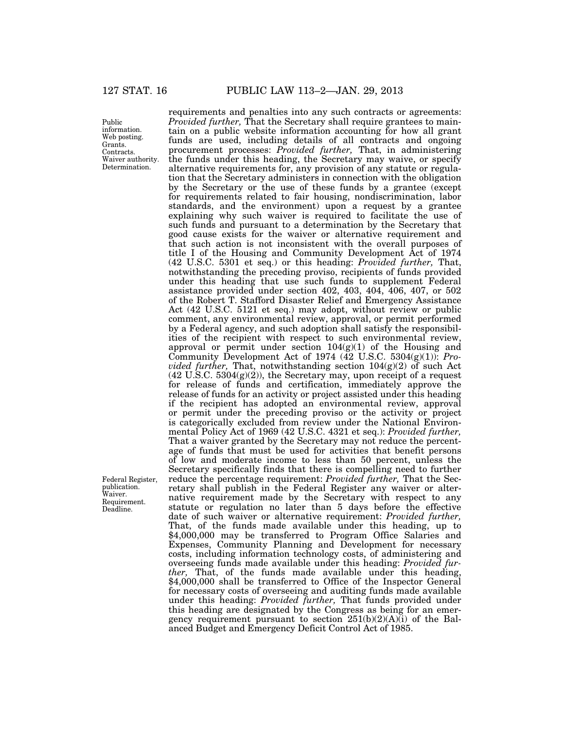requirements and penalties into any such contracts or agreements: *Provided further,* That the Secretary shall require grantees to maintain on a public website information accounting for how all grant funds are used, including details of all contracts and ongoing procurement processes: *Provided further,* That, in administering the funds under this heading, the Secretary may waive, or specify alternative requirements for, any provision of any statute or regulation that the Secretary administers in connection with the obligation by the Secretary or the use of these funds by a grantee (except for requirements related to fair housing, nondiscrimination, labor standards, and the environment) upon a request by a grantee explaining why such waiver is required to facilitate the use of such funds and pursuant to a determination by the Secretary that good cause exists for the waiver or alternative requirement and that such action is not inconsistent with the overall purposes of title I of the Housing and Community Development Act of 1974 (42 U.S.C. 5301 et seq.) or this heading: *Provided further,* That, notwithstanding the preceding proviso, recipients of funds provided under this heading that use such funds to supplement Federal assistance provided under section 402, 403, 404, 406, 407, or 502 of the Robert T. Stafford Disaster Relief and Emergency Assistance Act (42 U.S.C. 5121 et seq.) may adopt, without review or public comment, any environmental review, approval, or permit performed by a Federal agency, and such adoption shall satisfy the responsibilities of the recipient with respect to such environmental review, approval or permit under section 104(g)(1) of the Housing and Community Development Act of 1974 (42 U.S.C. 5304(g)(1)): *Provided further,* That, notwithstanding section 104(g)(2) of such Act (42 U.S.C. 5304(g)(2)), the Secretary may, upon receipt of a request for release of funds and certification, immediately approve the release of funds for an activity or project assisted under this heading if the recipient has adopted an environmental review, approval or permit under the preceding proviso or the activity or project is categorically excluded from review under the National Environmental Policy Act of 1969 (42 U.S.C. 4321 et seq.): *Provided further,* That a waiver granted by the Secretary may not reduce the percentage of funds that must be used for activities that benefit persons of low and moderate income to less than 50 percent, unless the Secretary specifically finds that there is compelling need to further reduce the percentage requirement: *Provided further,* That the Secretary shall publish in the Federal Register any waiver or alternative requirement made by the Secretary with respect to any statute or regulation no later than 5 days before the effective date of such waiver or alternative requirement: *Provided further,* That, of the funds made available under this heading, up to $4,000,000 may be transferred to Program Office Salaries and Expenses, Community Planning and Development for necessary costs, including information technology costs, of administering and overseeing funds made available under this heading: *Provided further,* That, of the funds made available under this heading, $4,000,000 shall be transferred to Office of the Inspector General for necessary costs of overseeing and auditing funds made available under this heading: *Provided further,* That funds provided under this heading are designated by the Congress as being for an emergency requirement pursuant to section 251(b)(2)(A)(i) of the Balanced Budget and Emergency Deficit Control Act of 1985.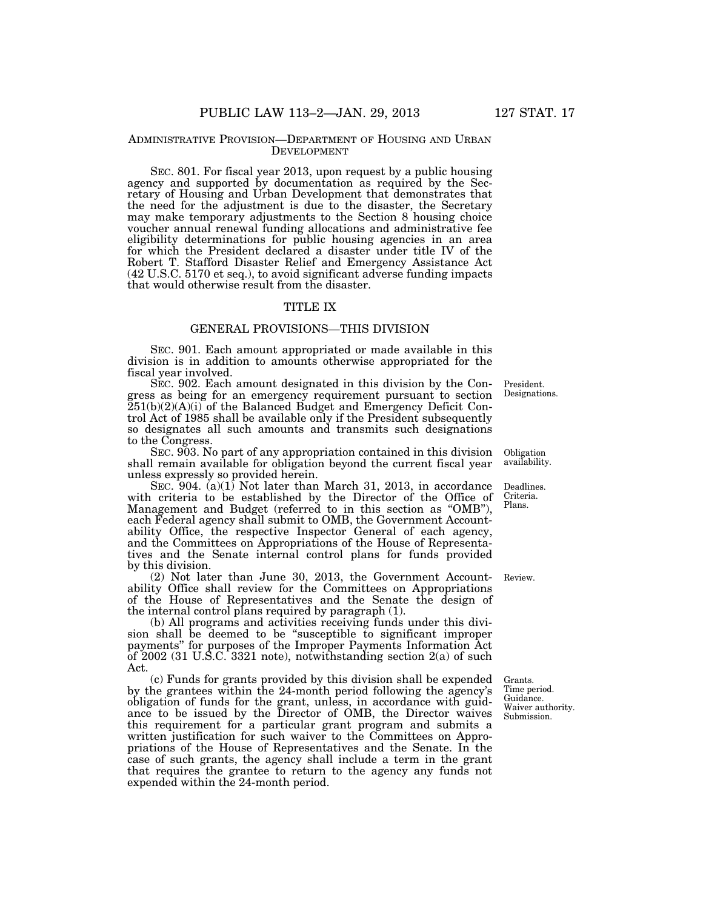ADMINISTRATIVE PROVISION—DEPARTMENT OF HOUSING AND URBAN DEVELOPMENT

SEC. 801. For fiscal year 2013, upon request by a public housing agency and supported by documentation as required by the Secretary of Housing and Urban Development that demonstrates that the need for the adjustment is due to the disaster, the Secretary may make temporary adjustments to the Section 8 housing choice voucher annual renewal funding allocations and administrative fee eligibility determinations for public housing agencies in an area for which the President declared a disaster under title IV of the Robert T. Stafford Disaster Relief and Emergency Assistance Act (42 U.S.C. 5170 et seq.), to avoid significant adverse funding impacts that would otherwise result from the disaster.

## TITLE IX

## GENERAL PROVISIONS—THIS DIVISION

SEC. 901. Each amount appropriated or made available in this division is in addition to amounts otherwise appropriated for the fiscal year involved.

President. Designations.

SEC. 902. Each amount designated in this division by the Congress as being for an emergency requirement pursuant to section 251(b)(2)(A)(i) of the Balanced Budget and Emergency Deficit Control Act of 1985 shall be available only if the President subsequently so designates all such amounts and transmits such designations to the Congress.

Obligation availability.

SEC. 903. No part of any appropriation contained in this division shall remain available for obligation beyond the current fiscal year unless expressly so provided herein.

Deadlines. Criteria. Plans.

SEC. 904. (a)(1) Not later than March 31, 2013, in accordance with criteria to be established by the Director of the Office of Management and Budget (referred to in this section as "OMB"), each Federal agency shall submit to OMB, the Government Accountability Office, the respective Inspector General of each agency, and the Committees on Appropriations of the House of Representatives and the Senate internal control plans for funds provided by this division.

Review.

(2) Not later than June 30, 2013, the Government Accountability Office shall review for the Committees on Appropriations of the House of Representatives and the Senate the design of the internal control plans required by paragraph (1).

(b) All programs and activities receiving funds under this division shall be deemed to be "susceptible to significant improper payments" for purposes of the Improper Payments Information Act of 2002 (31 U.S.C. 3321 note), notwithstanding section 2(a) of such Act.

Grants. Time period. Guidance. Waiver authority. Submission.

(c) Funds for grants provided by this division shall be expended by the grantees within the 24-month period following the agency's obligation of funds for the grant, unless, in accordance with guidance to be issued by the Director of OMB, the Director waives this requirement for a particular grant program and submits a written justification for such waiver to the Committees on Appropriations of the House of Representatives and the Senate. In the case of such grants, the agency shall include a term in the grant that requires the grantee to return to the agency any funds not expended within the 24-month period.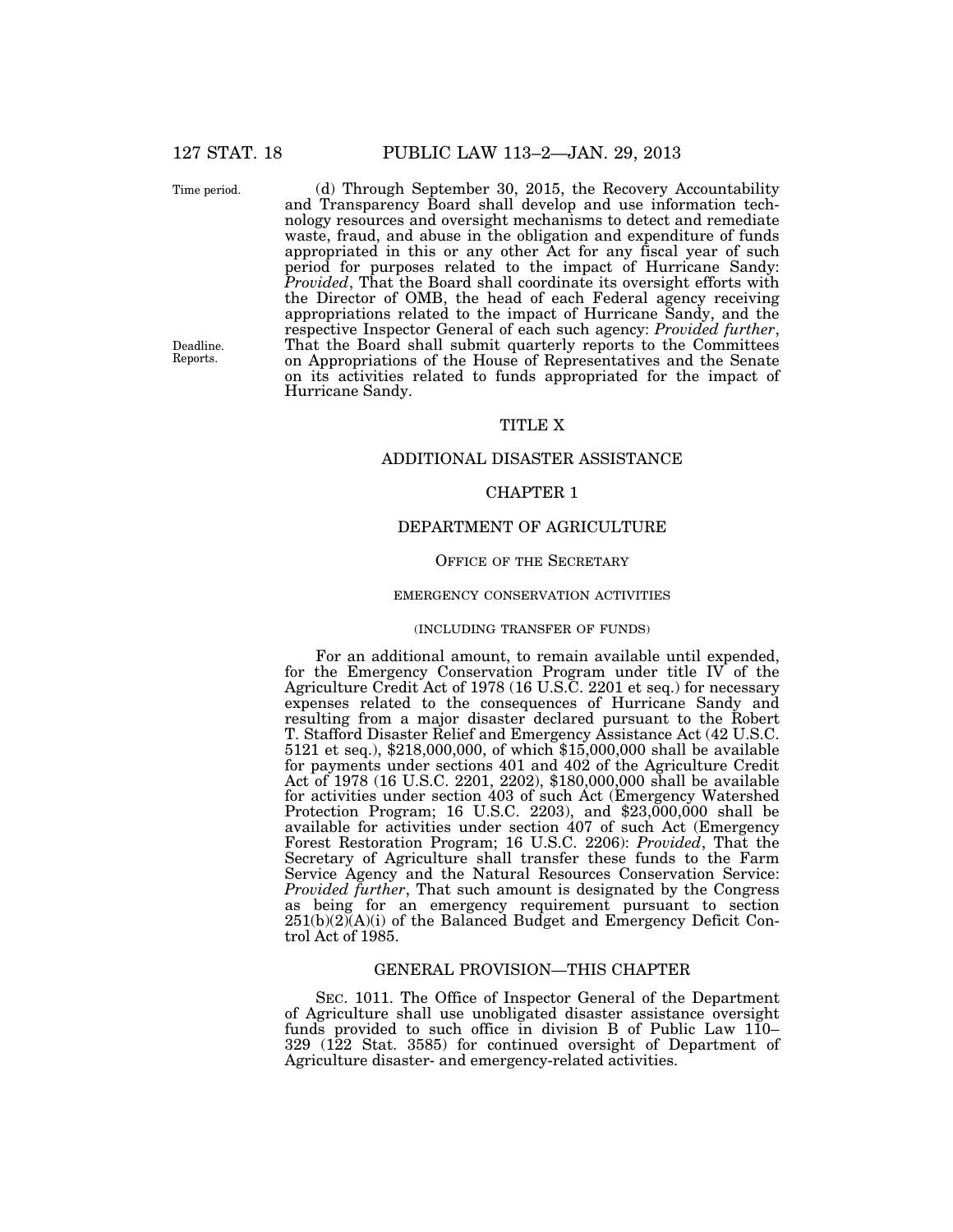(d) Through September 30, 2015, the Recovery Accountability and Transparency Board shall develop and use information technology resources and oversight mechanisms to detect and remediate waste, fraud, and abuse in the obligation and expenditure of funds appropriated in this or any other Act for any fiscal year of such period for purposes related to the impact of Hurricane Sandy: *Provided*, That the Board shall coordinate its oversight efforts with the Director of OMB, the head of each Federal agency receiving appropriations related to the impact of Hurricane Sandy, and the respective Inspector General of each such agency: *Provided further*, That the Board shall submit quarterly reports to the Committees on Appropriations of the House of Representatives and the Senate on its activities related to funds appropriated for the impact of Hurricane Sandy.

Time period.

Deadline. Reports.

# TITLE X

# ADDITIONAL DISASTER ASSISTANCE

## CHAPTER 1

## DEPARTMENT OF AGRICULTURE

### OFFICE OF THE SECRETARY

#### EMERGENCY CONSERVATION ACTIVITIES

#### (INCLUDING TRANSFER OF FUNDS)

For an additional amount, to remain available until expended, for the Emergency Conservation Program under title IV of the Agriculture Credit Act of 1978 (16 U.S.C. 2201 et seq.) for necessary expenses related to the consequences of Hurricane Sandy and resulting from a major disaster declared pursuant to the Robert T. Stafford Disaster Relief and Emergency Assistance Act (42 U.S.C. 5121 et seq.), $218,000,000, of which $15,000,000 shall be available for payments under sections 401 and 402 of the Agriculture Credit Act of 1978 (16 U.S.C. 2201, 2202), $180,000,000 shall be available for activities under section 403 of such Act (Emergency Watershed Protection Program; 16 U.S.C. 2203), and $23,000,000 shall be available for activities under section 407 of such Act (Emergency Forest Restoration Program; 16 U.S.C. 2206): *Provided*, That the Secretary of Agriculture shall transfer these funds to the Farm Service Agency and the Natural Resources Conservation Service: *Provided further*, That such amount is designated by the Congress as being for an emergency requirement pursuant to section 251(b)(2)(A)(i) of the Balanced Budget and Emergency Deficit Control Act of 1985.

## GENERAL PROVISION—THIS CHAPTER

SEC. 1011. The Office of Inspector General of the Department of Agriculture shall use unobligated disaster assistance oversight funds provided to such office in division B of Public Law 110–329 (122 Stat. 3585) for continued oversight of Department of Agriculture disaster- and emergency-related activities.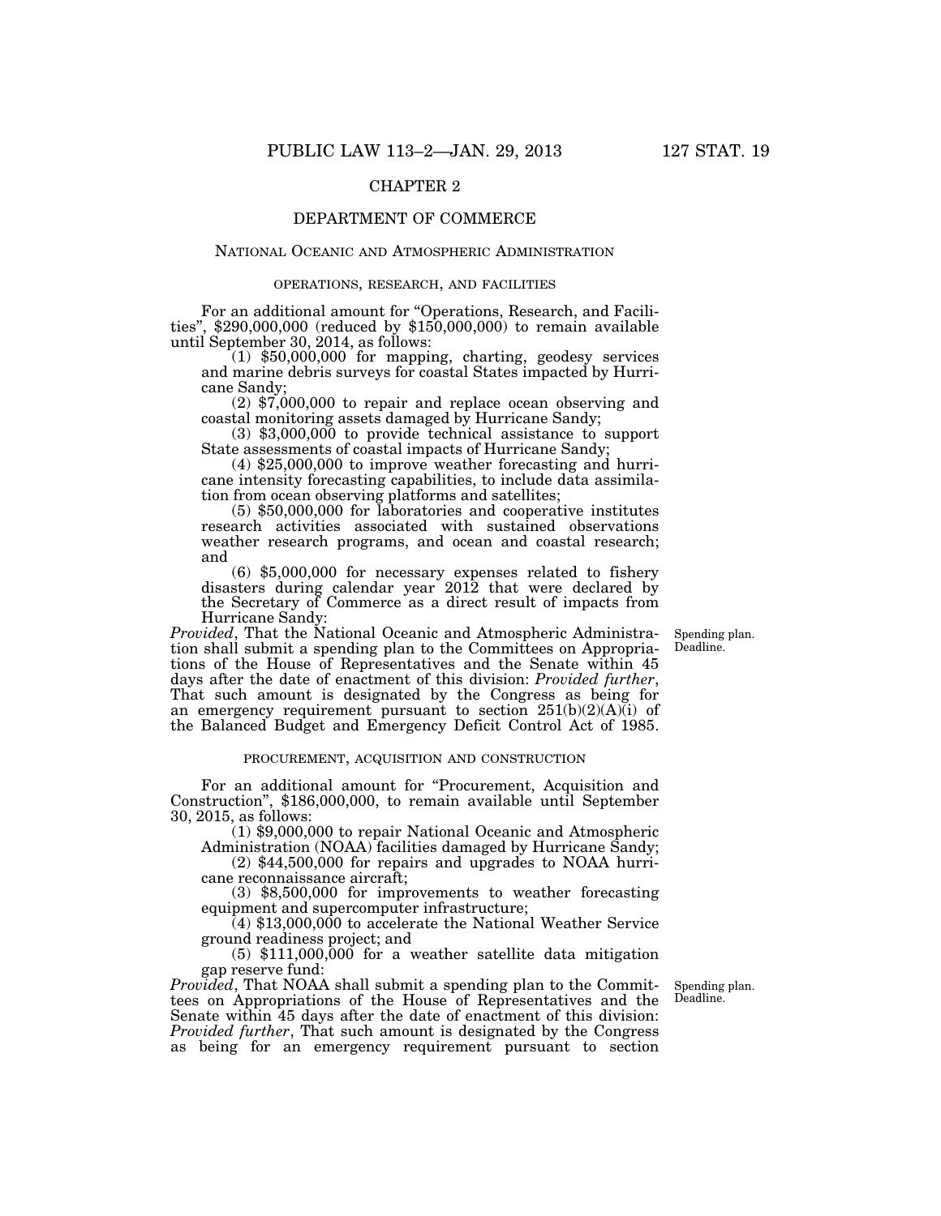## CHAPTER 2

## DEPARTMENT OF COMMERCE

### NATIONAL OCEANIC AND ATMOSPHERIC ADMINISTRATION

#### OPERATIONS, RESEARCH, AND FACILITIES

For an additional amount for "Operations, Research, and Facilities", $290,000,000 (reduced by $150,000,000) to remain available until September 30, 2014, as follows:

(1) $50,000,000 for mapping, charting, geodesy services and marine debris surveys for coastal States impacted by Hurricane Sandy;

(2) $7,000,000 to repair and replace ocean observing and coastal monitoring assets damaged by Hurricane Sandy;

(3) $3,000,000 to provide technical assistance to support State assessments of coastal impacts of Hurricane Sandy;

(4) $25,000,000 to improve weather forecasting and hurricane intensity forecasting capabilities, to include data assimilation from ocean observing platforms and satellites;

(5) $50,000,000 for laboratories and cooperative institutes research activities associated with sustained observations weather research programs, and ocean and coastal research; and

(6) $5,000,000 for necessary expenses related to fishery disasters during calendar year 2012 that were declared by the Secretary of Commerce as a direct result of impacts from Hurricane Sandy:

*Provided*, That the National Oceanic and Atmospheric Administration shall submit a spending plan to the Committees on Appropriations of the House of Representatives and the Senate within 45 days after the date of enactment of this division: *Provided further*, That such amount is designated by the Congress as being for an emergency requirement pursuant to section 251(b)(2)(A)(i) of the Balanced Budget and Emergency Deficit Control Act of 1985.

Spending plan. Deadline.

#### PROCUREMENT, ACQUISITION AND CONSTRUCTION

For an additional amount for "Procurement, Acquisition and Construction", $186,000,000, to remain available until September 30, 2015, as follows:

(1) $9,000,000 to repair National Oceanic and Atmospheric Administration (NOAA) facilities damaged by Hurricane Sandy;

(2) $44,500,000 for repairs and upgrades to NOAA hurricane reconnaissance aircraft;

(3) $8,500,000 for improvements to weather forecasting equipment and supercomputer infrastructure;

(4) $13,000,000 to accelerate the National Weather Service ground readiness project; and

(5) $111,000,000 for a weather satellite data mitigation gap reserve fund:

*Provided*, That NOAA shall submit a spending plan to the Committees on Appropriations of the House of Representatives and the Senate within 45 days after the date of enactment of this division: *Provided further*, That such amount is designated by the Congress as being for an emergency requirement pursuant to section

Spending plan. Deadline.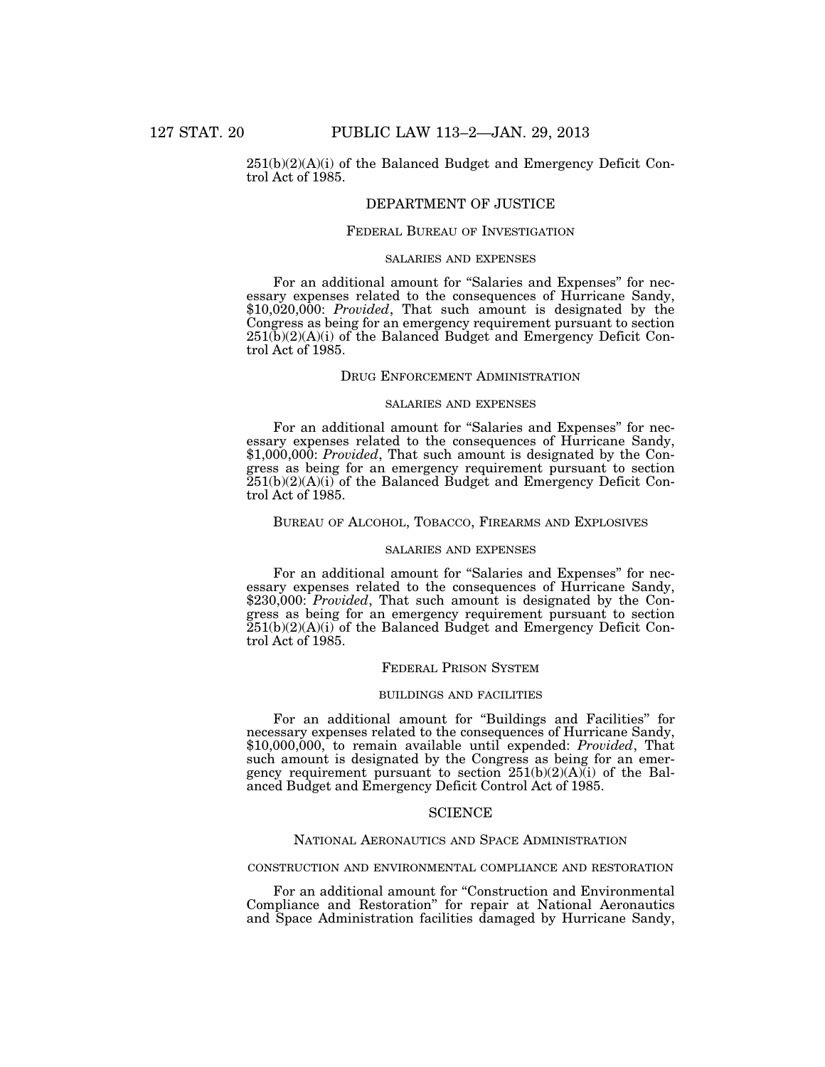251(b)(2)(A)(i) of the Balanced Budget and Emergency Deficit Control Act of 1985.

## DEPARTMENT OF JUSTICE

### FEDERAL BUREAU OF INVESTIGATION

#### SALARIES AND EXPENSES

For an additional amount for "Salaries and Expenses" for necessary expenses related to the consequences of Hurricane Sandy, $10,020,000: *Provided*, That such amount is designated by the Congress as being for an emergency requirement pursuant to section 251(b)(2)(A)(i) of the Balanced Budget and Emergency Deficit Control Act of 1985.

### DRUG ENFORCEMENT ADMINISTRATION

#### SALARIES AND EXPENSES

For an additional amount for "Salaries and Expenses" for necessary expenses related to the consequences of Hurricane Sandy, $1,000,000: *Provided*, That such amount is designated by the Congress as being for an emergency requirement pursuant to section 251(b)(2)(A)(i) of the Balanced Budget and Emergency Deficit Control Act of 1985.

### BUREAU OF ALCOHOL, TOBACCO, FIREARMS AND EXPLOSIVES

#### SALARIES AND EXPENSES

For an additional amount for "Salaries and Expenses" for necessary expenses related to the consequences of Hurricane Sandy, $230,000: *Provided*, That such amount is designated by the Congress as being for an emergency requirement pursuant to section 251(b)(2)(A)(i) of the Balanced Budget and Emergency Deficit Control Act of 1985.

### FEDERAL PRISON SYSTEM

#### BUILDINGS AND FACILITIES

For an additional amount for "Buildings and Facilities" for necessary expenses related to the consequences of Hurricane Sandy, $10,000,000, to remain available until expended: *Provided*, That such amount is designated by the Congress as being for an emergency requirement pursuant to section 251(b)(2)(A)(i) of the Balanced Budget and Emergency Deficit Control Act of 1985.

## SCIENCE

### NATIONAL AERONAUTICS AND SPACE ADMINISTRATION

#### CONSTRUCTION AND ENVIRONMENTAL COMPLIANCE AND RESTORATION

For an additional amount for "Construction and Environmental Compliance and Restoration" for repair at National Aeronautics and Space Administration facilities damaged by Hurricane Sandy,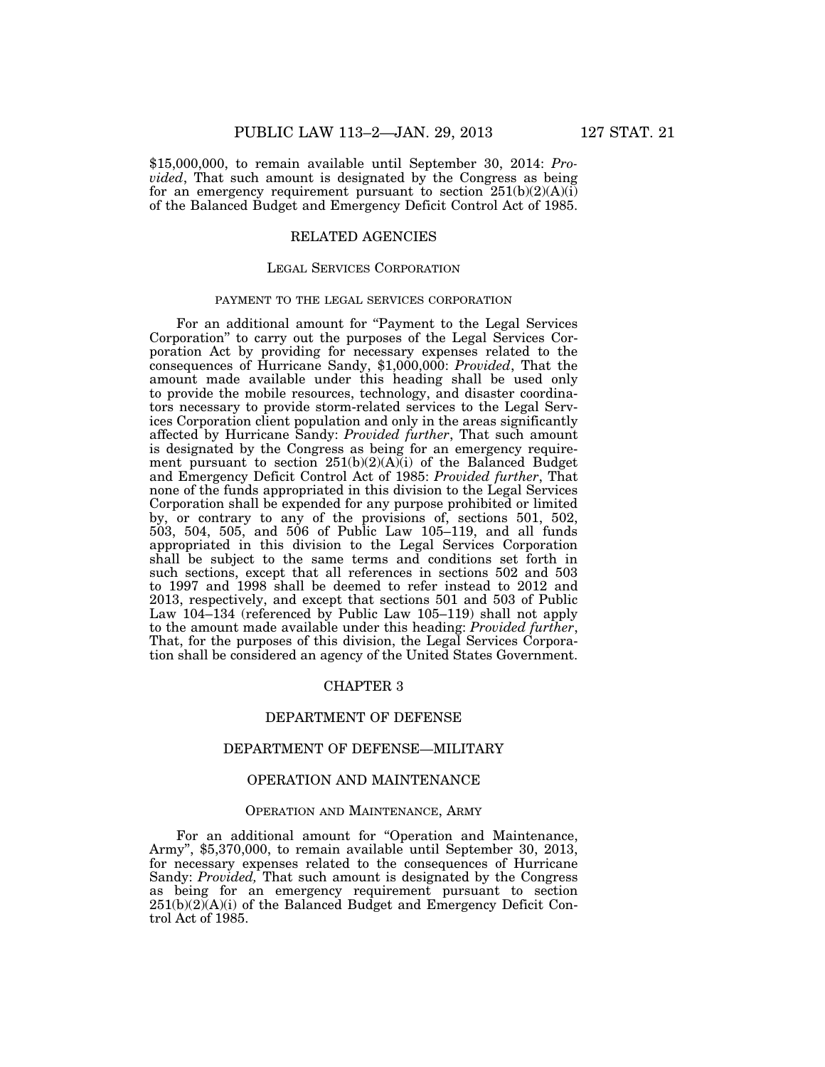$15,000,000, to remain available until September 30, 2014: *Provided*, That such amount is designated by the Congress as being for an emergency requirement pursuant to section 251(b)(2)(A)(i) of the Balanced Budget and Emergency Deficit Control Act of 1985.

## RELATED AGENCIES

### Legal Services Corporation

#### payment to the legal services corporation

For an additional amount for "Payment to the Legal Services Corporation" to carry out the purposes of the Legal Services Corporation Act by providing for necessary expenses related to the consequences of Hurricane Sandy, $1,000,000: *Provided*, That the amount made available under this heading shall be used only to provide the mobile resources, technology, and disaster coordinators necessary to provide storm-related services to the Legal Services Corporation client population and only in the areas significantly affected by Hurricane Sandy: *Provided further*, That such amount is designated by the Congress as being for an emergency requirement pursuant to section 251(b)(2)(A)(i) of the Balanced Budget and Emergency Deficit Control Act of 1985: *Provided further*, That none of the funds appropriated in this division to the Legal Services Corporation shall be expended for any purpose prohibited or limited by, or contrary to any of the provisions of, sections 501, 502, 503, 504, 505, and 506 of Public Law 105–119, and all funds appropriated in this division to the Legal Services Corporation shall be subject to the same terms and conditions set forth in such sections, except that all references in sections 502 and 503 to 1997 and 1998 shall be deemed to refer instead to 2012 and 2013, respectively, and except that sections 501 and 503 of Public Law 104–134 (referenced by Public Law 105–119) shall not apply to the amount made available under this heading: *Provided further*, That, for the purposes of this division, the Legal Services Corporation shall be considered an agency of the United States Government.

## CHAPTER 3

## DEPARTMENT OF DEFENSE

## DEPARTMENT OF DEFENSE—MILITARY

## OPERATION AND MAINTENANCE

### Operation and Maintenance, Army

For an additional amount for "Operation and Maintenance, Army", $5,370,000, to remain available until September 30, 2013, for necessary expenses related to the consequences of Hurricane Sandy: *Provided,* That such amount is designated by the Congress as being for an emergency requirement pursuant to section 251(b)(2)(A)(i) of the Balanced Budget and Emergency Deficit Control Act of 1985.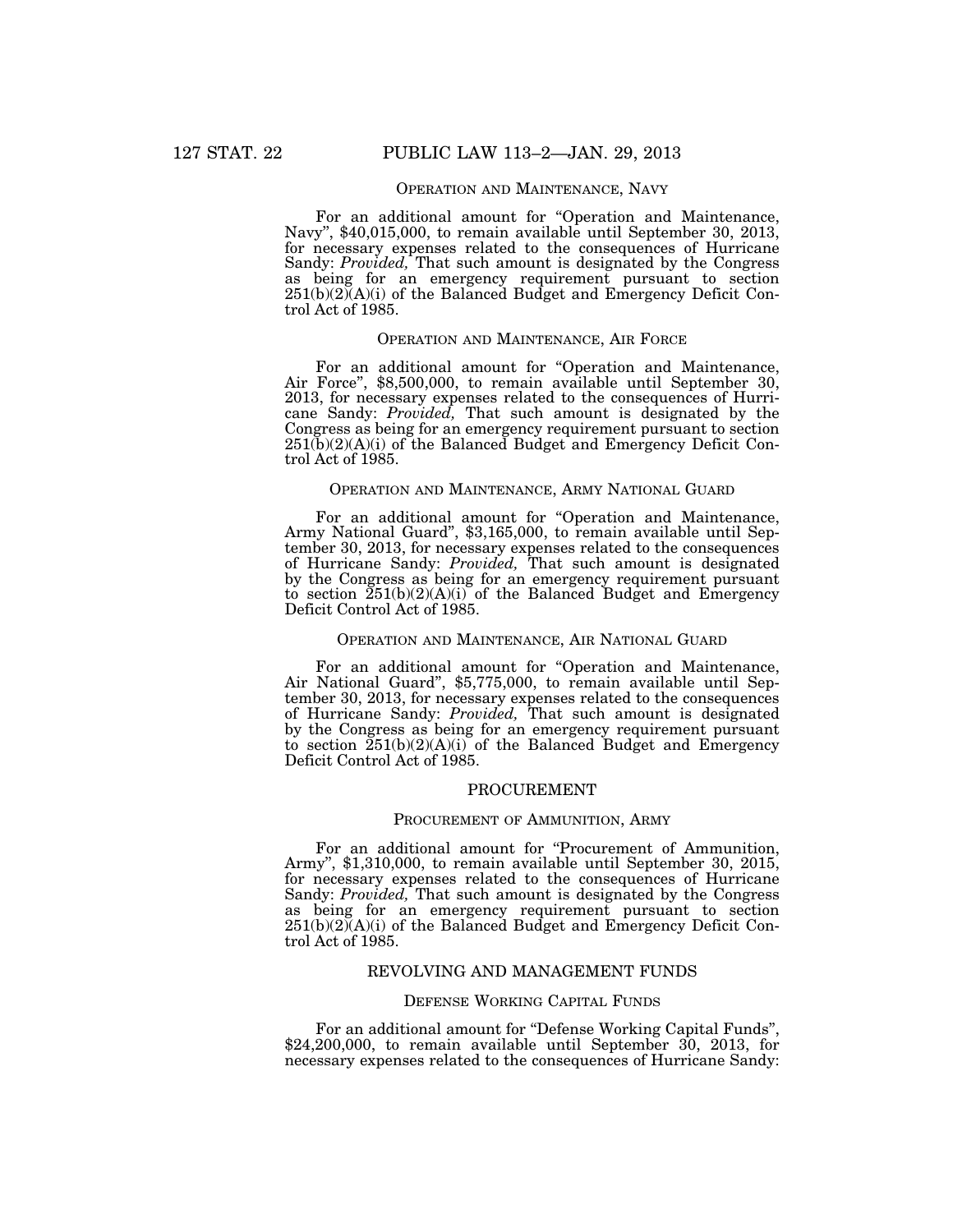### OPERATION AND MAINTENANCE, NAVY

For an additional amount for "Operation and Maintenance, Navy", $40,015,000, to remain available until September 30, 2013, for necessary expenses related to the consequences of Hurricane Sandy: *Provided,* That such amount is designated by the Congress as being for an emergency requirement pursuant to section 251(b)(2)(A)(i) of the Balanced Budget and Emergency Deficit Control Act of 1985.

### OPERATION AND MAINTENANCE, AIR FORCE

For an additional amount for "Operation and Maintenance, Air Force", $8,500,000, to remain available until September 30, 2013, for necessary expenses related to the consequences of Hurricane Sandy: *Provided,* That such amount is designated by the Congress as being for an emergency requirement pursuant to section 251(b)(2)(A)(i) of the Balanced Budget and Emergency Deficit Control Act of 1985.

### OPERATION AND MAINTENANCE, ARMY NATIONAL GUARD

For an additional amount for "Operation and Maintenance, Army National Guard", $3,165,000, to remain available until September 30, 2013, for necessary expenses related to the consequences of Hurricane Sandy: *Provided,* That such amount is designated by the Congress as being for an emergency requirement pursuant to section 251(b)(2)(A)(i) of the Balanced Budget and Emergency Deficit Control Act of 1985.

### OPERATION AND MAINTENANCE, AIR NATIONAL GUARD

For an additional amount for "Operation and Maintenance, Air National Guard", $5,775,000, to remain available until September 30, 2013, for necessary expenses related to the consequences of Hurricane Sandy: *Provided,* That such amount is designated by the Congress as being for an emergency requirement pursuant to section 251(b)(2)(A)(i) of the Balanced Budget and Emergency Deficit Control Act of 1985.

## PROCUREMENT

### PROCUREMENT OF AMMUNITION, ARMY

For an additional amount for "Procurement of Ammunition, Army", $1,310,000, to remain available until September 30, 2015, for necessary expenses related to the consequences of Hurricane Sandy: *Provided,* That such amount is designated by the Congress as being for an emergency requirement pursuant to section 251(b)(2)(A)(i) of the Balanced Budget and Emergency Deficit Control Act of 1985.

## REVOLVING AND MANAGEMENT FUNDS

### DEFENSE WORKING CAPITAL FUNDS

For an additional amount for "Defense Working Capital Funds", $24,200,000, to remain available until September 30, 2013, for necessary expenses related to the consequences of Hurricane Sandy: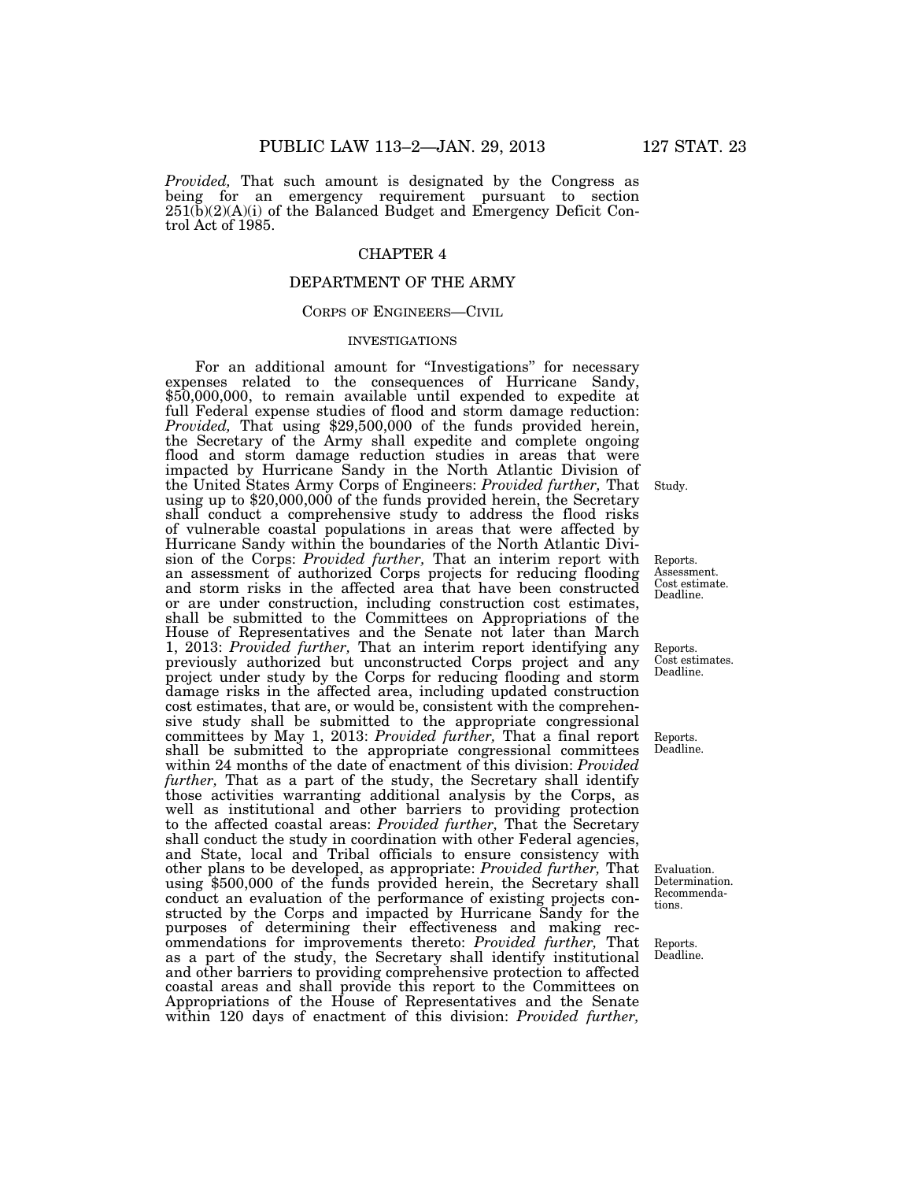*Provided,* That such amount is designated by the Congress as being for an emergency requirement pursuant to section 251(b)(2)(A)(i) of the Balanced Budget and Emergency Deficit Control Act of 1985.

## CHAPTER 4

## DEPARTMENT OF THE ARMY

### CORPS OF ENGINEERS—CIVIL

#### INVESTIGATIONS

For an additional amount for "Investigations" for necessary expenses related to the consequences of Hurricane Sandy, $50,000,000, to remain available until expended to expedite at full Federal expense studies of flood and storm damage reduction: *Provided,* That using $29,500,000 of the funds provided herein, the Secretary of the Army shall expedite and complete ongoing flood and storm damage reduction studies in areas that were impacted by Hurricane Sandy in the North Atlantic Division of the United States Army Corps of Engineers: *Provided further,* That using up to $20,000,000 of the funds provided herein, the Secretary shall conduct a comprehensive study to address the flood risks of vulnerable coastal populations in areas that were affected by Hurricane Sandy within the boundaries of the North Atlantic Division of the Corps: *Provided further,* That an interim report with an assessment of authorized Corps projects for reducing flooding and storm risks in the affected area that have been constructed or are under construction, including construction cost estimates, shall be submitted to the Committees on Appropriations of the House of Representatives and the Senate not later than March 1, 2013: *Provided further,* That an interim report identifying any previously authorized but unconstructed Corps project and any project under study by the Corps for reducing flooding and storm damage risks in the affected area, including updated construction cost estimates, that are, or would be, consistent with the comprehensive study shall be submitted to the appropriate congressional committees by May 1, 2013: *Provided further,* That a final report shall be submitted to the appropriate congressional committees within 24 months of the date of enactment of this division: *Provided further,* That as a part of the study, the Secretary shall identify those activities warranting additional analysis by the Corps, as well as institutional and other barriers to providing protection to the affected coastal areas: *Provided further,* That the Secretary shall conduct the study in coordination with other Federal agencies, and State, local and Tribal officials to ensure consistency with other plans to be developed, as appropriate: *Provided further,* That using $500,000 of the funds provided herein, the Secretary shall conduct an evaluation of the performance of existing projects constructed by the Corps and impacted by Hurricane Sandy for the purposes of determining their effectiveness and making recommendations for improvements thereto: *Provided further,* That as a part of the study, the Secretary shall identify institutional and other barriers to providing comprehensive protection to affected coastal areas and shall provide this report to the Committees on Appropriations of the House of Representatives and the Senate within 120 days of enactment of this division: *Provided further,*

Study.

Reports. Assessment. Cost estimate. Deadline.

Reports. Cost estimates. Deadline.

Reports. Deadline.

Evaluation. Determination. Recommendations.

Reports. Deadline.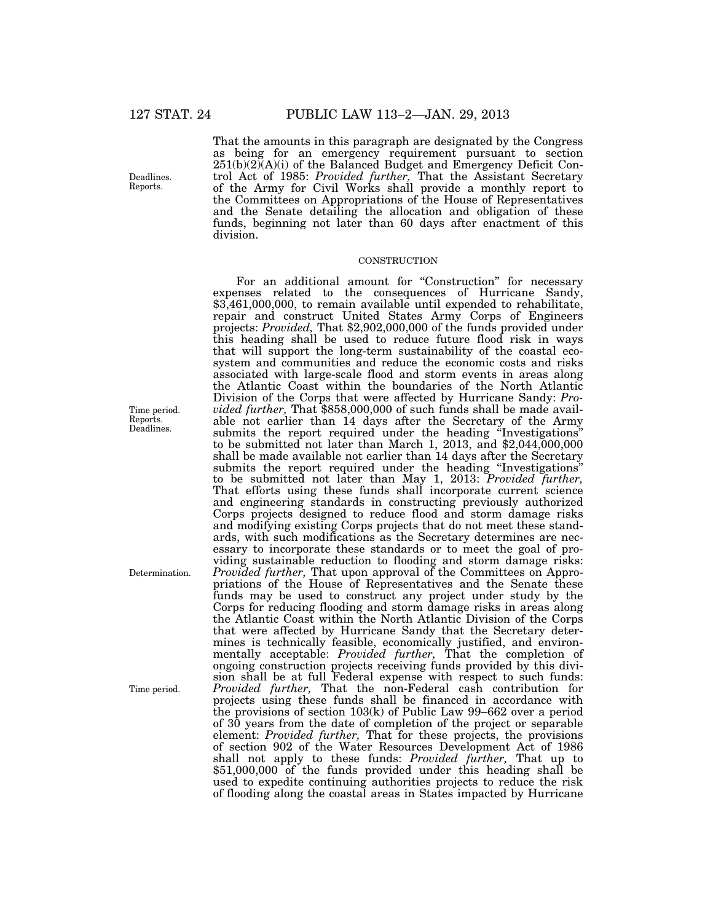That the amounts in this paragraph are designated by the Congress as being for an emergency requirement pursuant to section 251(b)(2)(A)(i) of the Balanced Budget and Emergency Deficit Control Act of 1985: *Provided further,* That the Assistant Secretary of the Army for Civil Works shall provide a monthly report to the Committees on Appropriations of the House of Representatives and the Senate detailing the allocation and obligation of these funds, beginning not later than 60 days after enactment of this division.

CONSTRUCTION

For an additional amount for "Construction" for necessary expenses related to the consequences of Hurricane Sandy, $3,461,000,000, to remain available until expended to rehabilitate, repair and construct United States Army Corps of Engineers projects: *Provided,* That $2,902,000,000 of the funds provided under this heading shall be used to reduce future flood risk in ways that will support the long-term sustainability of the coastal ecosystem and communities and reduce the economic costs and risks associated with large-scale flood and storm events in areas along the Atlantic Coast within the boundaries of the North Atlantic Division of the Corps that were affected by Hurricane Sandy: *Provided further,* That $858,000,000 of such funds shall be made available not earlier than 14 days after the Secretary of the Army submits the report required under the heading "Investigations" to be submitted not later than March 1, 2013, and $2,044,000,000 shall be made available not earlier than 14 days after the Secretary submits the report required under the heading "Investigations" to be submitted not later than May 1, 2013: *Provided further,* That efforts using these funds shall incorporate current science and engineering standards in constructing previously authorized Corps projects designed to reduce flood and storm damage risks and modifying existing Corps projects that do not meet these standards, with such modifications as the Secretary determines are necessary to incorporate these standards or to meet the goal of providing sustainable reduction to flooding and storm damage risks: *Provided further,* That upon approval of the Committees on Appropriations of the House of Representatives and the Senate these funds may be used to construct any project under study by the Corps for reducing flooding and storm damage risks in areas along the Atlantic Coast within the North Atlantic Division of the Corps that were affected by Hurricane Sandy that the Secretary determines is technically feasible, economically justified, and environmentally acceptable: *Provided further,* That the completion of ongoing construction projects receiving funds provided by this division shall be at full Federal expense with respect to such funds: *Provided further,* That the non-Federal cash contribution for projects using these funds shall be financed in accordance with the provisions of section 103(k) of Public Law 99–662 over a period of 30 years from the date of completion of the project or separable element: *Provided further,* That for these projects, the provisions of section 902 of the Water Resources Development Act of 1986 shall not apply to these funds: *Provided further,* That up to $51,000,000 of the funds provided under this heading shall be used to expedite continuing authorities projects to reduce the risk of flooding along the coastal areas in States impacted by Hurricane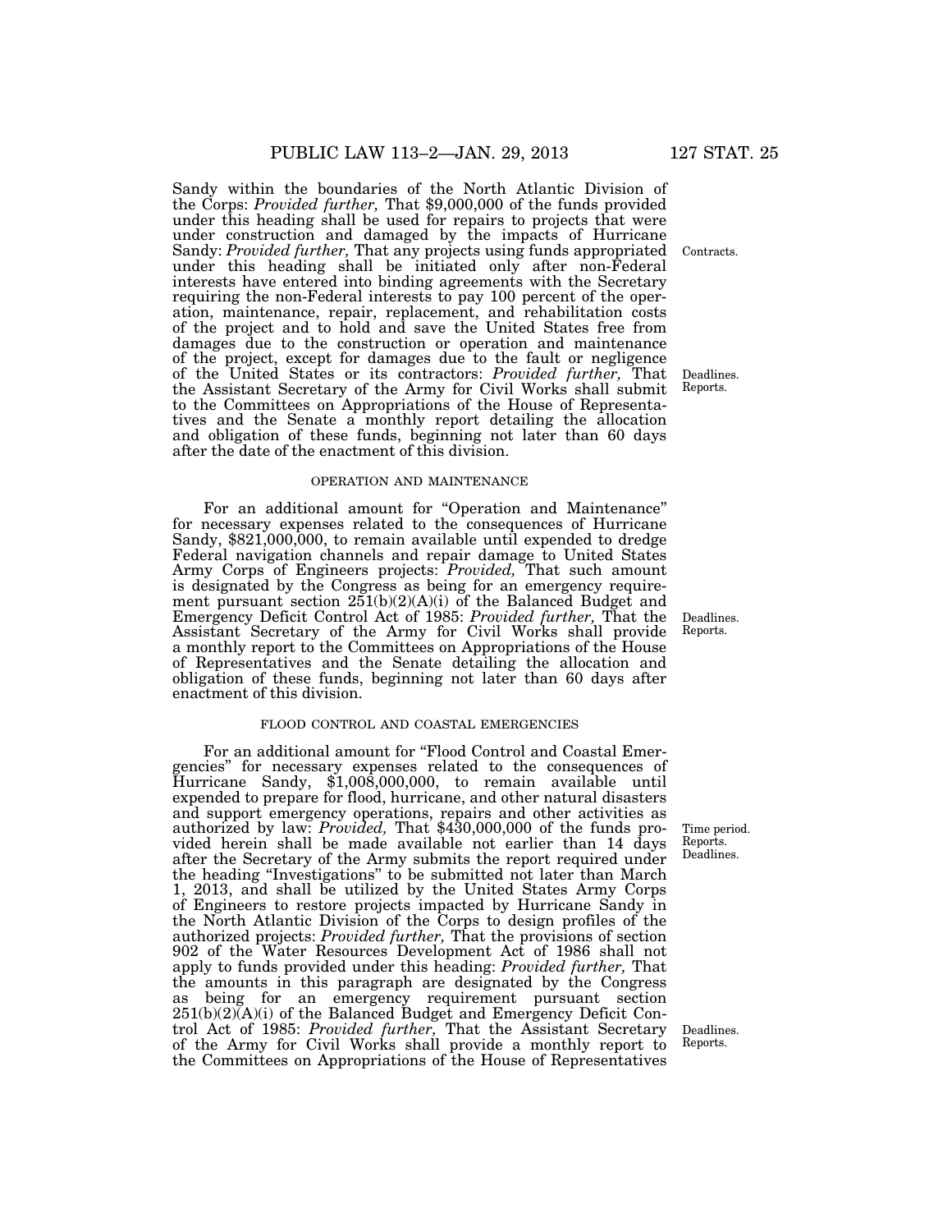Sandy within the boundaries of the North Atlantic Division of the Corps: *Provided further,* That $9,000,000 of the funds provided under this heading shall be used for repairs to projects that were under construction and damaged by the impacts of Hurricane Sandy: *Provided further,* That any projects using funds appropriated under this heading shall be initiated only after non-Federal interests have entered into binding agreements with the Secretary requiring the non-Federal interests to pay 100 percent of the operation, maintenance, repair, replacement, and rehabilitation costs of the project and to hold and save the United States free from damages due to the construction or operation and maintenance of the project, except for damages due to the fault or negligence of the United States or its contractors: *Provided further,* That the Assistant Secretary of the Army for Civil Works shall submit to the Committees on Appropriations of the House of Representatives and the Senate a monthly report detailing the allocation and obligation of these funds, beginning not later than 60 days after the date of the enactment of this division.

Contracts.

Deadlines. Reports.

OPERATION AND MAINTENANCE

For an additional amount for "Operation and Maintenance" for necessary expenses related to the consequences of Hurricane Sandy, $821,000,000, to remain available until expended to dredge Federal navigation channels and repair damage to United States Army Corps of Engineers projects: *Provided,* That such amount is designated by the Congress as being for an emergency requirement pursuant section 251(b)(2)(A)(i) of the Balanced Budget and Emergency Deficit Control Act of 1985: *Provided further,* That the Assistant Secretary of the Army for Civil Works shall provide a monthly report to the Committees on Appropriations of the House of Representatives and the Senate detailing the allocation and obligation of these funds, beginning not later than 60 days after enactment of this division.

Deadlines. Reports.

FLOOD CONTROL AND COASTAL EMERGENCIES

For an additional amount for "Flood Control and Coastal Emergencies" for necessary expenses related to the consequences of Hurricane Sandy, $1,008,000,000, to remain available until expended to prepare for flood, hurricane, and other natural disasters and support emergency operations, repairs and other activities as authorized by law: *Provided,* That $430,000,000 of the funds provided herein shall be made available not earlier than 14 days after the Secretary of the Army submits the report required under the heading "Investigations" to be submitted not later than March 1, 2013, and shall be utilized by the United States Army Corps of Engineers to restore projects impacted by Hurricane Sandy in the North Atlantic Division of the Corps to design profiles of the authorized projects: *Provided further,* That the provisions of section 902 of the Water Resources Development Act of 1986 shall not apply to funds provided under this heading: *Provided further,* That the amounts in this paragraph are designated by the Congress as being for an emergency requirement pursuant section 251(b)(2)(A)(i) of the Balanced Budget and Emergency Deficit Control Act of 1985: *Provided further,* That the Assistant Secretary of the Army for Civil Works shall provide a monthly report to the Committees on Appropriations of the House of Representatives

Time period. Reports. Deadlines.

Deadlines. Reports.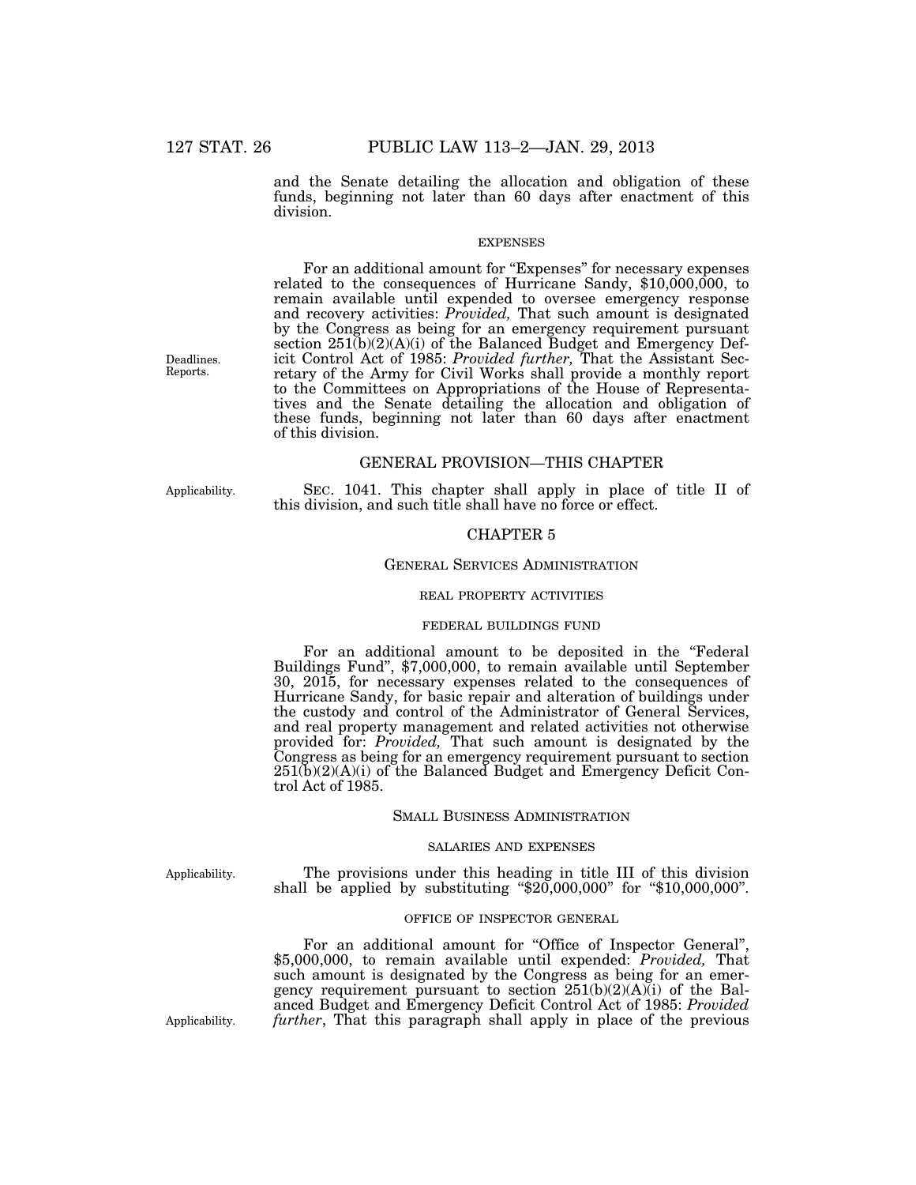and the Senate detailing the allocation and obligation of these funds, beginning not later than 60 days after enactment of this division.

EXPENSES

For an additional amount for "Expenses" for necessary expenses related to the consequences of Hurricane Sandy, $10,000,000, to remain available until expended to oversee emergency response and recovery activities: *Provided,* That such amount is designated by the Congress as being for an emergency requirement pursuant section 251(b)(2)(A)(i) of the Balanced Budget and Emergency Deficit Control Act of 1985: *Provided further,* That the Assistant Secretary of the Army for Civil Works shall provide a monthly report to the Committees on Appropriations of the House of Representatives and the Senate detailing the allocation and obligation of these funds, beginning not later than 60 days after enactment of this division.

Deadlines.
Reports.

## GENERAL PROVISION—THIS CHAPTER

Applicability.

SEC. 1041. This chapter shall apply in place of title II of this division, and such title shall have no force or effect.

## CHAPTER 5

### GENERAL SERVICES ADMINISTRATION

REAL PROPERTY ACTIVITIES

FEDERAL BUILDINGS FUND

For an additional amount to be deposited in the "Federal Buildings Fund", $7,000,000, to remain available until September 30, 2015, for necessary expenses related to the consequences of Hurricane Sandy, for basic repair and alteration of buildings under the custody and control of the Administrator of General Services, and real property management and related activities not otherwise provided for: *Provided,* That such amount is designated by the Congress as being for an emergency requirement pursuant to section 251(b)(2)(A)(i) of the Balanced Budget and Emergency Deficit Control Act of 1985.

### SMALL BUSINESS ADMINISTRATION

SALARIES AND EXPENSES

Applicability.

The provisions under this heading in title III of this division shall be applied by substituting "$20,000,000" for "$10,000,000".

OFFICE OF INSPECTOR GENERAL

For an additional amount for "Office of Inspector General", $5,000,000, to remain available until expended: *Provided,* That such amount is designated by the Congress as being for an emergency requirement pursuant to section 251(b)(2)(A)(i) of the Balanced Budget and Emergency Deficit Control Act of 1985: *Provided further*, That this paragraph shall apply in place of the previous

Applicability.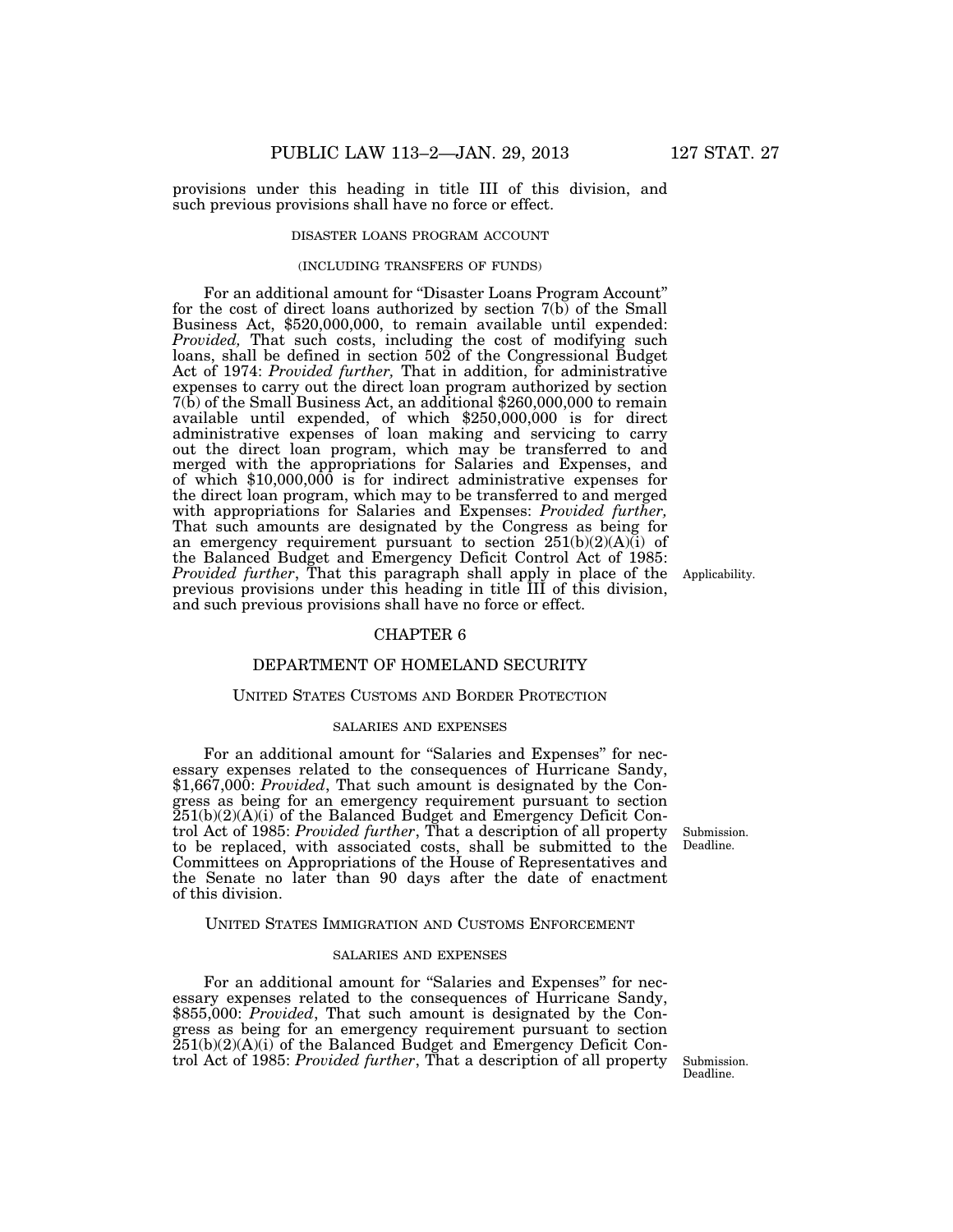provisions under this heading in title III of this division, and such previous provisions shall have no force or effect.

DISASTER LOANS PROGRAM ACCOUNT

(INCLUDING TRANSFERS OF FUNDS)

For an additional amount for "Disaster Loans Program Account" for the cost of direct loans authorized by section 7(b) of the Small Business Act, $520,000,000, to remain available until expended: *Provided,* That such costs, including the cost of modifying such loans, shall be defined in section 502 of the Congressional Budget Act of 1974: *Provided further,* That in addition, for administrative expenses to carry out the direct loan program authorized by section 7(b) of the Small Business Act, an additional $260,000,000 to remain available until expended, of which $250,000,000 is for direct administrative expenses of loan making and servicing to carry out the direct loan program, which may be transferred to and merged with the appropriations for Salaries and Expenses, and of which $10,000,000 is for indirect administrative expenses for the direct loan program, which may to be transferred to and merged with appropriations for Salaries and Expenses: *Provided further,* That such amounts are designated by the Congress as being for an emergency requirement pursuant to section 251(b)(2)(A)(i) of the Balanced Budget and Emergency Deficit Control Act of 1985: *Provided further*, That this paragraph shall apply in place of the previous provisions under this heading in title III of this division, and such previous provisions shall have no force or effect.

Applicability.

## CHAPTER 6

## DEPARTMENT OF HOMELAND SECURITY

### UNITED STATES CUSTOMS AND BORDER PROTECTION

SALARIES AND EXPENSES

For an additional amount for "Salaries and Expenses" for necessary expenses related to the consequences of Hurricane Sandy, $1,667,000: *Provided*, That such amount is designated by the Congress as being for an emergency requirement pursuant to section 251(b)(2)(A)(i) of the Balanced Budget and Emergency Deficit Control Act of 1985: *Provided further*, That a description of all property to be replaced, with associated costs, shall be submitted to the Committees on Appropriations of the House of Representatives and the Senate no later than 90 days after the date of enactment of this division.

Submission. Deadline.

### UNITED STATES IMMIGRATION AND CUSTOMS ENFORCEMENT

SALARIES AND EXPENSES

For an additional amount for "Salaries and Expenses" for necessary expenses related to the consequences of Hurricane Sandy, $855,000: *Provided*, That such amount is designated by the Congress as being for an emergency requirement pursuant to section 251(b)(2)(A)(i) of the Balanced Budget and Emergency Deficit Control Act of 1985: *Provided further*, That a description of all property

Submission. Deadline.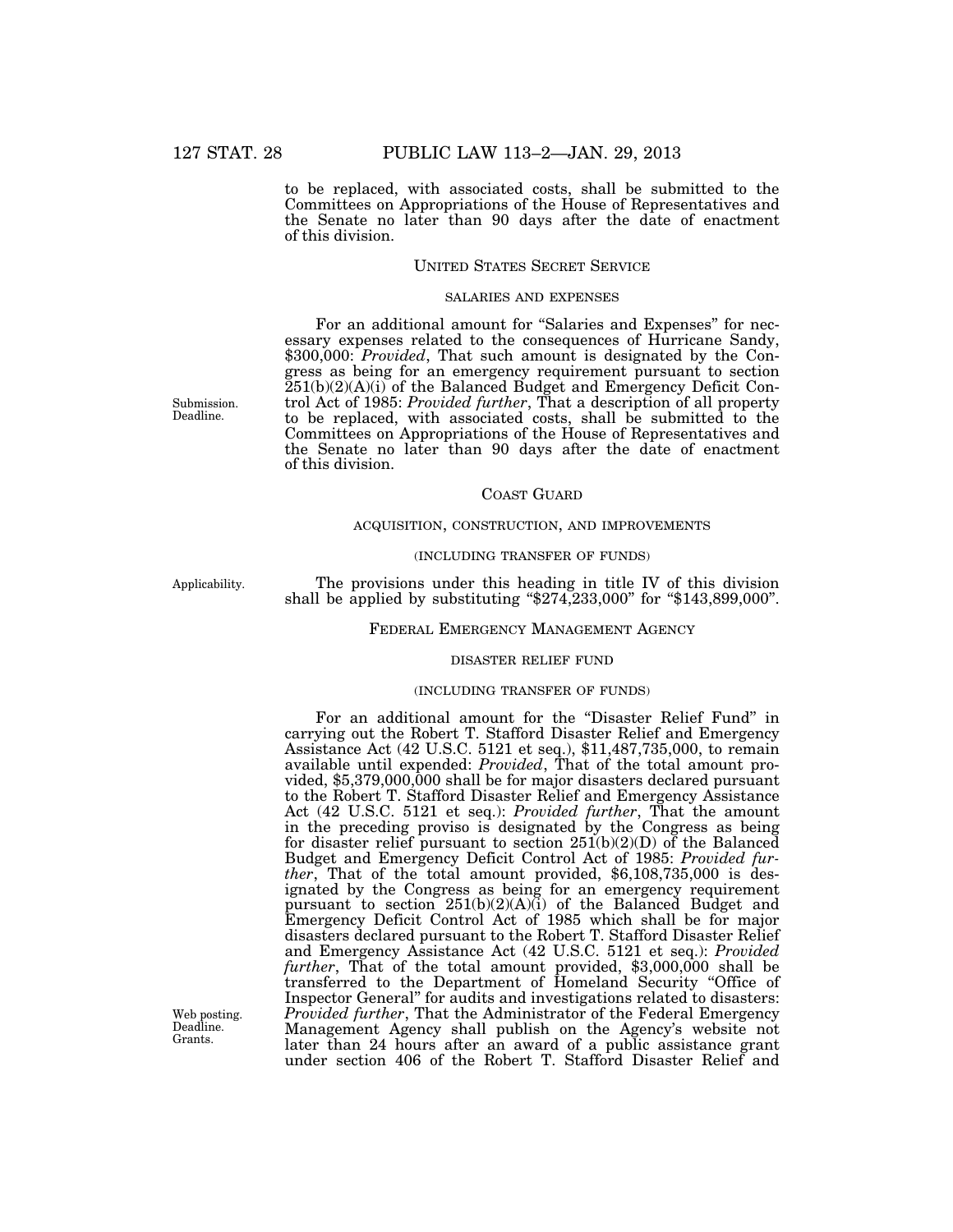to be replaced, with associated costs, shall be submitted to the Committees on Appropriations of the House of Representatives and the Senate no later than 90 days after the date of enactment of this division.

UNITED STATES SECRET SERVICE

SALARIES AND EXPENSES

For an additional amount for "Salaries and Expenses" for necessary expenses related to the consequences of Hurricane Sandy, $300,000: *Provided*, That such amount is designated by the Congress as being for an emergency requirement pursuant to section 251(b)(2)(A)(i) of the Balanced Budget and Emergency Deficit Control Act of 1985: *Provided further*, That a description of all property to be replaced, with associated costs, shall be submitted to the Committees on Appropriations of the House of Representatives and the Senate no later than 90 days after the date of enactment of this division.

Submission. Deadline.

COAST GUARD

ACQUISITION, CONSTRUCTION, AND IMPROVEMENTS

(INCLUDING TRANSFER OF FUNDS)

Applicability.

The provisions under this heading in title IV of this division shall be applied by substituting "$274,233,000" for "$143,899,000".

FEDERAL EMERGENCY MANAGEMENT AGENCY

DISASTER RELIEF FUND

(INCLUDING TRANSFER OF FUNDS)

For an additional amount for the "Disaster Relief Fund" in carrying out the Robert T. Stafford Disaster Relief and Emergency Assistance Act (42 U.S.C. 5121 et seq.), $11,487,735,000, to remain available until expended: *Provided*, That of the total amount provided, $5,379,000,000 shall be for major disasters declared pursuant to the Robert T. Stafford Disaster Relief and Emergency Assistance Act (42 U.S.C. 5121 et seq.): *Provided further*, That the amount in the preceding proviso is designated by the Congress as being for disaster relief pursuant to section 251(b)(2)(D) of the Balanced Budget and Emergency Deficit Control Act of 1985: *Provided further*, That of the total amount provided, $6,108,735,000 is designated by the Congress as being for an emergency requirement pursuant to section 251(b)(2)(A)(i) of the Balanced Budget and Emergency Deficit Control Act of 1985 which shall be for major disasters declared pursuant to the Robert T. Stafford Disaster Relief and Emergency Assistance Act (42 U.S.C. 5121 et seq.): *Provided further*, That of the total amount provided, $3,000,000 shall be transferred to the Department of Homeland Security "Office of Inspector General" for audits and investigations related to disasters: *Provided further*, That the Administrator of the Federal Emergency Management Agency shall publish on the Agency's website not later than 24 hours after an award of a public assistance grant under section 406 of the Robert T. Stafford Disaster Relief and

Web posting. Deadline. Grants.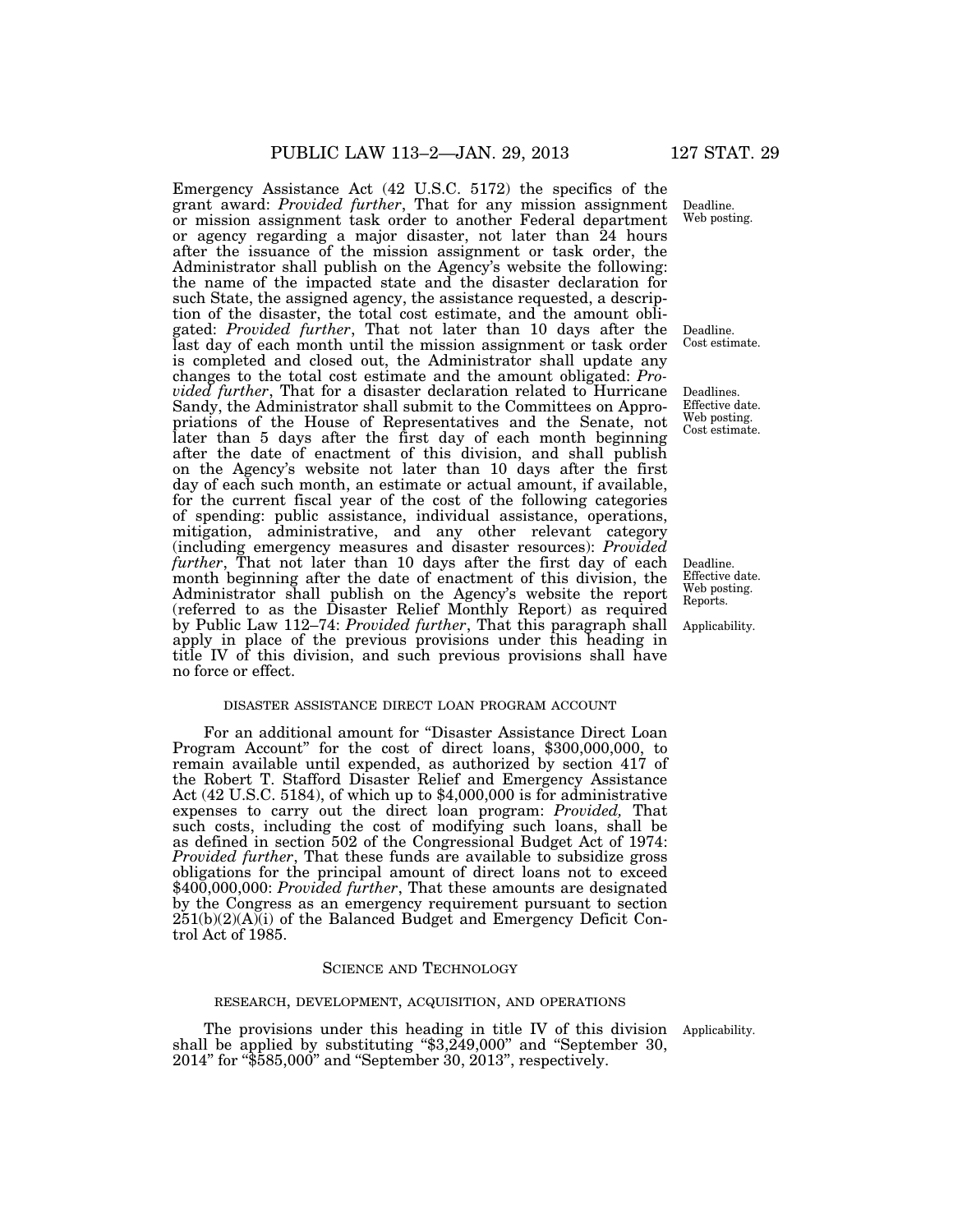Emergency Assistance Act (42 U.S.C. 5172) the specifics of the grant award: *Provided further*, That for any mission assignment or mission assignment task order to another Federal department or agency regarding a major disaster, not later than 24 hours after the issuance of the mission assignment or task order, the Administrator shall publish on the Agency's website the following: the name of the impacted state and the disaster declaration for such State, the assigned agency, the assistance requested, a description of the disaster, the total cost estimate, and the amount obligated: *Provided further*, That not later than 10 days after the last day of each month until the mission assignment or task order is completed and closed out, the Administrator shall update any changes to the total cost estimate and the amount obligated: *Provided further*, That for a disaster declaration related to Hurricane Sandy, the Administrator shall submit to the Committees on Appropriations of the House of Representatives and the Senate, not later than 5 days after the first day of each month beginning after the date of enactment of this division, and shall publish on the Agency's website not later than 10 days after the first day of each such month, an estimate or actual amount, if available, for the current fiscal year of the cost of the following categories of spending: public assistance, individual assistance, operations, mitigation, administrative, and any other relevant category (including emergency measures and disaster resources): *Provided further*, That not later than 10 days after the first day of each month beginning after the date of enactment of this division, the Administrator shall publish on the Agency's website the report (referred to as the Disaster Relief Monthly Report) as required by Public Law 112–74: *Provided further*, That this paragraph shall apply in place of the previous provisions under this heading in title IV of this division, and such previous provisions shall have no force or effect.

DISASTER ASSISTANCE DIRECT LOAN PROGRAM ACCOUNT

For an additional amount for "Disaster Assistance Direct Loan Program Account" for the cost of direct loans, $300,000,000, to remain available until expended, as authorized by section 417 of the Robert T. Stafford Disaster Relief and Emergency Assistance Act (42 U.S.C. 5184), of which up to $4,000,000 is for administrative expenses to carry out the direct loan program: *Provided,* That such costs, including the cost of modifying such loans, shall be as defined in section 502 of the Congressional Budget Act of 1974: *Provided further*, That these funds are available to subsidize gross obligations for the principal amount of direct loans not to exceed $400,000,000: *Provided further*, That these amounts are designated by the Congress as an emergency requirement pursuant to section 251(b)(2)(A)(i) of the Balanced Budget and Emergency Deficit Control Act of 1985.

## SCIENCE AND TECHNOLOGY

RESEARCH, DEVELOPMENT, ACQUISITION, AND OPERATIONS

The provisions under this heading in title IV of this division shall be applied by substituting "$3,249,000" and "September 30, 2014" for "$585,000" and "September 30, 2013", respectively.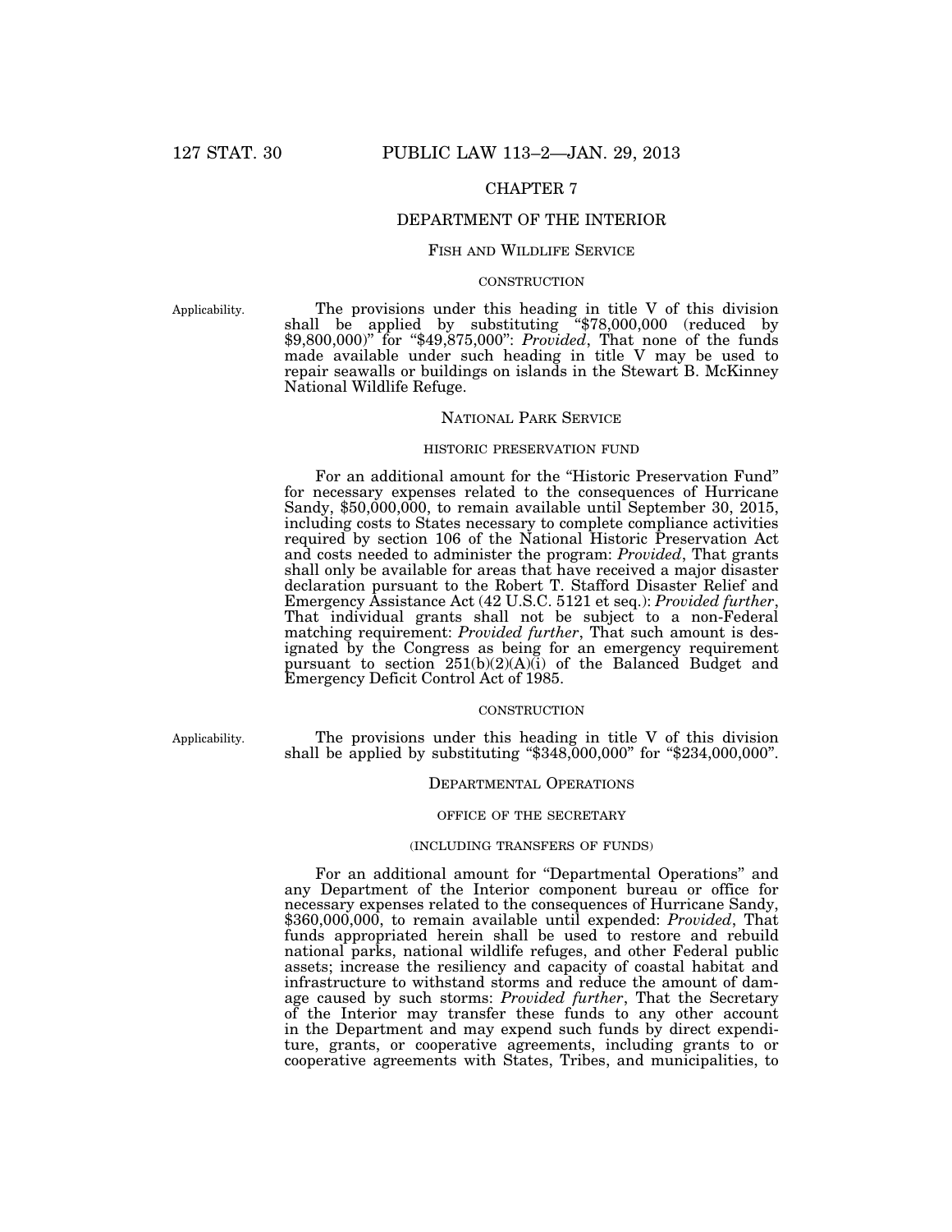## CHAPTER 7

## DEPARTMENT OF THE INTERIOR

### FISH AND WILDLIFE SERVICE

#### CONSTRUCTION

Applicability.

The provisions under this heading in title V of this division shall be applied by substituting "$78,000,000 (reduced by $9,800,000)" for "$49,875,000": *Provided*, That none of the funds made available under such heading in title V may be used to repair seawalls or buildings on islands in the Stewart B. McKinney National Wildlife Refuge.

### NATIONAL PARK SERVICE

#### HISTORIC PRESERVATION FUND

For an additional amount for the "Historic Preservation Fund" for necessary expenses related to the consequences of Hurricane Sandy, $50,000,000, to remain available until September 30, 2015, including costs to States necessary to complete compliance activities required by section 106 of the National Historic Preservation Act and costs needed to administer the program: *Provided*, That grants shall only be available for areas that have received a major disaster declaration pursuant to the Robert T. Stafford Disaster Relief and Emergency Assistance Act (42 U.S.C. 5121 et seq.): *Provided further*, That individual grants shall not be subject to a non-Federal matching requirement: *Provided further*, That such amount is designated by the Congress as being for an emergency requirement pursuant to section 251(b)(2)(A)(i) of the Balanced Budget and Emergency Deficit Control Act of 1985.

#### CONSTRUCTION

Applicability.

The provisions under this heading in title V of this division shall be applied by substituting "$348,000,000" for "$234,000,000".

### DEPARTMENTAL OPERATIONS

#### OFFICE OF THE SECRETARY

(INCLUDING TRANSFERS OF FUNDS)

For an additional amount for "Departmental Operations" and any Department of the Interior component bureau or office for necessary expenses related to the consequences of Hurricane Sandy, $360,000,000, to remain available until expended: *Provided*, That funds appropriated herein shall be used to restore and rebuild national parks, national wildlife refuges, and other Federal public assets; increase the resiliency and capacity of coastal habitat and infrastructure to withstand storms and reduce the amount of damage caused by such storms: *Provided further*, That the Secretary of the Interior may transfer these funds to any other account in the Department and may expend such funds by direct expenditure, grants, or cooperative agreements, including grants to or cooperative agreements with States, Tribes, and municipalities, to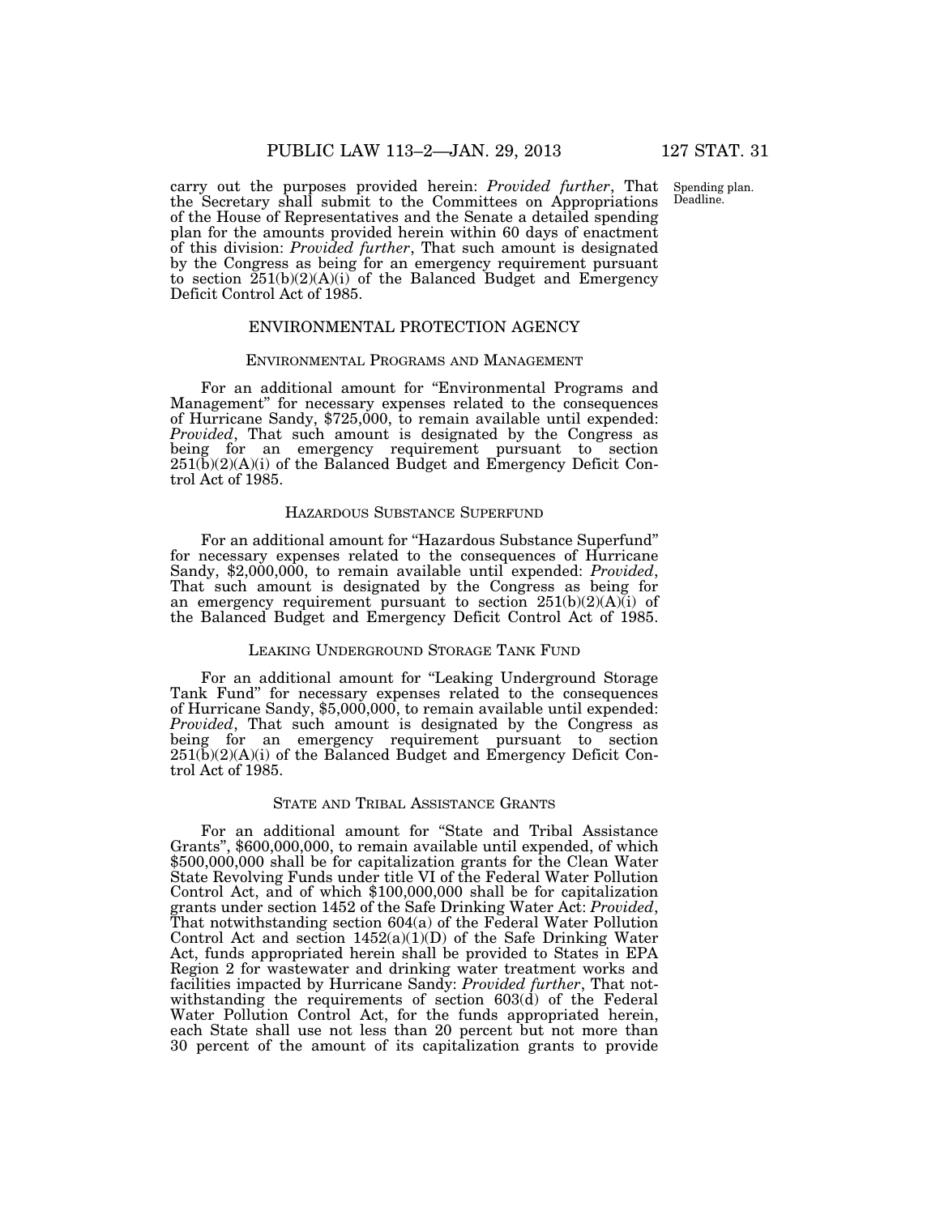carry out the purposes provided herein: *Provided further*, That the Secretary shall submit to the Committees on Appropriations of the House of Representatives and the Senate a detailed spending plan for the amounts provided herein within 60 days of enactment of this division: *Provided further*, That such amount is designated by the Congress as being for an emergency requirement pursuant to section 251(b)(2)(A)(i) of the Balanced Budget and Emergency Deficit Control Act of 1985.

Spending plan. Deadline.

## ENVIRONMENTAL PROTECTION AGENCY

### ENVIRONMENTAL PROGRAMS AND MANAGEMENT

For an additional amount for "Environmental Programs and Management" for necessary expenses related to the consequences of Hurricane Sandy, $725,000, to remain available until expended: *Provided*, That such amount is designated by the Congress as being for an emergency requirement pursuant to section 251(b)(2)(A)(i) of the Balanced Budget and Emergency Deficit Control Act of 1985.

### HAZARDOUS SUBSTANCE SUPERFUND

For an additional amount for "Hazardous Substance Superfund" for necessary expenses related to the consequences of Hurricane Sandy, $2,000,000, to remain available until expended: *Provided*, That such amount is designated by the Congress as being for an emergency requirement pursuant to section 251(b)(2)(A)(i) of the Balanced Budget and Emergency Deficit Control Act of 1985.

### LEAKING UNDERGROUND STORAGE TANK FUND

For an additional amount for "Leaking Underground Storage Tank Fund" for necessary expenses related to the consequences of Hurricane Sandy, $5,000,000, to remain available until expended: *Provided*, That such amount is designated by the Congress as being for an emergency requirement pursuant to section 251(b)(2)(A)(i) of the Balanced Budget and Emergency Deficit Control Act of 1985.

### STATE AND TRIBAL ASSISTANCE GRANTS

For an additional amount for "State and Tribal Assistance Grants", $600,000,000, to remain available until expended, of which $500,000,000 shall be for capitalization grants for the Clean Water State Revolving Funds under title VI of the Federal Water Pollution Control Act, and of which $100,000,000 shall be for capitalization grants under section 1452 of the Safe Drinking Water Act: *Provided*, That notwithstanding section 604(a) of the Federal Water Pollution Control Act and section 1452(a)(1)(D) of the Safe Drinking Water Act, funds appropriated herein shall be provided to States in EPA Region 2 for wastewater and drinking water treatment works and facilities impacted by Hurricane Sandy: *Provided further*, That notwithstanding the requirements of section 603(d) of the Federal Water Pollution Control Act, for the funds appropriated herein, each State shall use not less than 20 percent but not more than 30 percent of the amount of its capitalization grants to provide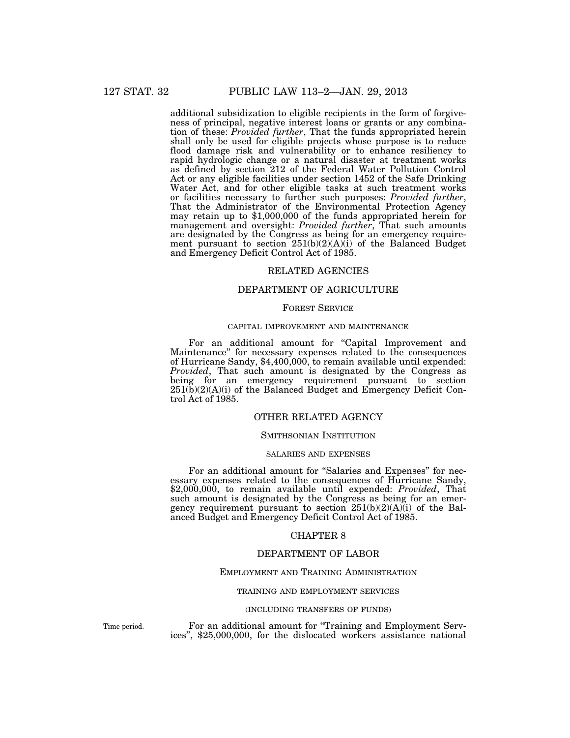additional subsidization to eligible recipients in the form of forgiveness of principal, negative interest loans or grants or any combination of these: *Provided further*, That the funds appropriated herein shall only be used for eligible projects whose purpose is to reduce flood damage risk and vulnerability or to enhance resiliency to rapid hydrologic change or a natural disaster at treatment works as defined by section 212 of the Federal Water Pollution Control Act or any eligible facilities under section 1452 of the Safe Drinking Water Act, and for other eligible tasks at such treatment works or facilities necessary to further such purposes: *Provided further*, That the Administrator of the Environmental Protection Agency may retain up to $1,000,000 of the funds appropriated herein for management and oversight: *Provided further*, That such amounts are designated by the Congress as being for an emergency requirement pursuant to section 251(b)(2)(A)(i) of the Balanced Budget and Emergency Deficit Control Act of 1985.

## RELATED AGENCIES

## DEPARTMENT OF AGRICULTURE

### FOREST SERVICE

#### CAPITAL IMPROVEMENT AND MAINTENANCE

For an additional amount for "Capital Improvement and Maintenance" for necessary expenses related to the consequences of Hurricane Sandy, $4,400,000, to remain available until expended: *Provided*, That such amount is designated by the Congress as being for an emergency requirement pursuant to section 251(b)(2)(A)(i) of the Balanced Budget and Emergency Deficit Control Act of 1985.

## OTHER RELATED AGENCY

### SMITHSONIAN INSTITUTION

#### SALARIES AND EXPENSES

For an additional amount for "Salaries and Expenses" for necessary expenses related to the consequences of Hurricane Sandy, $2,000,000, to remain available until expended: *Provided*, That such amount is designated by the Congress as being for an emergency requirement pursuant to section 251(b)(2)(A)(i) of the Balanced Budget and Emergency Deficit Control Act of 1985.

## CHAPTER 8

## DEPARTMENT OF LABOR

### EMPLOYMENT AND TRAINING ADMINISTRATION

#### TRAINING AND EMPLOYMENT SERVICES

(INCLUDING TRANSFERS OF FUNDS)

Time period.

For an additional amount for "Training and Employment Services", $25,000,000, for the dislocated workers assistance national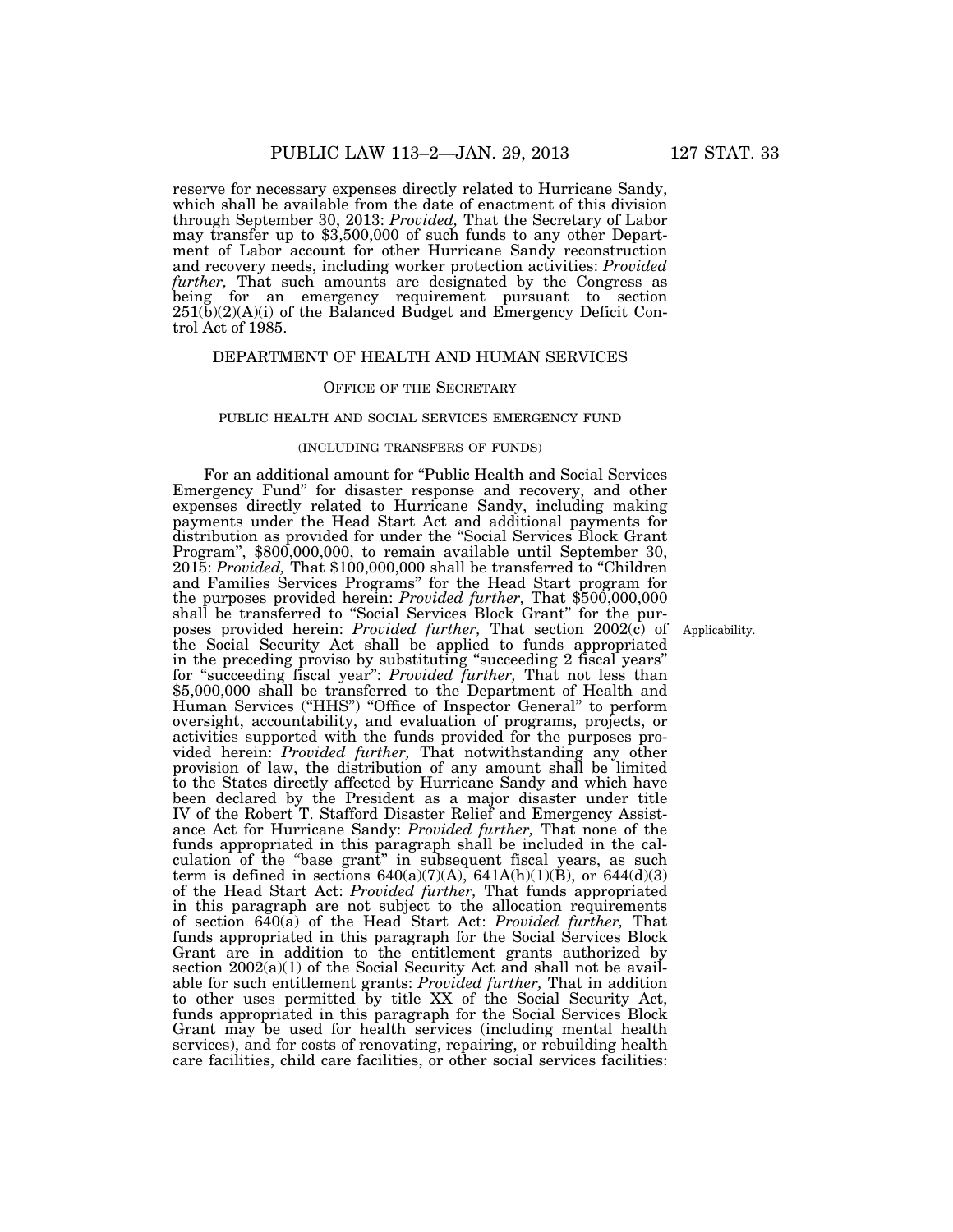reserve for necessary expenses directly related to Hurricane Sandy, which shall be available from the date of enactment of this division through September 30, 2013: *Provided,* That the Secretary of Labor may transfer up to $3,500,000 of such funds to any other Department of Labor account for other Hurricane Sandy reconstruction and recovery needs, including worker protection activities: *Provided further,* That such amounts are designated by the Congress as being for an emergency requirement pursuant to section 251(b)(2)(A)(i) of the Balanced Budget and Emergency Deficit Control Act of 1985.

## DEPARTMENT OF HEALTH AND HUMAN SERVICES

### OFFICE OF THE SECRETARY

#### PUBLIC HEALTH AND SOCIAL SERVICES EMERGENCY FUND

(INCLUDING TRANSFERS OF FUNDS)

For an additional amount for "Public Health and Social Services Emergency Fund" for disaster response and recovery, and other expenses directly related to Hurricane Sandy, including making payments under the Head Start Act and additional payments for distribution as provided for under the "Social Services Block Grant Program", $800,000,000, to remain available until September 30, 2015: *Provided,* That $100,000,000 shall be transferred to "Children and Families Services Programs" for the Head Start program for the purposes provided herein: *Provided further,* That $500,000,000 shall be transferred to "Social Services Block Grant" for the purposes provided herein: *Provided further,* That section 2002(c) of the Social Security Act shall be applied to funds appropriated in the preceding proviso by substituting "succeeding 2 fiscal years" for "succeeding fiscal year": *Provided further,* That not less than $5,000,000 shall be transferred to the Department of Health and Human Services ("HHS") "Office of Inspector General" to perform oversight, accountability, and evaluation of programs, projects, or activities supported with the funds provided for the purposes provided herein: *Provided further,* That notwithstanding any other provision of law, the distribution of any amount shall be limited to the States directly affected by Hurricane Sandy and which have been declared by the President as a major disaster under title IV of the Robert T. Stafford Disaster Relief and Emergency Assistance Act for Hurricane Sandy: *Provided further,* That none of the funds appropriated in this paragraph shall be included in the calculation of the "base grant" in subsequent fiscal years, as such term is defined in sections 640(a)(7)(A), 641A(h)(1)(B), or 644(d)(3) of the Head Start Act: *Provided further,* That funds appropriated in this paragraph are not subject to the allocation requirements of section 640(a) of the Head Start Act: *Provided further,* That funds appropriated in this paragraph for the Social Services Block Grant are in addition to the entitlement grants authorized by section 2002(a)(1) of the Social Security Act and shall not be available for such entitlement grants: *Provided further,* That in addition to other uses permitted by title XX of the Social Security Act, funds appropriated in this paragraph for the Social Services Block Grant may be used for health services (including mental health services), and for costs of renovating, repairing, or rebuilding health care facilities, child care facilities, or other social services facilities:

Applicability.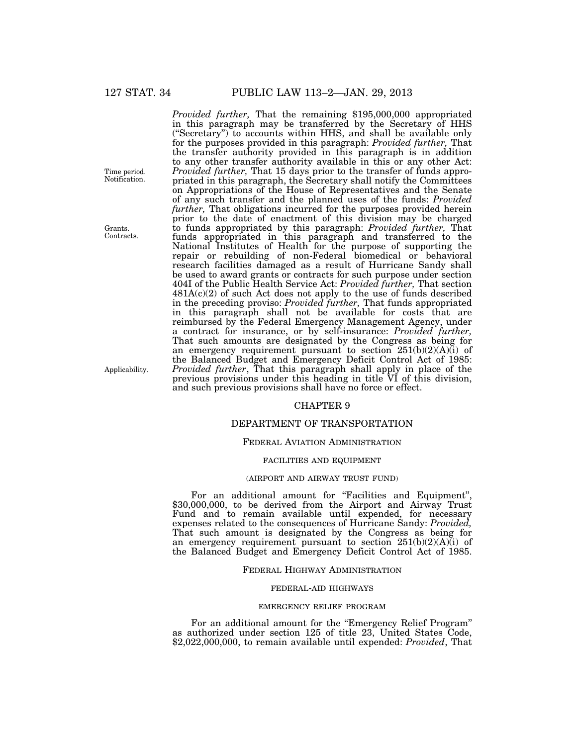*Provided further,* That the remaining $195,000,000 appropriated in this paragraph may be transferred by the Secretary of HHS ("Secretary") to accounts within HHS, and shall be available only for the purposes provided in this paragraph: *Provided further,* That the transfer authority provided in this paragraph is in addition to any other transfer authority available in this or any other Act: *Provided further,* That 15 days prior to the transfer of funds appropriated in this paragraph, the Secretary shall notify the Committees on Appropriations of the House of Representatives and the Senate of any such transfer and the planned uses of the funds: *Provided further,* That obligations incurred for the purposes provided herein prior to the date of enactment of this division may be charged to funds appropriated by this paragraph: *Provided further,* That funds appropriated in this paragraph and transferred to the National Institutes of Health for the purpose of supporting the repair or rebuilding of non-Federal biomedical or behavioral research facilities damaged as a result of Hurricane Sandy shall be used to award grants or contracts for such purpose under section 404I of the Public Health Service Act: *Provided further,* That section 481A(c)(2) of such Act does not apply to the use of funds described in the preceding proviso: *Provided further,* That funds appropriated in this paragraph shall not be available for costs that are reimbursed by the Federal Emergency Management Agency, under a contract for insurance, or by self-insurance: *Provided further,* That such amounts are designated by the Congress as being for an emergency requirement pursuant to section 251(b)(2)(A)(i) of the Balanced Budget and Emergency Deficit Control Act of 1985: *Provided further*, That this paragraph shall apply in place of the previous provisions under this heading in title VI of this division, and such previous provisions shall have no force or effect.

Time period.
Notification.

Grants.
Contracts.

Applicability.

## CHAPTER 9

## DEPARTMENT OF TRANSPORTATION

### FEDERAL AVIATION ADMINISTRATION

#### FACILITIES AND EQUIPMENT

#### (AIRPORT AND AIRWAY TRUST FUND)

For an additional amount for "Facilities and Equipment", $30,000,000, to be derived from the Airport and Airway Trust Fund and to remain available until expended, for necessary expenses related to the consequences of Hurricane Sandy: *Provided,* That such amount is designated by the Congress as being for an emergency requirement pursuant to section 251(b)(2)(A)(i) of the Balanced Budget and Emergency Deficit Control Act of 1985.

### FEDERAL HIGHWAY ADMINISTRATION

#### FEDERAL-AID HIGHWAYS

#### EMERGENCY RELIEF PROGRAM

For an additional amount for the "Emergency Relief Program" as authorized under section 125 of title 23, United States Code, $2,022,000,000, to remain available until expended: *Provided*, That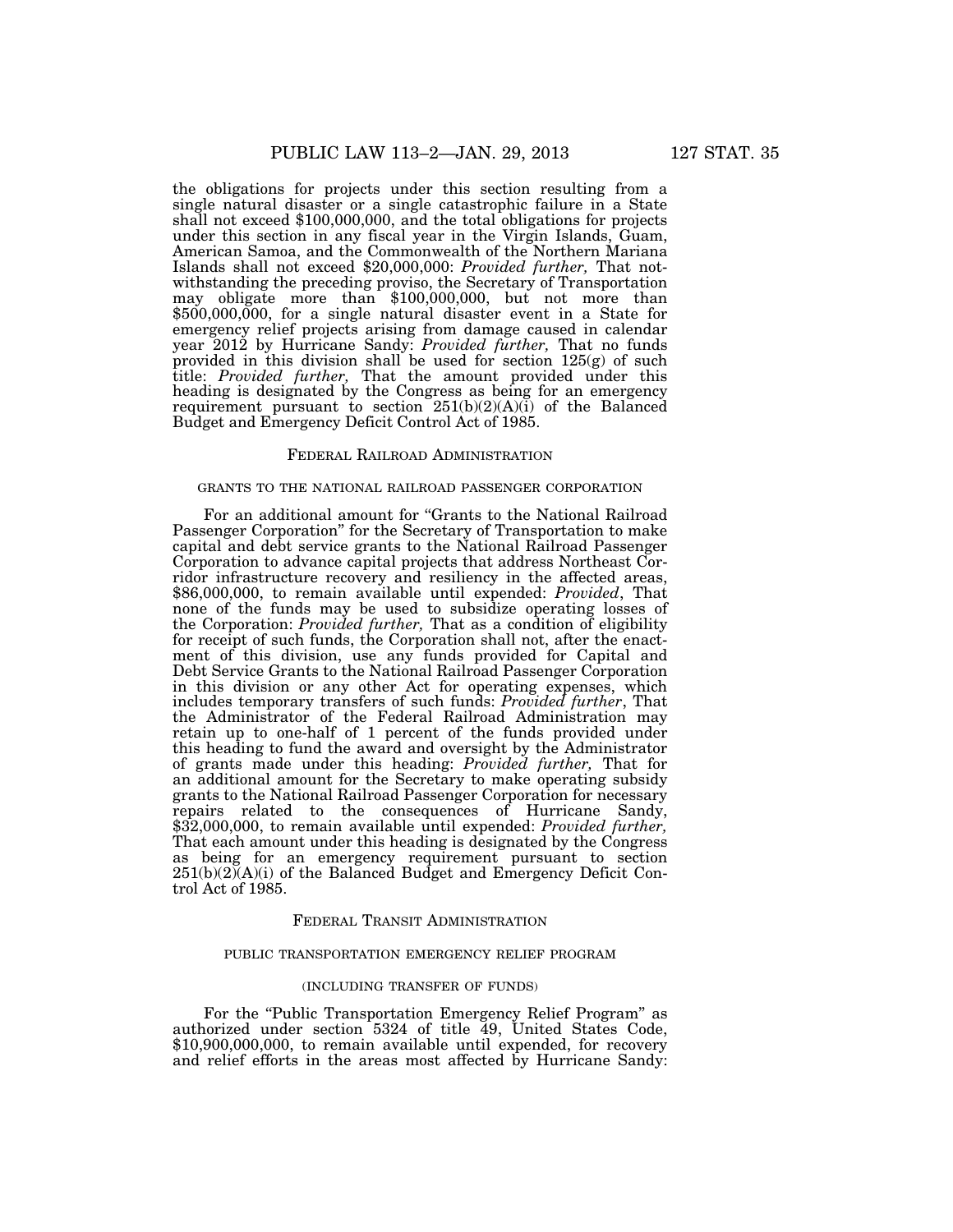the obligations for projects under this section resulting from a single natural disaster or a single catastrophic failure in a State shall not exceed $100,000,000, and the total obligations for projects under this section in any fiscal year in the Virgin Islands, Guam, American Samoa, and the Commonwealth of the Northern Mariana Islands shall not exceed $20,000,000: *Provided further,* That notwithstanding the preceding proviso, the Secretary of Transportation may obligate more than $100,000,000, but not more than $500,000,000, for a single natural disaster event in a State for emergency relief projects arising from damage caused in calendar year 2012 by Hurricane Sandy: *Provided further,* That no funds provided in this division shall be used for section 125(g) of such title: *Provided further,* That the amount provided under this heading is designated by the Congress as being for an emergency requirement pursuant to section 251(b)(2)(A)(i) of the Balanced Budget and Emergency Deficit Control Act of 1985.

## FEDERAL RAILROAD ADMINISTRATION

### GRANTS TO THE NATIONAL RAILROAD PASSENGER CORPORATION

For an additional amount for "Grants to the National Railroad Passenger Corporation" for the Secretary of Transportation to make capital and debt service grants to the National Railroad Passenger Corporation to advance capital projects that address Northeast Corridor infrastructure recovery and resiliency in the affected areas, $86,000,000, to remain available until expended: *Provided*, That none of the funds may be used to subsidize operating losses of the Corporation: *Provided further,* That as a condition of eligibility for receipt of such funds, the Corporation shall not, after the enactment of this division, use any funds provided for Capital and Debt Service Grants to the National Railroad Passenger Corporation in this division or any other Act for operating expenses, which includes temporary transfers of such funds: *Provided further*, That the Administrator of the Federal Railroad Administration may retain up to one-half of 1 percent of the funds provided under this heading to fund the award and oversight by the Administrator of grants made under this heading: *Provided further,* That for an additional amount for the Secretary to make operating subsidy grants to the National Railroad Passenger Corporation for necessary repairs related to the consequences of Hurricane Sandy, $32,000,000, to remain available until expended: *Provided further,* That each amount under this heading is designated by the Congress as being for an emergency requirement pursuant to section 251(b)(2)(A)(i) of the Balanced Budget and Emergency Deficit Control Act of 1985.

## FEDERAL TRANSIT ADMINISTRATION

### PUBLIC TRANSPORTATION EMERGENCY RELIEF PROGRAM

(INCLUDING TRANSFER OF FUNDS)

For the "Public Transportation Emergency Relief Program" as authorized under section 5324 of title 49, United States Code, $10,900,000,000, to remain available until expended, for recovery and relief efforts in the areas most affected by Hurricane Sandy: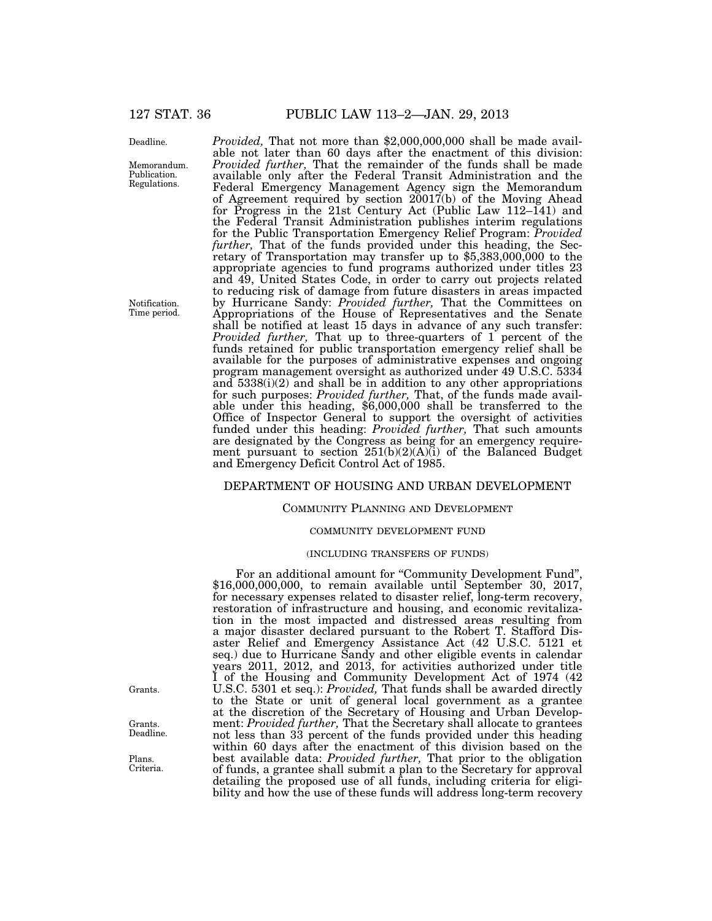*Provided,* That not more than $2,000,000,000 shall be made available not later than 60 days after the enactment of this division: *Provided further,* That the remainder of the funds shall be made available only after the Federal Transit Administration and the Federal Emergency Management Agency sign the Memorandum of Agreement required by section 20017(b) of the Moving Ahead for Progress in the 21st Century Act (Public Law 112–141) and the Federal Transit Administration publishes interim regulations for the Public Transportation Emergency Relief Program: *Provided further,* That of the funds provided under this heading, the Secretary of Transportation may transfer up to $5,383,000,000 to the appropriate agencies to fund programs authorized under titles 23 and 49, United States Code, in order to carry out projects related to reducing risk of damage from future disasters in areas impacted by Hurricane Sandy: *Provided further,* That the Committees on Appropriations of the House of Representatives and the Senate shall be notified at least 15 days in advance of any such transfer: *Provided further,* That up to three-quarters of 1 percent of the funds retained for public transportation emergency relief shall be available for the purposes of administrative expenses and ongoing program management oversight as authorized under 49 U.S.C. 5334 and 5338(i)(2) and shall be in addition to any other appropriations for such purposes: *Provided further,* That, of the funds made available under this heading, $6,000,000 shall be transferred to the Office of Inspector General to support the oversight of activities funded under this heading: *Provided further,* That such amounts are designated by the Congress as being for an emergency requirement pursuant to section 251(b)(2)(A)(i) of the Balanced Budget and Emergency Deficit Control Act of 1985.

## DEPARTMENT OF HOUSING AND URBAN DEVELOPMENT

### COMMUNITY PLANNING AND DEVELOPMENT

#### COMMUNITY DEVELOPMENT FUND

(INCLUDING TRANSFERS OF FUNDS)

For an additional amount for "Community Development Fund", $16,000,000,000, to remain available until September 30, 2017, for necessary expenses related to disaster relief, long-term recovery, restoration of infrastructure and housing, and economic revitalization in the most impacted and distressed areas resulting from a major disaster declared pursuant to the Robert T. Stafford Disaster Relief and Emergency Assistance Act (42 U.S.C. 5121 et seq.) due to Hurricane Sandy and other eligible events in calendar years 2011, 2012, and 2013, for activities authorized under title I of the Housing and Community Development Act of 1974 (42 U.S.C. 5301 et seq.): *Provided,* That funds shall be awarded directly to the State or unit of general local government as a grantee at the discretion of the Secretary of Housing and Urban Development: *Provided further,* That the Secretary shall allocate to grantees not less than 33 percent of the funds provided under this heading within 60 days after the enactment of this division based on the best available data: *Provided further,* That prior to the obligation of funds, a grantee shall submit a plan to the Secretary for approval detailing the proposed use of all funds, including criteria for eligibility and how the use of these funds will address long-term recovery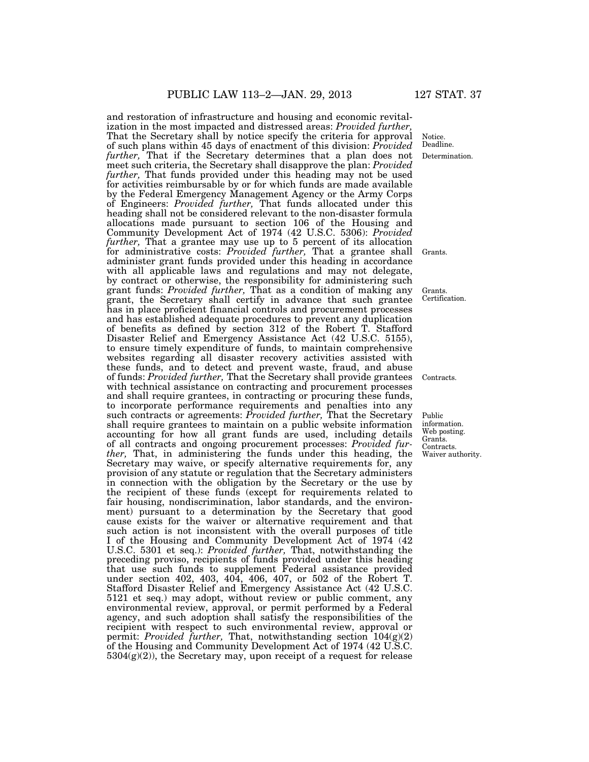and restoration of infrastructure and housing and economic revitalization in the most impacted and distressed areas: *Provided further,* That the Secretary shall by notice specify the criteria for approval of such plans within 45 days of enactment of this division: *Provided further,* That if the Secretary determines that a plan does not meet such criteria, the Secretary shall disapprove the plan: *Provided further,* That funds provided under this heading may not be used for activities reimbursable by or for which funds are made available by the Federal Emergency Management Agency or the Army Corps of Engineers: *Provided further,* That funds allocated under this heading shall not be considered relevant to the non-disaster formula allocations made pursuant to section 106 of the Housing and Community Development Act of 1974 (42 U.S.C. 5306): *Provided further,* That a grantee may use up to 5 percent of its allocation for administrative costs: *Provided further,* That a grantee shall administer grant funds provided under this heading in accordance with all applicable laws and regulations and may not delegate, by contract or otherwise, the responsibility for administering such grant funds: *Provided further,* That as a condition of making any grant, the Secretary shall certify in advance that such grantee has in place proficient financial controls and procurement processes and has established adequate procedures to prevent any duplication of benefits as defined by section 312 of the Robert T. Stafford Disaster Relief and Emergency Assistance Act (42 U.S.C. 5155), to ensure timely expenditure of funds, to maintain comprehensive websites regarding all disaster recovery activities assisted with these funds, and to detect and prevent waste, fraud, and abuse of funds: *Provided further,* That the Secretary shall provide grantees with technical assistance on contracting and procurement processes and shall require grantees, in contracting or procuring these funds, to incorporate performance requirements and penalties into any such contracts or agreements: *Provided further,* That the Secretary shall require grantees to maintain on a public website information accounting for how all grant funds are used, including details of all contracts and ongoing procurement processes: *Provided further,* That, in administering the funds under this heading, the Secretary may waive, or specify alternative requirements for, any provision of any statute or regulation that the Secretary administers in connection with the obligation by the Secretary or the use by the recipient of these funds (except for requirements related to fair housing, nondiscrimination, labor standards, and the environment) pursuant to a determination by the Secretary that good cause exists for the waiver or alternative requirement and that such action is not inconsistent with the overall purposes of title I of the Housing and Community Development Act of 1974 (42 U.S.C. 5301 et seq.): *Provided further,* That, notwithstanding the preceding proviso, recipients of funds provided under this heading that use such funds to supplement Federal assistance provided under section 402, 403, 404, 406, 407, or 502 of the Robert T. Stafford Disaster Relief and Emergency Assistance Act (42 U.S.C. 5121 et seq.) may adopt, without review or public comment, any environmental review, approval, or permit performed by a Federal agency, and such adoption shall satisfy the responsibilities of the recipient with respect to such environmental review, approval or permit: *Provided further,* That, notwithstanding section 104(g)(2) of the Housing and Community Development Act of 1974 (42 U.S.C. 5304(g)(2)), the Secretary may, upon receipt of a request for release

Notice.
Deadline.
Determination.

Grants.

Grants.
Certification.

Contracts.

Public information.
Web posting.
Grants.
Contracts.
Waiver authority.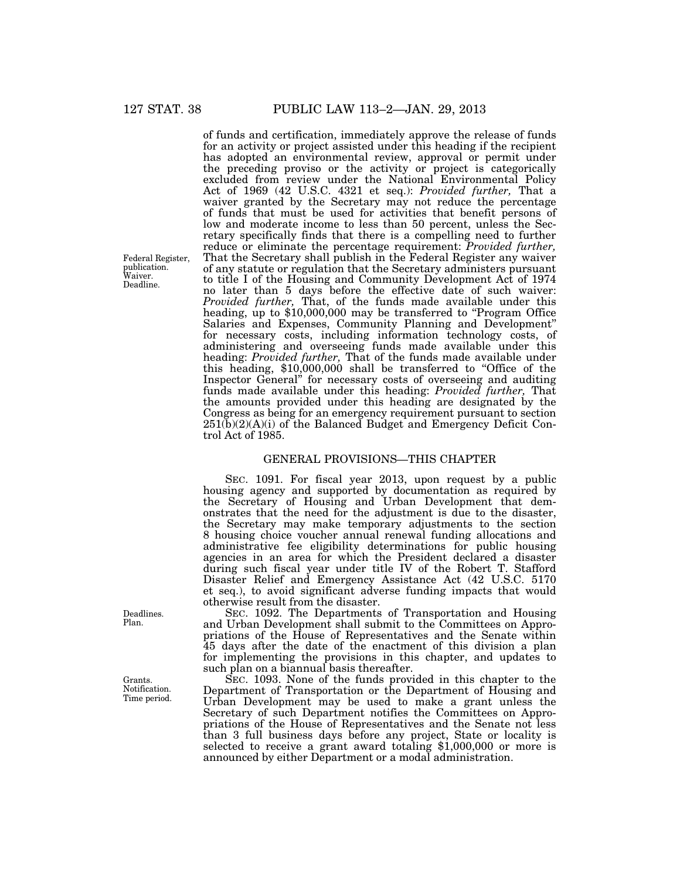of funds and certification, immediately approve the release of funds for an activity or project assisted under this heading if the recipient has adopted an environmental review, approval or permit under the preceding proviso or the activity or project is categorically excluded from review under the National Environmental Policy Act of 1969 (42 U.S.C. 4321 et seq.): *Provided further,* That a waiver granted by the Secretary may not reduce the percentage of funds that must be used for activities that benefit persons of low and moderate income to less than 50 percent, unless the Secretary specifically finds that there is a compelling need to further reduce or eliminate the percentage requirement: *Provided further,* That the Secretary shall publish in the Federal Register any waiver of any statute or regulation that the Secretary administers pursuant to title I of the Housing and Community Development Act of 1974 no later than 5 days before the effective date of such waiver: *Provided further,* That, of the funds made available under this heading, up to $10,000,000 may be transferred to "Program Office Salaries and Expenses, Community Planning and Development" for necessary costs, including information technology costs, of administering and overseeing funds made available under this heading: *Provided further,* That of the funds made available under this heading, $10,000,000 shall be transferred to "Office of the Inspector General" for necessary costs of overseeing and auditing funds made available under this heading: *Provided further,* That the amounts provided under this heading are designated by the Congress as being for an emergency requirement pursuant to section 251(b)(2)(A)(i) of the Balanced Budget and Emergency Deficit Control Act of 1985.

Federal Register, publication. Waiver. Deadline.

## GENERAL PROVISIONS—THIS CHAPTER

SEC. 1091. For fiscal year 2013, upon request by a public housing agency and supported by documentation as required by the Secretary of Housing and Urban Development that demonstrates that the need for the adjustment is due to the disaster, the Secretary may make temporary adjustments to the section 8 housing choice voucher annual renewal funding allocations and administrative fee eligibility determinations for public housing agencies in an area for which the President declared a disaster during such fiscal year under title IV of the Robert T. Stafford Disaster Relief and Emergency Assistance Act (42 U.S.C. 5170 et seq.), to avoid significant adverse funding impacts that would otherwise result from the disaster.

Deadlines. Plan.

SEC. 1092. The Departments of Transportation and Housing and Urban Development shall submit to the Committees on Appropriations of the House of Representatives and the Senate within 45 days after the date of the enactment of this division a plan for implementing the provisions in this chapter, and updates to such plan on a biannual basis thereafter.

Grants. Notification. Time period.

SEC. 1093. None of the funds provided in this chapter to the Department of Transportation or the Department of Housing and Urban Development may be used to make a grant unless the Secretary of such Department notifies the Committees on Appropriations of the House of Representatives and the Senate not less than 3 full business days before any project, State or locality is selected to receive a grant award totaling $1,000,000 or more is announced by either Department or a modal administration.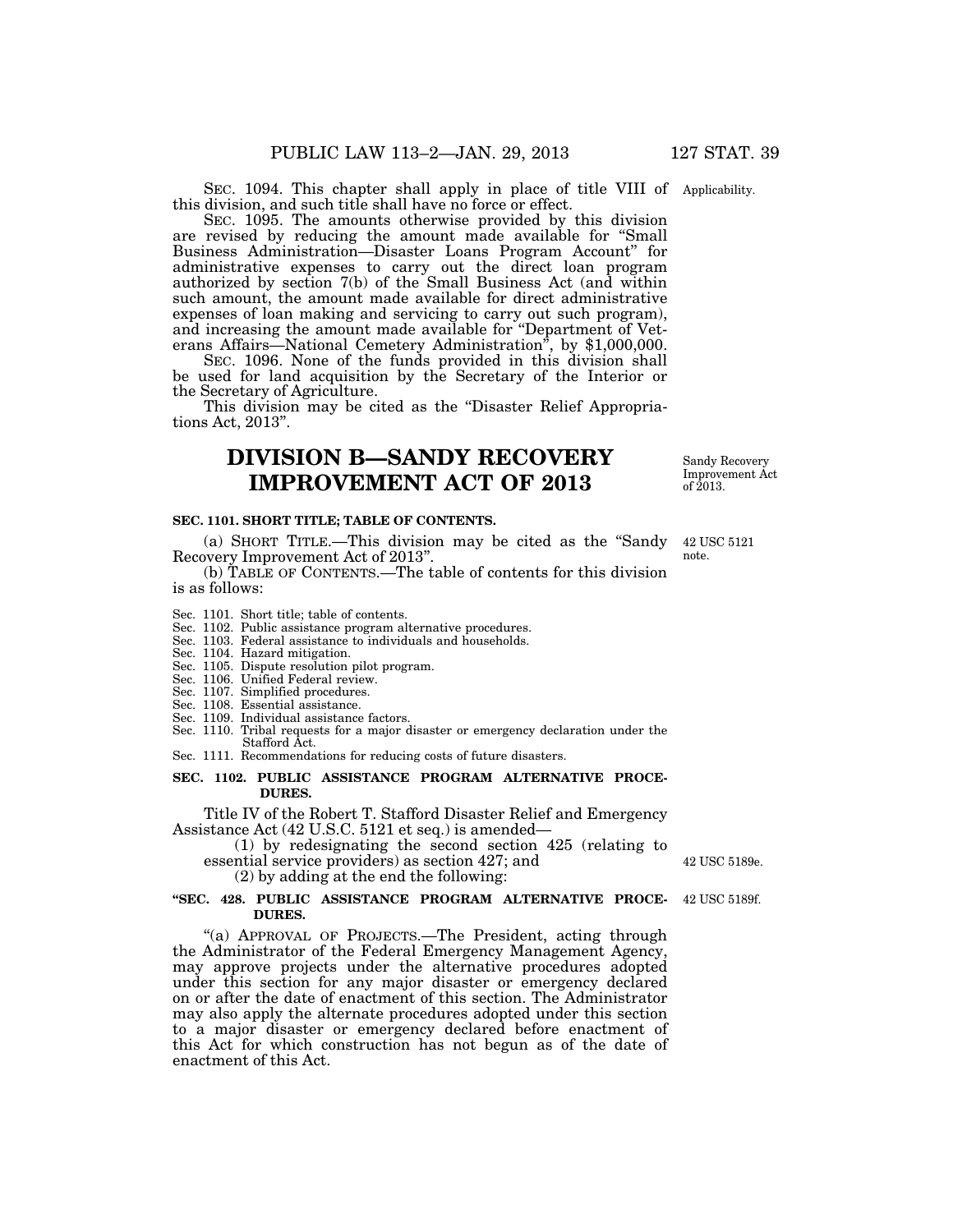SEC. 1094. This chapter shall apply in place of title VIII of this division, and such title shall have no force or effect.

Applicability.

SEC. 1095. The amounts otherwise provided by this division are revised by reducing the amount made available for "Small Business Administration—Disaster Loans Program Account" for administrative expenses to carry out the direct loan program authorized by section 7(b) of the Small Business Act (and within such amount, the amount made available for direct administrative expenses of loan making and servicing to carry out such program), and increasing the amount made available for "Department of Veterans Affairs—National Cemetery Administration", by $1,000,000.

SEC. 1096. None of the funds provided in this division shall be used for land acquisition by the Secretary of the Interior or the Secretary of Agriculture.

This division may be cited as the "Disaster Relief Appropriations Act, 2013".

# DIVISION B—SANDY RECOVERY IMPROVEMENT ACT OF 2013

Sandy Recovery Improvement Act of 2013.

### SEC. 1101. SHORT TITLE; TABLE OF CONTENTS.

42 USC 5121 note.

(a) SHORT TITLE.—This division may be cited as the "Sandy Recovery Improvement Act of 2013".

(b) TABLE OF CONTENTS.—The table of contents for this division is as follows:

Sec. 1101. Short title; table of contents.
Sec. 1102. Public assistance program alternative procedures.
Sec. 1103. Federal assistance to individuals and households.
Sec. 1104. Hazard mitigation.
Sec. 1105. Dispute resolution pilot program.
Sec. 1106. Unified Federal review.
Sec. 1107. Simplified procedures.
Sec. 1108. Essential assistance.
Sec. 1109. Individual assistance factors.
Sec. 1110. Tribal requests for a major disaster or emergency declaration under the Stafford Act.
Sec. 1111. Recommendations for reducing costs of future disasters.

### SEC. 1102. PUBLIC ASSISTANCE PROGRAM ALTERNATIVE PROCEDURES.

Title IV of the Robert T. Stafford Disaster Relief and Emergency Assistance Act (42 U.S.C. 5121 et seq.) is amended—

(1) by redesignating the second section 425 (relating to essential service providers) as section 427; and

42 USC 5189e.

(2) by adding at the end the following:

### "SEC. 428. PUBLIC ASSISTANCE PROGRAM ALTERNATIVE PROCEDURES.

42 USC 5189f.

"(a) APPROVAL OF PROJECTS.—The President, acting through the Administrator of the Federal Emergency Management Agency, may approve projects under the alternative procedures adopted under this section for any major disaster or emergency declared on or after the date of enactment of this section. The Administrator may also apply the alternate procedures adopted under this section to a major disaster or emergency declared before enactment of this Act for which construction has not begun as of the date of enactment of this Act.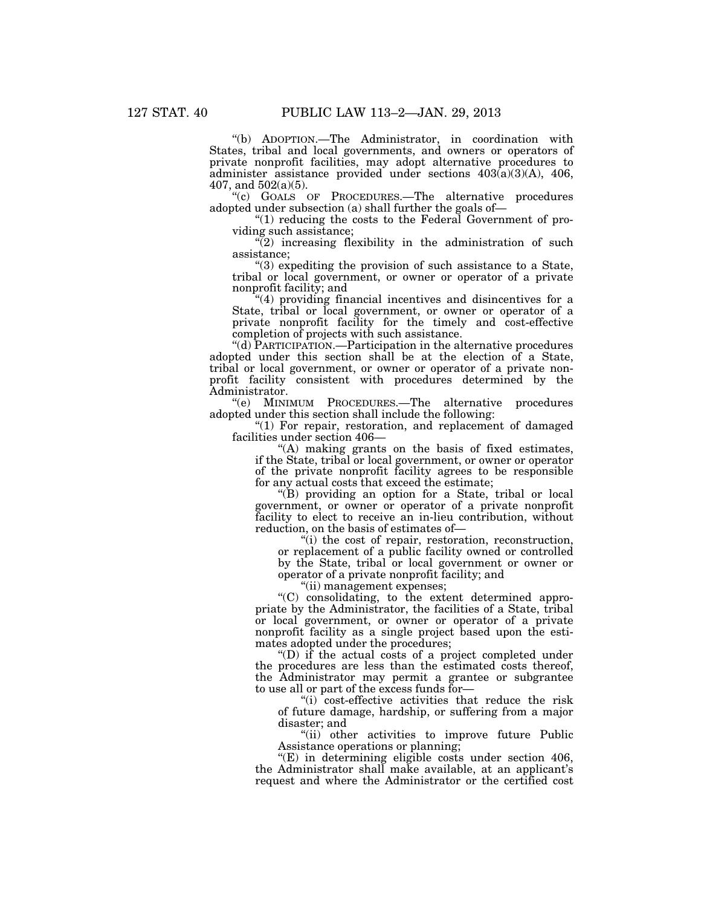"(b) ADOPTION.—The Administrator, in coordination with States, tribal and local governments, and owners or operators of private nonprofit facilities, may adopt alternative procedures to administer assistance provided under sections 403(a)(3)(A), 406, 407, and 502(a)(5).

"(c) GOALS OF PROCEDURES.—The alternative procedures adopted under subsection (a) shall further the goals of—

"(1) reducing the costs to the Federal Government of providing such assistance;

"(2) increasing flexibility in the administration of such assistance;

"(3) expediting the provision of such assistance to a State, tribal or local government, or owner or operator of a private nonprofit facility; and

"(4) providing financial incentives and disincentives for a State, tribal or local government, or owner or operator of a private nonprofit facility for the timely and cost-effective completion of projects with such assistance.

"(d) PARTICIPATION.—Participation in the alternative procedures adopted under this section shall be at the election of a State, tribal or local government, or owner or operator of a private nonprofit facility consistent with procedures determined by the Administrator.

"(e) MINIMUM PROCEDURES.—The alternative procedures adopted under this section shall include the following:

"(1) For repair, restoration, and replacement of damaged facilities under section 406—

"(A) making grants on the basis of fixed estimates, if the State, tribal or local government, or owner or operator of the private nonprofit facility agrees to be responsible for any actual costs that exceed the estimate;

"(B) providing an option for a State, tribal or local government, or owner or operator of a private nonprofit facility to elect to receive an in-lieu contribution, without reduction, on the basis of estimates of—

"(i) the cost of repair, restoration, reconstruction, or replacement of a public facility owned or controlled by the State, tribal or local government or owner or operator of a private nonprofit facility; and

"(ii) management expenses;

"(C) consolidating, to the extent determined appropriate by the Administrator, the facilities of a State, tribal or local government, or owner or operator of a private nonprofit facility as a single project based upon the estimates adopted under the procedures;

"(D) if the actual costs of a project completed under the procedures are less than the estimated costs thereof, the Administrator may permit a grantee or subgrantee to use all or part of the excess funds for—

"(i) cost-effective activities that reduce the risk of future damage, hardship, or suffering from a major disaster; and

"(ii) other activities to improve future Public Assistance operations or planning;

"(E) in determining eligible costs under section 406, the Administrator shall make available, at an applicant's request and where the Administrator or the certified cost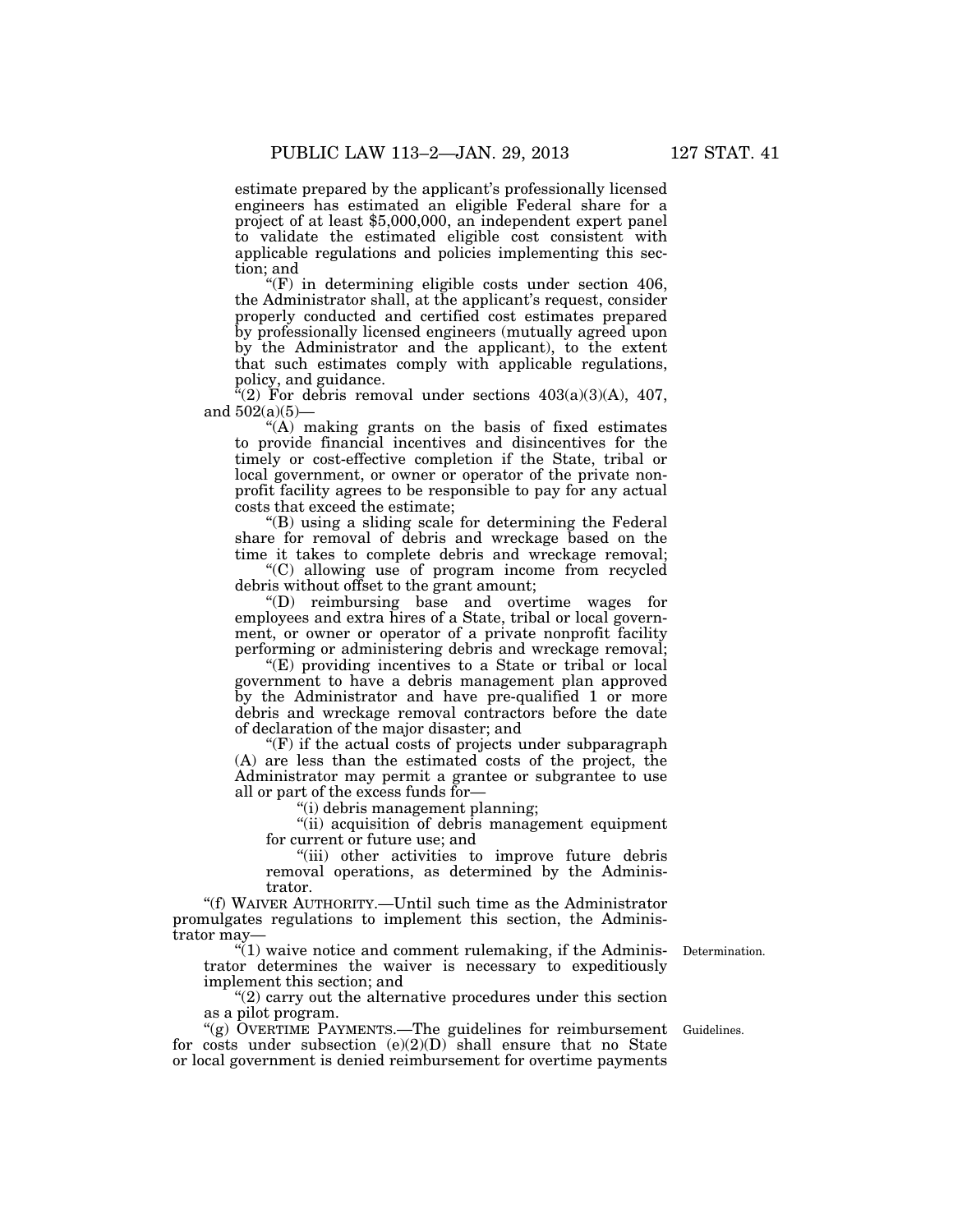estimate prepared by the applicant's professionally licensed engineers has estimated an eligible Federal share for a project of at least $5,000,000, an independent expert panel to validate the estimated eligible cost consistent with applicable regulations and policies implementing this section; and

"(F) in determining eligible costs under section 406, the Administrator shall, at the applicant's request, consider properly conducted and certified cost estimates prepared by professionally licensed engineers (mutually agreed upon by the Administrator and the applicant), to the extent that such estimates comply with applicable regulations, policy, and guidance.

"(2) For debris removal under sections 403(a)(3)(A), 407, and 502(a)(5)—

"(A) making grants on the basis of fixed estimates to provide financial incentives and disincentives for the timely or cost-effective completion if the State, tribal or local government, or owner or operator of the private nonprofit facility agrees to be responsible to pay for any actual costs that exceed the estimate;

"(B) using a sliding scale for determining the Federal share for removal of debris and wreckage based on the time it takes to complete debris and wreckage removal;

"(C) allowing use of program income from recycled debris without offset to the grant amount;

"(D) reimbursing base and overtime wages for employees and extra hires of a State, tribal or local government, or owner or operator of a private nonprofit facility performing or administering debris and wreckage removal;

"(E) providing incentives to a State or tribal or local government to have a debris management plan approved by the Administrator and have pre-qualified 1 or more debris and wreckage removal contractors before the date of declaration of the major disaster; and

"(F) if the actual costs of projects under subparagraph (A) are less than the estimated costs of the project, the Administrator may permit a grantee or subgrantee to use all or part of the excess funds for—

"(i) debris management planning;

"(ii) acquisition of debris management equipment for current or future use; and

"(iii) other activities to improve future debris removal operations, as determined by the Administrator.

"(f) WAIVER AUTHORITY.—Until such time as the Administrator promulgates regulations to implement this section, the Administrator may—

"(1) waive notice and comment rulemaking, if the Administrator determines the waiver is necessary to expeditiously implement this section; and

"(2) carry out the alternative procedures under this section as a pilot program.

"(g) OVERTIME PAYMENTS.—The guidelines for reimbursement for costs under subsection (e)(2)(D) shall ensure that no State or local government is denied reimbursement for overtime payments

Determination.

Guidelines.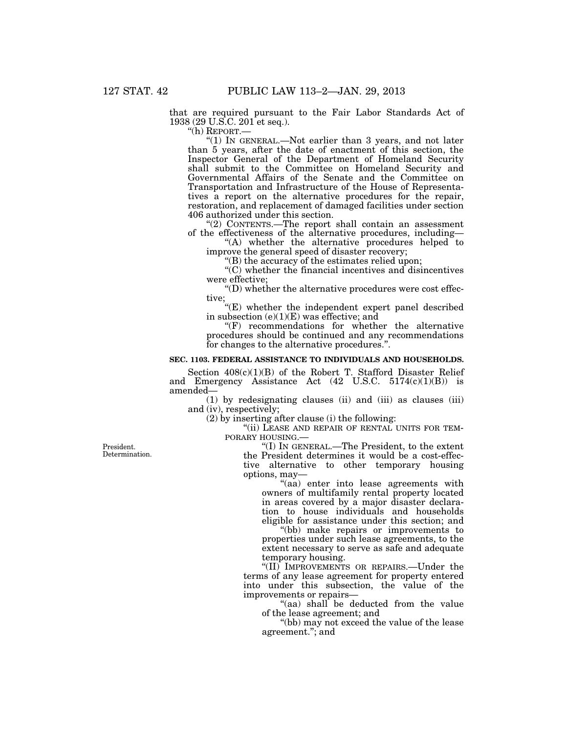that are required pursuant to the Fair Labor Standards Act of 1938 (29 U.S.C. 201 et seq.).

"(h) REPORT.—

"(1) IN GENERAL.—Not earlier than 3 years, and not later than 5 years, after the date of enactment of this section, the Inspector General of the Department of Homeland Security shall submit to the Committee on Homeland Security and Governmental Affairs of the Senate and the Committee on Transportation and Infrastructure of the House of Representatives a report on the alternative procedures for the repair, restoration, and replacement of damaged facilities under section 406 authorized under this section.

"(2) CONTENTS.—The report shall contain an assessment of the effectiveness of the alternative procedures, including—

"(A) whether the alternative procedures helped to improve the general speed of disaster recovery;

"(B) the accuracy of the estimates relied upon;

"(C) whether the financial incentives and disincentives were effective;

"(D) whether the alternative procedures were cost effective;

"(E) whether the independent expert panel described in subsection (e)(1)(E) was effective; and

"(F) recommendations for whether the alternative procedures should be continued and any recommendations for changes to the alternative procedures.".

**SEC. 1103. FEDERAL ASSISTANCE TO INDIVIDUALS AND HOUSEHOLDS.**

Section 408(c)(1)(B) of the Robert T. Stafford Disaster Relief and Emergency Assistance Act (42 U.S.C. 5174(c)(1)(B)) is amended—

(1) by redesignating clauses (ii) and (iii) as clauses (iii) and (iv), respectively;

(2) by inserting after clause (i) the following:

"(ii) LEASE AND REPAIR OF RENTAL UNITS FOR TEMPORARY HOUSING.—

President. Determination.

"(I) IN GENERAL.—The President, to the extent the President determines it would be a cost-effective alternative to other temporary housing options, may—

"(aa) enter into lease agreements with owners of multifamily rental property located in areas covered by a major disaster declaration to house individuals and households eligible for assistance under this section; and

"(bb) make repairs or improvements to properties under such lease agreements, to the extent necessary to serve as safe and adequate temporary housing.

"(II) IMPROVEMENTS OR REPAIRS.—Under the terms of any lease agreement for property entered into under this subsection, the value of the improvements or repairs—

"(aa) shall be deducted from the value of the lease agreement; and

"(bb) may not exceed the value of the lease agreement."; and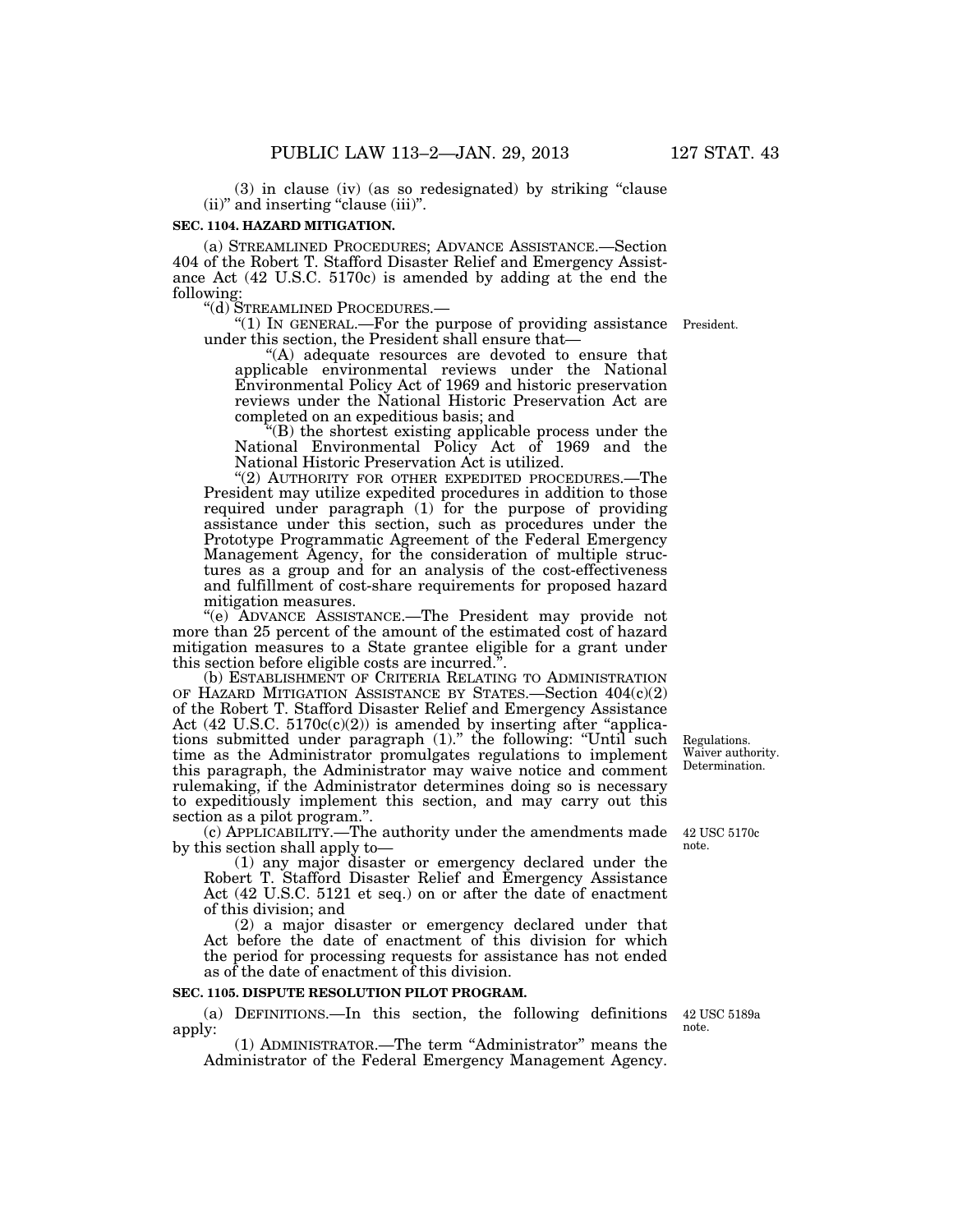(3) in clause (iv) (as so redesignated) by striking "clause (ii)" and inserting "clause (iii)".

**SEC. 1104. HAZARD MITIGATION.**

(a) STREAMLINED PROCEDURES; ADVANCE ASSISTANCE.—Section 404 of the Robert T. Stafford Disaster Relief and Emergency Assistance Act (42 U.S.C. 5170c) is amended by adding at the end the following:

"(d) STREAMLINED PROCEDURES.—

"(1) IN GENERAL.—For the purpose of providing assistance under this section, the President shall ensure that—

"(A) adequate resources are devoted to ensure that applicable environmental reviews under the National Environmental Policy Act of 1969 and historic preservation reviews under the National Historic Preservation Act are completed on an expeditious basis; and

"(B) the shortest existing applicable process under the National Environmental Policy Act of 1969 and the National Historic Preservation Act is utilized.

"(2) AUTHORITY FOR OTHER EXPEDITED PROCEDURES.—The President may utilize expedited procedures in addition to those required under paragraph (1) for the purpose of providing assistance under this section, such as procedures under the Prototype Programmatic Agreement of the Federal Emergency Management Agency, for the consideration of multiple structures as a group and for an analysis of the cost-effectiveness and fulfillment of cost-share requirements for proposed hazard mitigation measures.

"(e) ADVANCE ASSISTANCE.—The President may provide not more than 25 percent of the amount of the estimated cost of hazard mitigation measures to a State grantee eligible for a grant under this section before eligible costs are incurred.".

(b) ESTABLISHMENT OF CRITERIA RELATING TO ADMINISTRATION OF HAZARD MITIGATION ASSISTANCE BY STATES.—Section 404(c)(2) of the Robert T. Stafford Disaster Relief and Emergency Assistance Act (42 U.S.C. 5170c(c)(2)) is amended by inserting after "applications submitted under paragraph (1)." the following: "Until such time as the Administrator promulgates regulations to implement this paragraph, the Administrator may waive notice and comment rulemaking, if the Administrator determines doing so is necessary to expeditiously implement this section, and may carry out this section as a pilot program.".

(c) APPLICABILITY.—The authority under the amendments made by this section shall apply to—

(1) any major disaster or emergency declared under the Robert T. Stafford Disaster Relief and Emergency Assistance Act (42 U.S.C. 5121 et seq.) on or after the date of enactment of this division; and

(2) a major disaster or emergency declared under that Act before the date of enactment of this division for which the period for processing requests for assistance has not ended as of the date of enactment of this division.

**SEC. 1105. DISPUTE RESOLUTION PILOT PROGRAM.**

(a) DEFINITIONS.—In this section, the following definitions apply:

(1) ADMINISTRATOR.—The term "Administrator" means the Administrator of the Federal Emergency Management Agency.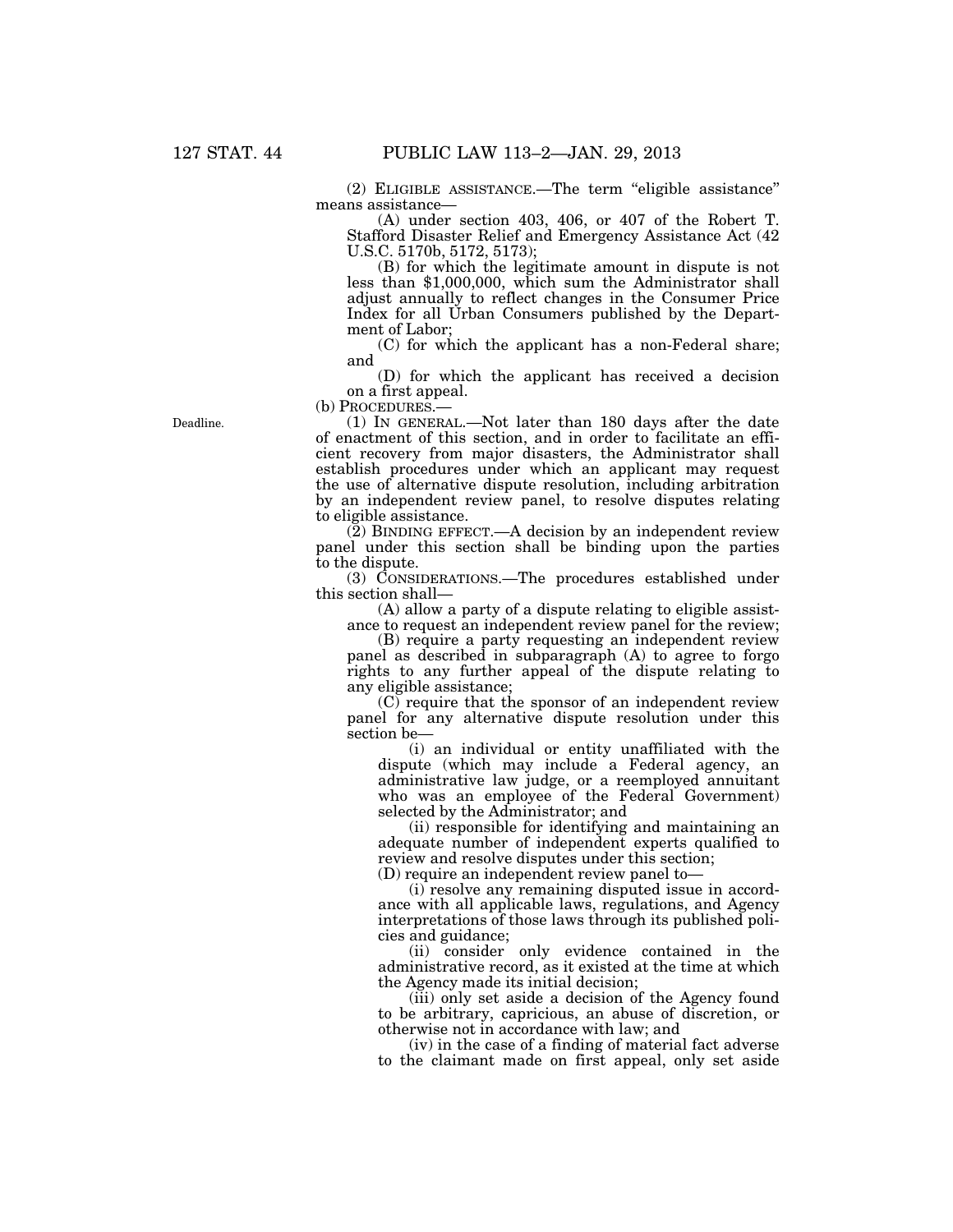(2) ELIGIBLE ASSISTANCE.—The term "eligible assistance" means assistance—

(A) under section 403, 406, or 407 of the Robert T. Stafford Disaster Relief and Emergency Assistance Act (42 U.S.C. 5170b, 5172, 5173);

(B) for which the legitimate amount in dispute is not less than $1,000,000, which sum the Administrator shall adjust annually to reflect changes in the Consumer Price Index for all Urban Consumers published by the Department of Labor;

(C) for which the applicant has a non-Federal share; and

(D) for which the applicant has received a decision on a first appeal.

(b) PROCEDURES.—

Deadline.

(1) IN GENERAL.—Not later than 180 days after the date of enactment of this section, and in order to facilitate an efficient recovery from major disasters, the Administrator shall establish procedures under which an applicant may request the use of alternative dispute resolution, including arbitration by an independent review panel, to resolve disputes relating to eligible assistance.

(2) BINDING EFFECT.—A decision by an independent review panel under this section shall be binding upon the parties to the dispute.

(3) CONSIDERATIONS.—The procedures established under this section shall—

(A) allow a party of a dispute relating to eligible assistance to request an independent review panel for the review;

(B) require a party requesting an independent review panel as described in subparagraph (A) to agree to forgo rights to any further appeal of the dispute relating to any eligible assistance;

(C) require that the sponsor of an independent review panel for any alternative dispute resolution under this section be—

(i) an individual or entity unaffiliated with the dispute (which may include a Federal agency, an administrative law judge, or a reemployed annuitant who was an employee of the Federal Government) selected by the Administrator; and

(ii) responsible for identifying and maintaining an adequate number of independent experts qualified to review and resolve disputes under this section;

(D) require an independent review panel to—

(i) resolve any remaining disputed issue in accordance with all applicable laws, regulations, and Agency interpretations of those laws through its published policies and guidance;

(ii) consider only evidence contained in the administrative record, as it existed at the time at which the Agency made its initial decision;

(iii) only set aside a decision of the Agency found to be arbitrary, capricious, an abuse of discretion, or otherwise not in accordance with law; and

(iv) in the case of a finding of material fact adverse to the claimant made on first appeal, only set aside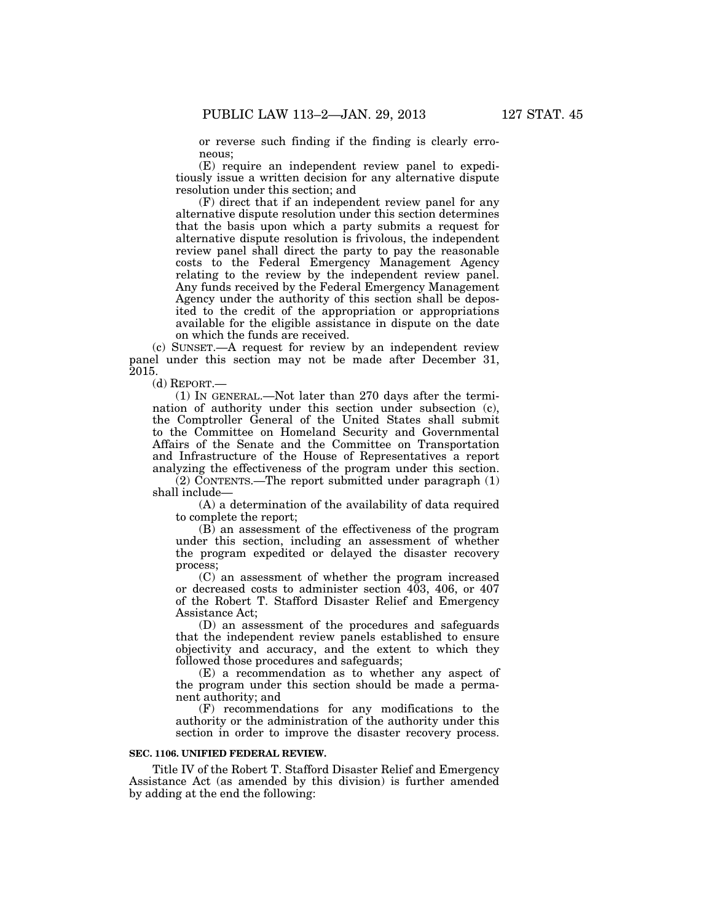or reverse such finding if the finding is clearly erroneous;

(E) require an independent review panel to expeditiously issue a written decision for any alternative dispute resolution under this section; and

(F) direct that if an independent review panel for any alternative dispute resolution under this section determines that the basis upon which a party submits a request for alternative dispute resolution is frivolous, the independent review panel shall direct the party to pay the reasonable costs to the Federal Emergency Management Agency relating to the review by the independent review panel. Any funds received by the Federal Emergency Management Agency under the authority of this section shall be deposited to the credit of the appropriation or appropriations available for the eligible assistance in dispute on the date on which the funds are received.

(c) SUNSET.—A request for review by an independent review panel under this section may not be made after December 31, 2015.

(d) REPORT.—

(1) IN GENERAL.—Not later than 270 days after the termination of authority under this section under subsection (c), the Comptroller General of the United States shall submit to the Committee on Homeland Security and Governmental Affairs of the Senate and the Committee on Transportation and Infrastructure of the House of Representatives a report analyzing the effectiveness of the program under this section.

(2) CONTENTS.—The report submitted under paragraph (1) shall include—

(A) a determination of the availability of data required to complete the report;

(B) an assessment of the effectiveness of the program under this section, including an assessment of whether the program expedited or delayed the disaster recovery process;

(C) an assessment of whether the program increased or decreased costs to administer section 403, 406, or 407 of the Robert T. Stafford Disaster Relief and Emergency Assistance Act;

(D) an assessment of the procedures and safeguards that the independent review panels established to ensure objectivity and accuracy, and the extent to which they followed those procedures and safeguards;

(E) a recommendation as to whether any aspect of the program under this section should be made a permanent authority; and

(F) recommendations for any modifications to the authority or the administration of the authority under this section in order to improve the disaster recovery process.

**SEC. 1106. UNIFIED FEDERAL REVIEW.**

Title IV of the Robert T. Stafford Disaster Relief and Emergency Assistance Act (as amended by this division) is further amended by adding at the end the following: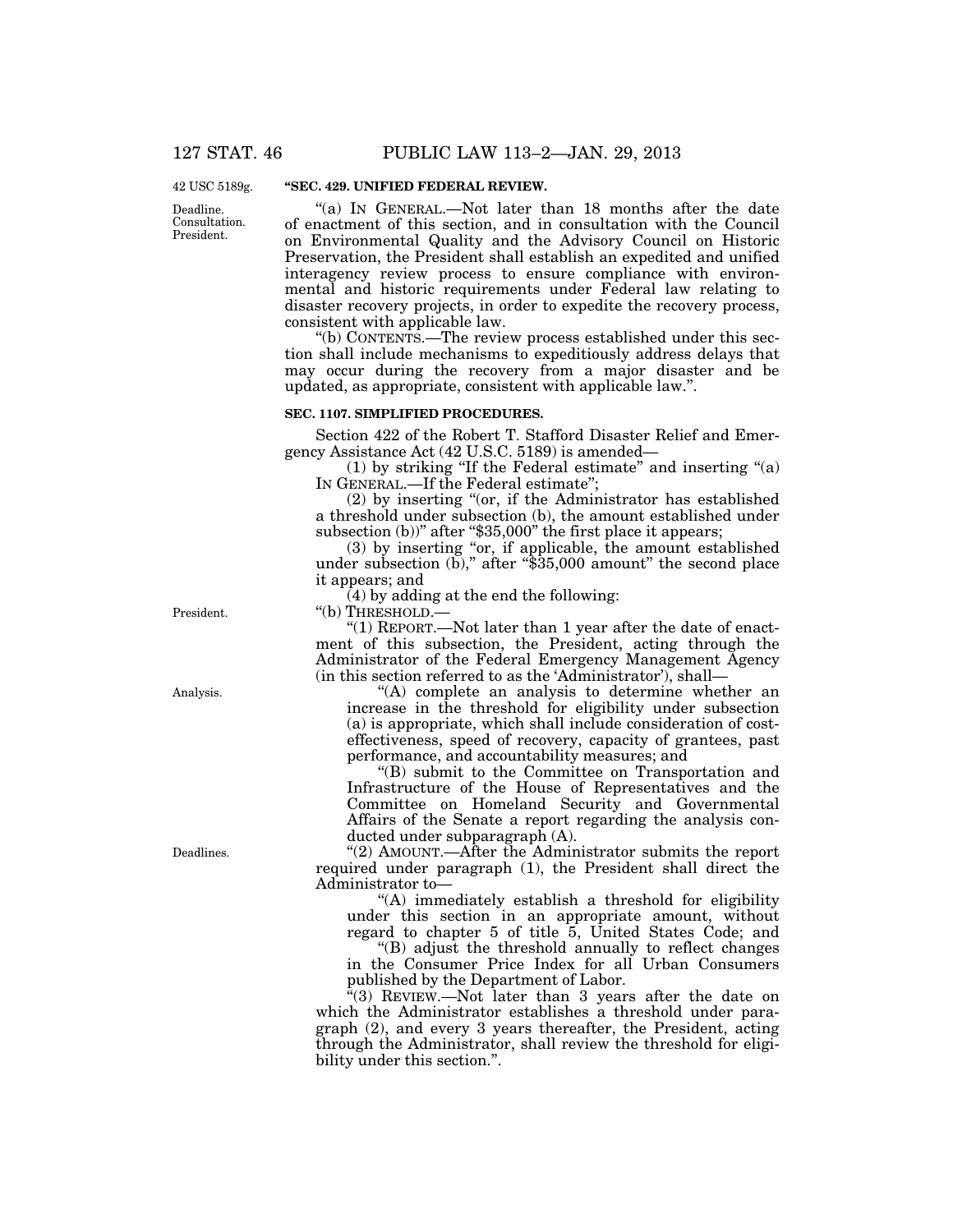42 USC 5189g.

**"SEC. 429. UNIFIED FEDERAL REVIEW.**

Deadline. Consultation. President.

"(a) IN GENERAL.—Not later than 18 months after the date of enactment of this section, and in consultation with the Council on Environmental Quality and the Advisory Council on Historic Preservation, the President shall establish an expedited and unified interagency review process to ensure compliance with environmental and historic requirements under Federal law relating to disaster recovery projects, in order to expedite the recovery process, consistent with applicable law.

"(b) CONTENTS.—The review process established under this section shall include mechanisms to expeditiously address delays that may occur during the recovery from a major disaster and be updated, as appropriate, consistent with applicable law.".

**SEC. 1107. SIMPLIFIED PROCEDURES.**

Section 422 of the Robert T. Stafford Disaster Relief and Emergency Assistance Act (42 U.S.C. 5189) is amended—

(1) by striking "If the Federal estimate" and inserting "(a) IN GENERAL.—If the Federal estimate";

(2) by inserting "(or, if the Administrator has established a threshold under subsection (b), the amount established under subsection (b))" after "$35,000" the first place it appears;

(3) by inserting "or, if applicable, the amount established under subsection (b)," after "$35,000 amount" the second place it appears; and

(4) by adding at the end the following:

"(b) THRESHOLD.—

President.

"(1) REPORT.—Not later than 1 year after the date of enactment of this subsection, the President, acting through the Administrator of the Federal Emergency Management Agency (in this section referred to as the 'Administrator'), shall—

Analysis.

"(A) complete an analysis to determine whether an increase in the threshold for eligibility under subsection (a) is appropriate, which shall include consideration of cost-effectiveness, speed of recovery, capacity of grantees, past performance, and accountability measures; and

"(B) submit to the Committee on Transportation and Infrastructure of the House of Representatives and the Committee on Homeland Security and Governmental Affairs of the Senate a report regarding the analysis conducted under subparagraph (A).

Deadlines.

"(2) AMOUNT.—After the Administrator submits the report required under paragraph (1), the President shall direct the Administrator to—

"(A) immediately establish a threshold for eligibility under this section in an appropriate amount, without regard to chapter 5 of title 5, United States Code; and

"(B) adjust the threshold annually to reflect changes in the Consumer Price Index for all Urban Consumers published by the Department of Labor.

"(3) REVIEW.—Not later than 3 years after the date on which the Administrator establishes a threshold under paragraph (2), and every 3 years thereafter, the President, acting through the Administrator, shall review the threshold for eligibility under this section.".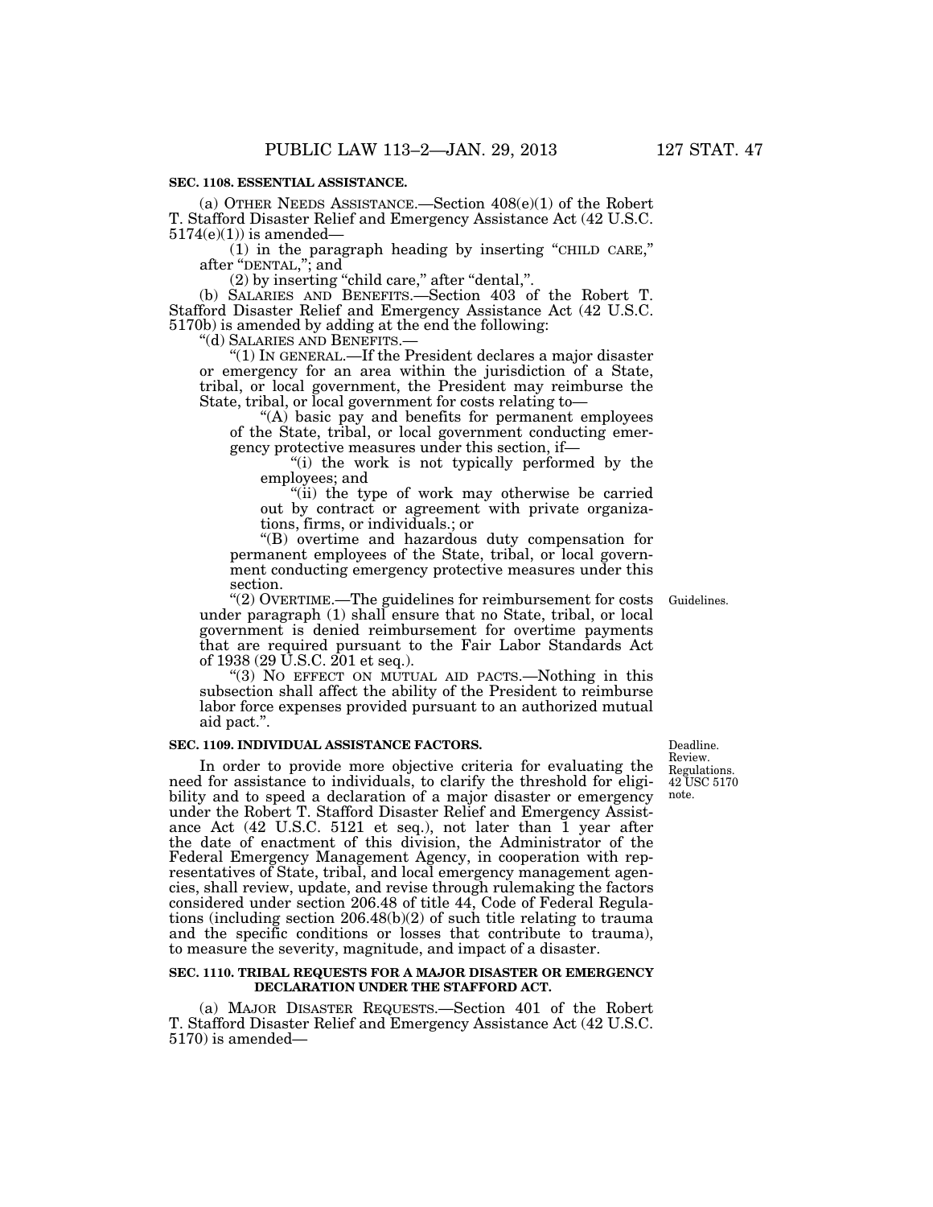**SEC. 1108. ESSENTIAL ASSISTANCE.**

(a) OTHER NEEDS ASSISTANCE.—Section 408(e)(1) of the Robert T. Stafford Disaster Relief and Emergency Assistance Act (42 U.S.C. 5174(e)(1)) is amended—

(1) in the paragraph heading by inserting "CHILD CARE," after "DENTAL,"; and

(2) by inserting "child care," after "dental,".

(b) SALARIES AND BENEFITS.—Section 403 of the Robert T. Stafford Disaster Relief and Emergency Assistance Act (42 U.S.C. 5170b) is amended by adding at the end the following:

"(d) SALARIES AND BENEFITS.—

"(1) IN GENERAL.—If the President declares a major disaster or emergency for an area within the jurisdiction of a State, tribal, or local government, the President may reimburse the State, tribal, or local government for costs relating to—

"(A) basic pay and benefits for permanent employees of the State, tribal, or local government conducting emergency protective measures under this section, if—

"(i) the work is not typically performed by the employees; and

"(ii) the type of work may otherwise be carried out by contract or agreement with private organizations, firms, or individuals.; or

"(B) overtime and hazardous duty compensation for permanent employees of the State, tribal, or local government conducting emergency protective measures under this section.

Guidelines.

"(2) OVERTIME.—The guidelines for reimbursement for costs under paragraph (1) shall ensure that no State, tribal, or local government is denied reimbursement for overtime payments that are required pursuant to the Fair Labor Standards Act of 1938 (29 U.S.C. 201 et seq.).

"(3) NO EFFECT ON MUTUAL AID PACTS.—Nothing in this subsection shall affect the ability of the President to reimburse labor force expenses provided pursuant to an authorized mutual aid pact.".

**SEC. 1109. INDIVIDUAL ASSISTANCE FACTORS.**

Deadline. Review. Regulations. 42 USC 5170 note.

In order to provide more objective criteria for evaluating the need for assistance to individuals, to clarify the threshold for eligibility and to speed a declaration of a major disaster or emergency under the Robert T. Stafford Disaster Relief and Emergency Assistance Act (42 U.S.C. 5121 et seq.), not later than 1 year after the date of enactment of this division, the Administrator of the Federal Emergency Management Agency, in cooperation with representatives of State, tribal, and local emergency management agencies, shall review, update, and revise through rulemaking the factors considered under section 206.48 of title 44, Code of Federal Regulations (including section 206.48(b)(2) of such title relating to trauma and the specific conditions or losses that contribute to trauma), to measure the severity, magnitude, and impact of a disaster.

**SEC. 1110. TRIBAL REQUESTS FOR A MAJOR DISASTER OR EMERGENCY DECLARATION UNDER THE STAFFORD ACT.**

(a) MAJOR DISASTER REQUESTS.—Section 401 of the Robert T. Stafford Disaster Relief and Emergency Assistance Act (42 U.S.C. 5170) is amended—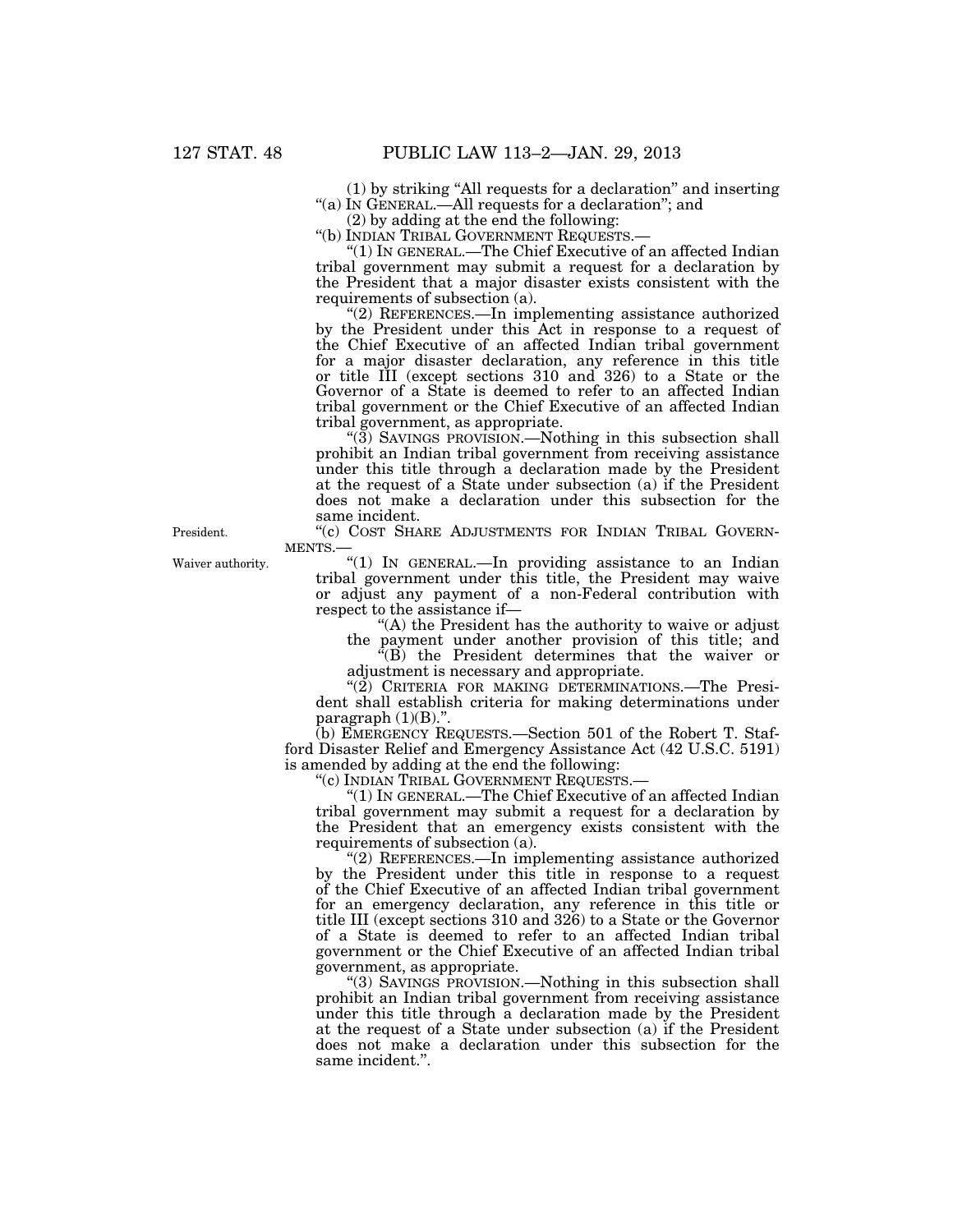(1) by striking "All requests for a declaration" and inserting "(a) IN GENERAL.—All requests for a declaration"; and

(2) by adding at the end the following:

"(b) INDIAN TRIBAL GOVERNMENT REQUESTS.—

"(1) IN GENERAL.—The Chief Executive of an affected Indian tribal government may submit a request for a declaration by the President that a major disaster exists consistent with the requirements of subsection (a).

"(2) REFERENCES.—In implementing assistance authorized by the President under this Act in response to a request of the Chief Executive of an affected Indian tribal government for a major disaster declaration, any reference in this title or title III (except sections 310 and 326) to a State or the Governor of a State is deemed to refer to an affected Indian tribal government or the Chief Executive of an affected Indian tribal government, as appropriate.

"(3) SAVINGS PROVISION.—Nothing in this subsection shall prohibit an Indian tribal government from receiving assistance under this title through a declaration made by the President at the request of a State under subsection (a) if the President does not make a declaration under this subsection for the same incident.

President.

"(c) COST SHARE ADJUSTMENTS FOR INDIAN TRIBAL GOVERNMENTS.—

Waiver authority.

"(1) IN GENERAL.—In providing assistance to an Indian tribal government under this title, the President may waive or adjust any payment of a non-Federal contribution with respect to the assistance if—

"(A) the President has the authority to waive or adjust the payment under another provision of this title; and

"(B) the President determines that the waiver or adjustment is necessary and appropriate.

"(2) CRITERIA FOR MAKING DETERMINATIONS.—The President shall establish criteria for making determinations under paragraph (1)(B).".

(b) EMERGENCY REQUESTS.—Section 501 of the Robert T. Stafford Disaster Relief and Emergency Assistance Act (42 U.S.C. 5191) is amended by adding at the end the following:

"(c) INDIAN TRIBAL GOVERNMENT REQUESTS.—

"(1) IN GENERAL.—The Chief Executive of an affected Indian tribal government may submit a request for a declaration by the President that an emergency exists consistent with the requirements of subsection (a).

"(2) REFERENCES.—In implementing assistance authorized by the President under this title in response to a request of the Chief Executive of an affected Indian tribal government for an emergency declaration, any reference in this title or title III (except sections 310 and 326) to a State or the Governor of a State is deemed to refer to an affected Indian tribal government or the Chief Executive of an affected Indian tribal government, as appropriate.

"(3) SAVINGS PROVISION.—Nothing in this subsection shall prohibit an Indian tribal government from receiving assistance under this title through a declaration made by the President at the request of a State under subsection (a) if the President does not make a declaration under this subsection for the same incident.".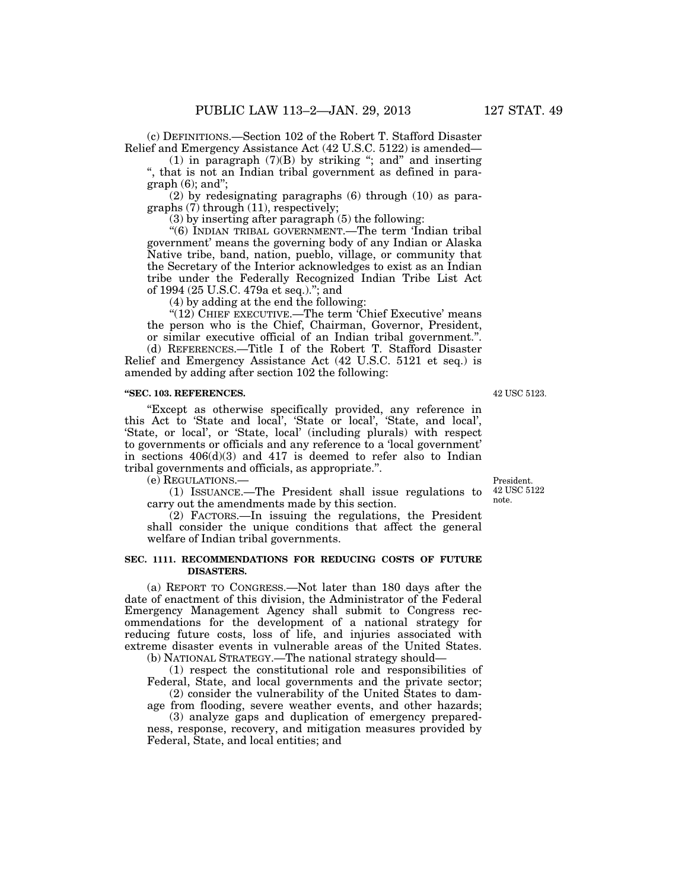(c) DEFINITIONS.—Section 102 of the Robert T. Stafford Disaster Relief and Emergency Assistance Act (42 U.S.C. 5122) is amended—

(1) in paragraph (7)(B) by striking "; and" and inserting ", that is not an Indian tribal government as defined in paragraph (6); and";

(2) by redesignating paragraphs (6) through (10) as paragraphs (7) through (11), respectively;

(3) by inserting after paragraph (5) the following:

"(6) INDIAN TRIBAL GOVERNMENT.—The term 'Indian tribal government' means the governing body of any Indian or Alaska Native tribe, band, nation, pueblo, village, or community that the Secretary of the Interior acknowledges to exist as an Indian tribe under the Federally Recognized Indian Tribe List Act of 1994 (25 U.S.C. 479a et seq.)."; and

(4) by adding at the end the following:

"(12) CHIEF EXECUTIVE.—The term 'Chief Executive' means the person who is the Chief, Chairman, Governor, President, or similar executive official of an Indian tribal government.".

(d) REFERENCES.—Title I of the Robert T. Stafford Disaster Relief and Emergency Assistance Act (42 U.S.C. 5121 et seq.) is amended by adding after section 102 the following:

**"SEC. 103. REFERENCES.**

42 USC 5123.

"Except as otherwise specifically provided, any reference in this Act to 'State and local', 'State or local', 'State, and local', 'State, or local', or 'State, local' (including plurals) with respect to governments or officials and any reference to a 'local government' in sections 406(d)(3) and 417 is deemed to refer also to Indian tribal governments and officials, as appropriate.".

(e) REGULATIONS.—

President. 42 USC 5122 note.

(1) ISSUANCE.—The President shall issue regulations to carry out the amendments made by this section.

(2) FACTORS.—In issuing the regulations, the President shall consider the unique conditions that affect the general welfare of Indian tribal governments.

**SEC. 1111. RECOMMENDATIONS FOR REDUCING COSTS OF FUTURE DISASTERS.**

(a) REPORT TO CONGRESS.—Not later than 180 days after the date of enactment of this division, the Administrator of the Federal Emergency Management Agency shall submit to Congress recommendations for the development of a national strategy for reducing future costs, loss of life, and injuries associated with extreme disaster events in vulnerable areas of the United States.

(b) NATIONAL STRATEGY.—The national strategy should—

(1) respect the constitutional role and responsibilities of Federal, State, and local governments and the private sector;

(2) consider the vulnerability of the United States to damage from flooding, severe weather events, and other hazards;

(3) analyze gaps and duplication of emergency preparedness, response, recovery, and mitigation measures provided by Federal, State, and local entities; and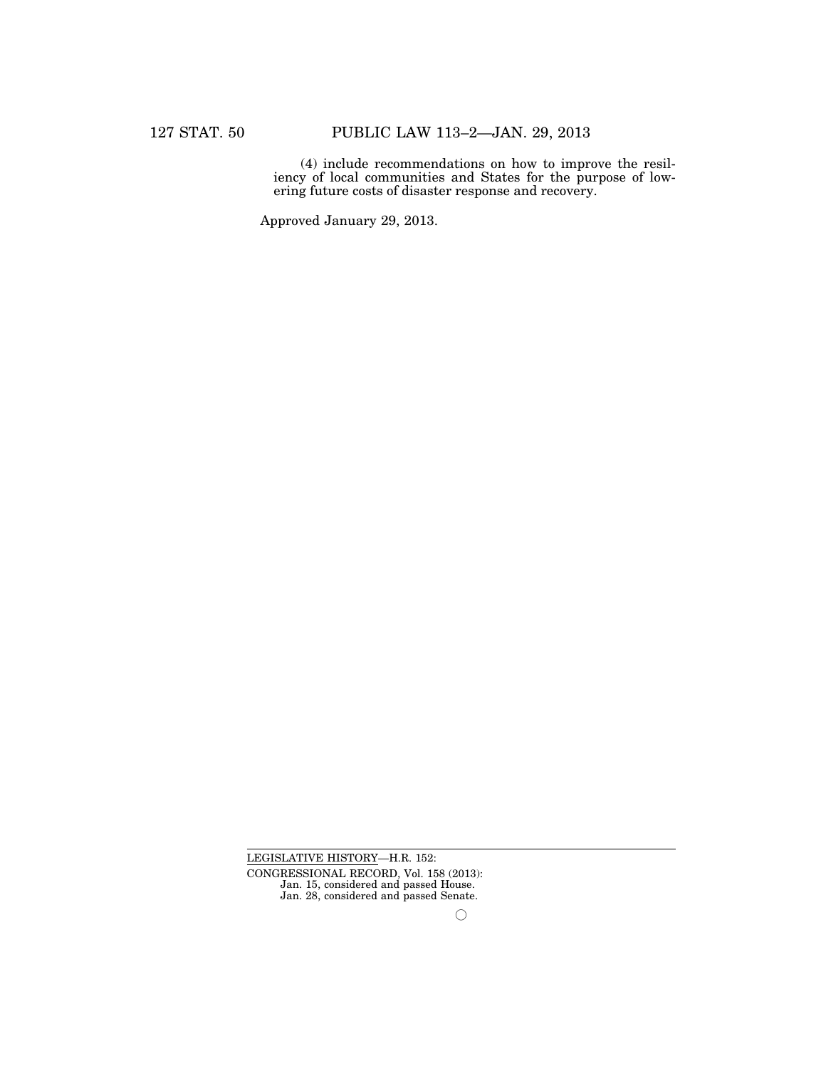(4) include recommendations on how to improve the resiliency of local communities and States for the purpose of lowering future costs of disaster response and recovery.

Approved January 29, 2013.

---

LEGISLATIVE HISTORY—H.R. 152:

CONGRESSIONAL RECORD, Vol. 158 (2013):

Jan. 15, considered and passed House.

Jan. 28, considered and passed Senate.

○